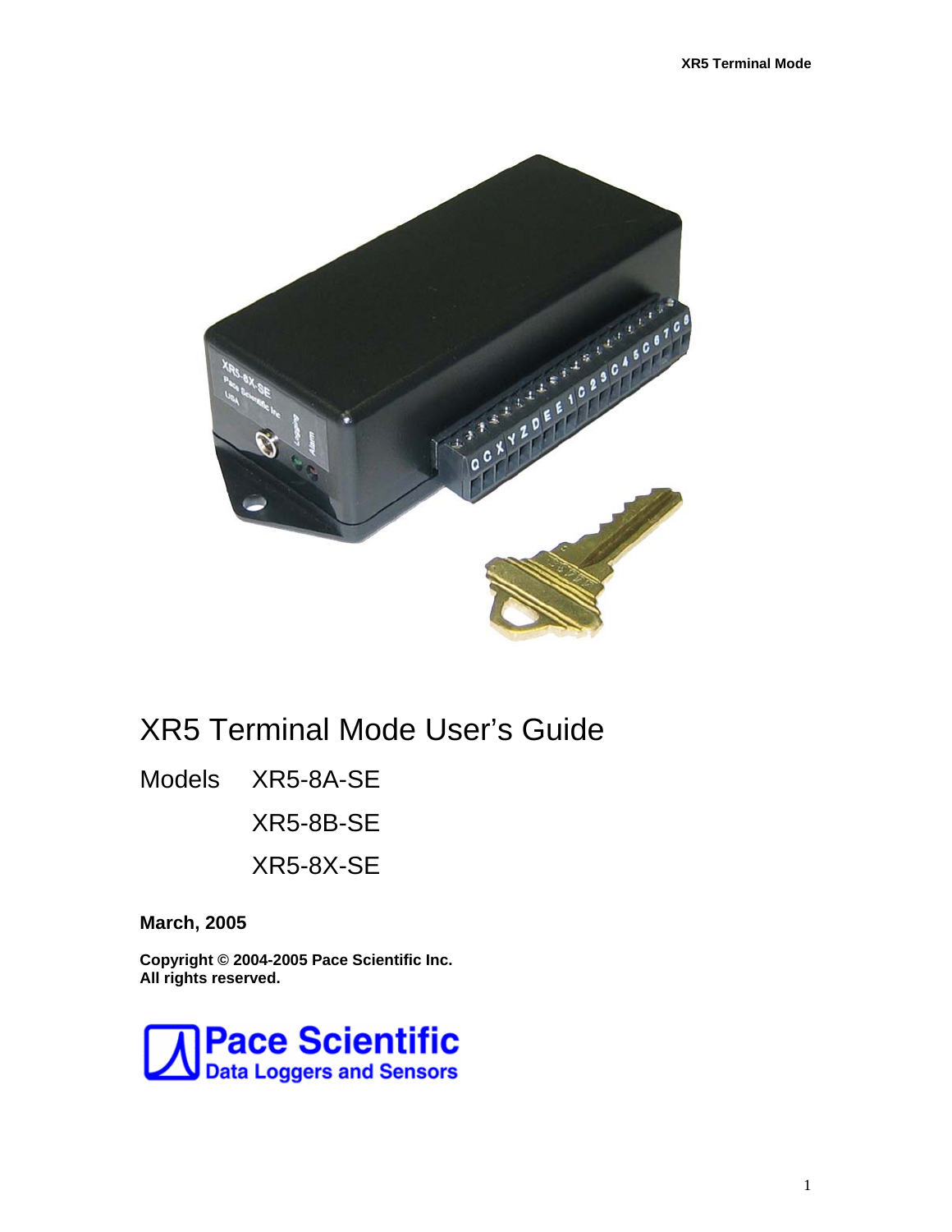# XR5 Terminal Mode User's Guide

Models XR5-8A-SE

XR5-8B-SE

XR5-8X-SE

**March, 2005**

**Copyright © 2004-2005 Pace Scientific Inc.**
**All rights reserved.**

**Pace Scientific**
**Data Loggers and Sensors**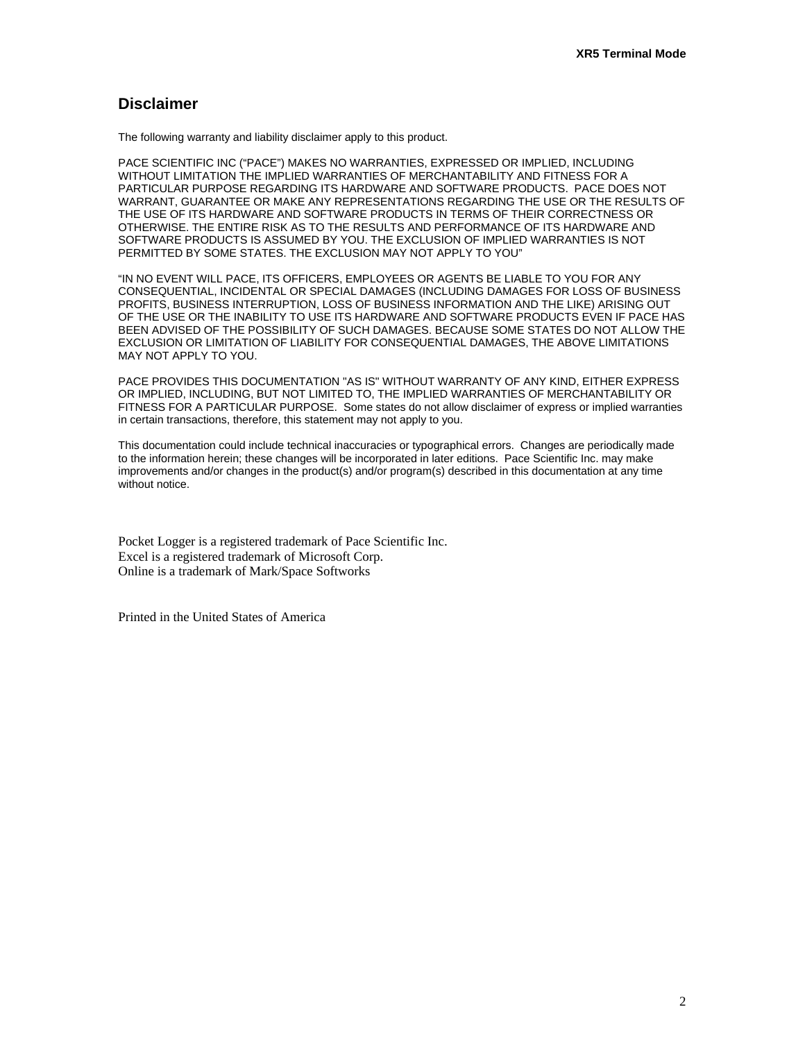## Disclaimer

The following warranty and liability disclaimer apply to this product.

PACE SCIENTIFIC INC ("PACE") MAKES NO WARRANTIES, EXPRESSED OR IMPLIED, INCLUDING WITHOUT LIMITATION THE IMPLIED WARRANTIES OF MERCHANTABILITY AND FITNESS FOR A PARTICULAR PURPOSE REGARDING ITS HARDWARE AND SOFTWARE PRODUCTS. PACE DOES NOT WARRANT, GUARANTEE OR MAKE ANY REPRESENTATIONS REGARDING THE USE OR THE RESULTS OF THE USE OF ITS HARDWARE AND SOFTWARE PRODUCTS IN TERMS OF THEIR CORRECTNESS OR OTHERWISE. THE ENTIRE RISK AS TO THE RESULTS AND PERFORMANCE OF ITS HARDWARE AND SOFTWARE PRODUCTS IS ASSUMED BY YOU. THE EXCLUSION OF IMPLIED WARRANTIES IS NOT PERMITTED BY SOME STATES. THE EXCLUSION MAY NOT APPLY TO YOU"

"IN NO EVENT WILL PACE, ITS OFFICERS, EMPLOYEES OR AGENTS BE LIABLE TO YOU FOR ANY CONSEQUENTIAL, INCIDENTAL OR SPECIAL DAMAGES (INCLUDING DAMAGES FOR LOSS OF BUSINESS PROFITS, BUSINESS INTERRUPTION, LOSS OF BUSINESS INFORMATION AND THE LIKE) ARISING OUT OF THE USE OR THE INABILITY TO USE ITS HARDWARE AND SOFTWARE PRODUCTS EVEN IF PACE HAS BEEN ADVISED OF THE POSSIBILITY OF SUCH DAMAGES. BECAUSE SOME STATES DO NOT ALLOW THE EXCLUSION OR LIMITATION OF LIABILITY FOR CONSEQUENTIAL DAMAGES, THE ABOVE LIMITATIONS MAY NOT APPLY TO YOU.

PACE PROVIDES THIS DOCUMENTATION "AS IS" WITHOUT WARRANTY OF ANY KIND, EITHER EXPRESS OR IMPLIED, INCLUDING, BUT NOT LIMITED TO, THE IMPLIED WARRANTIES OF MERCHANTABILITY OR FITNESS FOR A PARTICULAR PURPOSE. Some states do not allow disclaimer of express or implied warranties in certain transactions, therefore, this statement may not apply to you.

This documentation could include technical inaccuracies or typographical errors. Changes are periodically made to the information herein; these changes will be incorporated in later editions. Pace Scientific Inc. may make improvements and/or changes in the product(s) and/or program(s) described in this documentation at any time without notice.

Pocket Logger is a registered trademark of Pace Scientific Inc.
Excel is a registered trademark of Microsoft Corp.
Online is a trademark of Mark/Space Softworks

Printed in the United States of America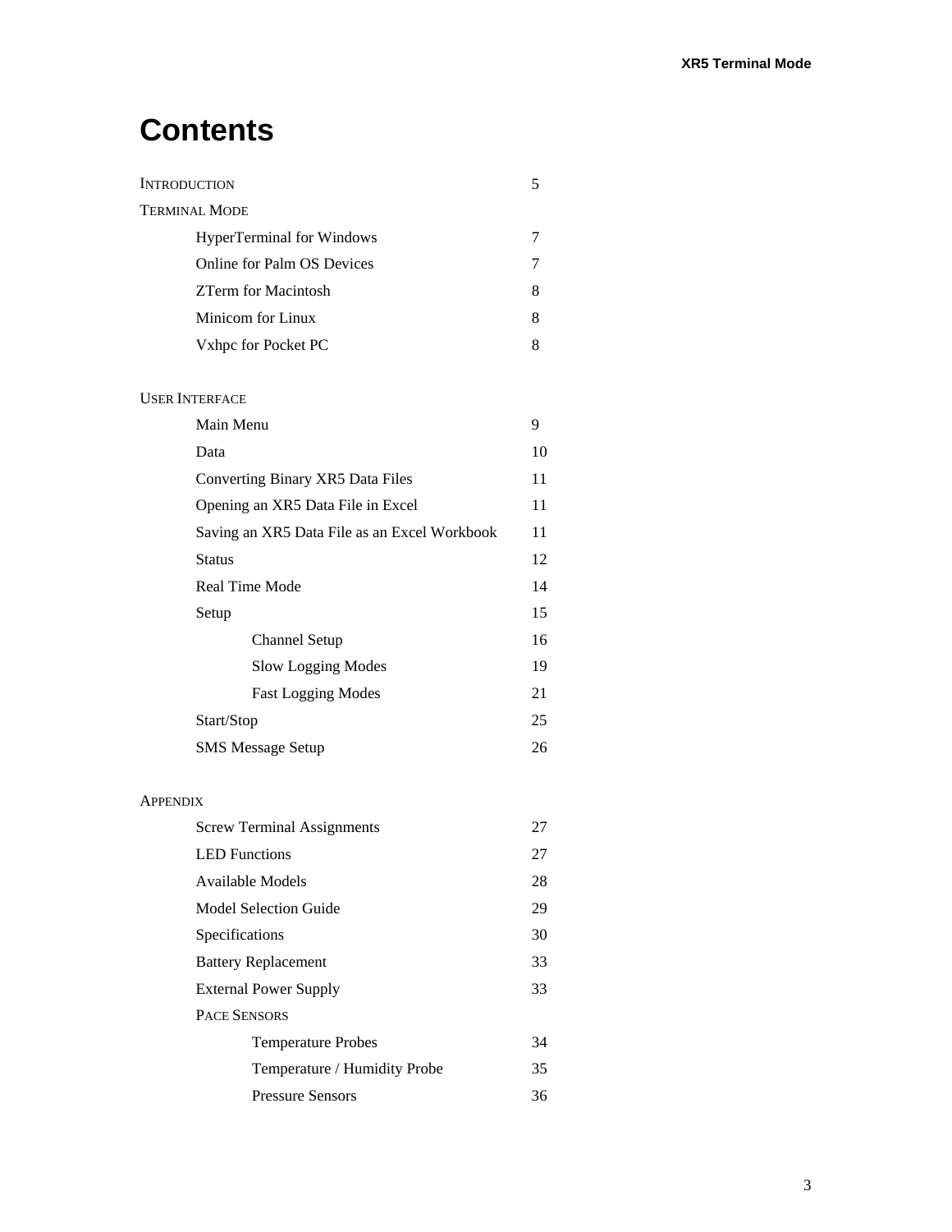# Contents

INTRODUCTION 5

TERMINAL MODE

- HyperTerminal for Windows 7
- Online for Palm OS Devices 7
- ZTerm for Macintosh 8
- Minicom for Linux 8
- Vxhpc for Pocket PC 8

USER INTERFACE

- Main Menu 9
- Data 10
- Converting Binary XR5 Data Files 11
- Opening an XR5 Data File in Excel 11
- Saving an XR5 Data File as an Excel Workbook 11
- Status 12
- Real Time Mode 14
- Setup 15
  - Channel Setup 16
  - Slow Logging Modes 19
  - Fast Logging Modes 21
- Start/Stop 25
- SMS Message Setup 26

APPENDIX

- Screw Terminal Assignments 27
- LED Functions 27
- Available Models 28
- Model Selection Guide 29
- Specifications 30
- Battery Replacement 33
- External Power Supply 33
- PACE SENSORS
  - Temperature Probes 34
  - Temperature / Humidity Probe 35
  - Pressure Sensors 36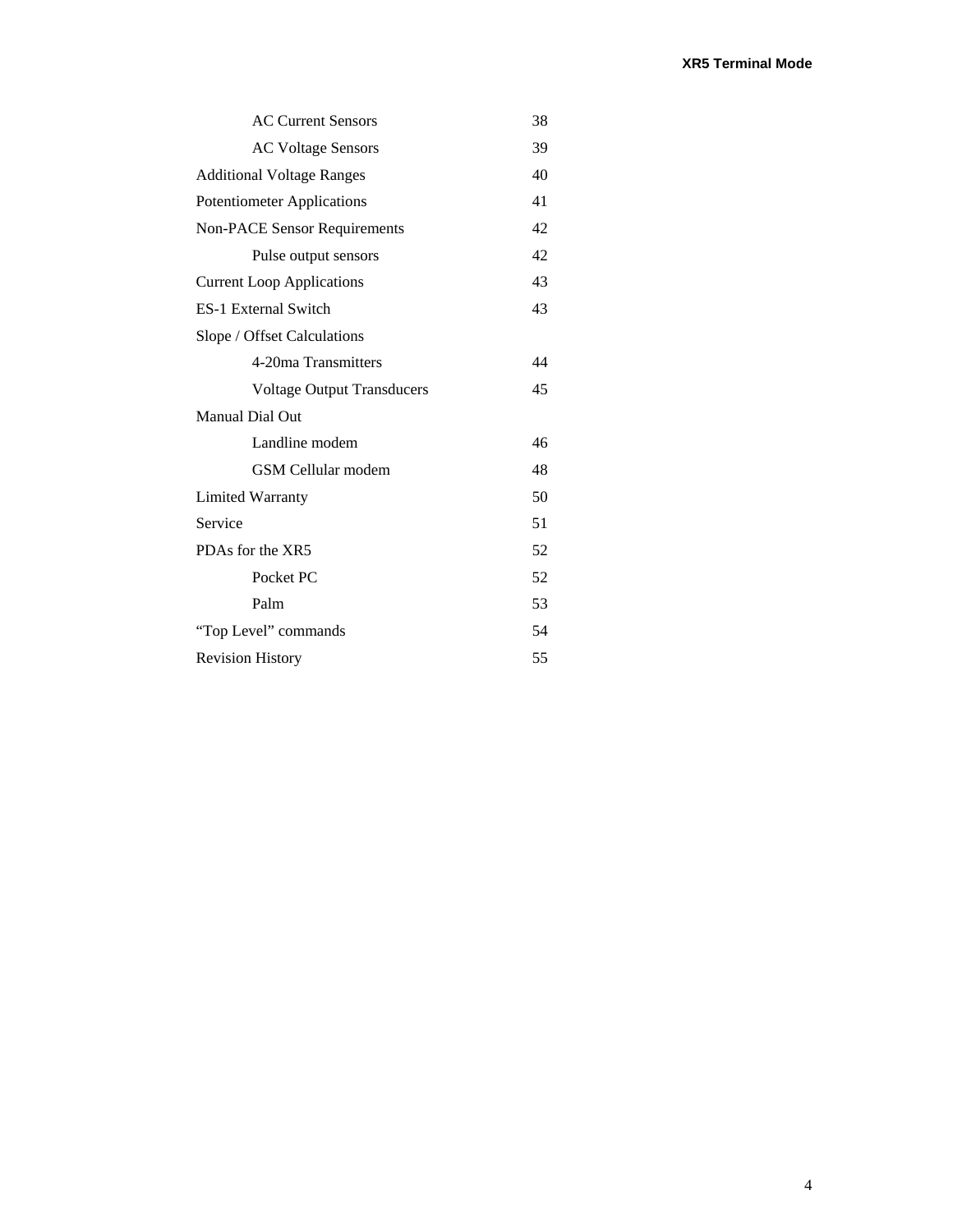| | |
|---|---|
| &nbsp;&nbsp;&nbsp;&nbsp;&nbsp;&nbsp;&nbsp;&nbsp;AC Current Sensors | 38 |
| &nbsp;&nbsp;&nbsp;&nbsp;&nbsp;&nbsp;&nbsp;&nbsp;AC Voltage Sensors | 39 |
| Additional Voltage Ranges | 40 |
| Potentiometer Applications | 41 |
| Non-PACE Sensor Requirements | 42 |
| &nbsp;&nbsp;&nbsp;&nbsp;&nbsp;&nbsp;&nbsp;&nbsp;Pulse output sensors | 42 |
| Current Loop Applications | 43 |
| ES-1 External Switch | 43 |
| Slope / Offset Calculations | |
| &nbsp;&nbsp;&nbsp;&nbsp;&nbsp;&nbsp;&nbsp;&nbsp;4-20ma Transmitters | 44 |
| &nbsp;&nbsp;&nbsp;&nbsp;&nbsp;&nbsp;&nbsp;&nbsp;Voltage Output Transducers | 45 |
| Manual Dial Out | |
| &nbsp;&nbsp;&nbsp;&nbsp;&nbsp;&nbsp;&nbsp;&nbsp;Landline modem | 46 |
| &nbsp;&nbsp;&nbsp;&nbsp;&nbsp;&nbsp;&nbsp;&nbsp;GSM Cellular modem | 48 |
| Limited Warranty | 50 |
| Service | 51 |
| PDAs for the XR5 | 52 |
| &nbsp;&nbsp;&nbsp;&nbsp;&nbsp;&nbsp;&nbsp;&nbsp;Pocket PC | 52 |
| &nbsp;&nbsp;&nbsp;&nbsp;&nbsp;&nbsp;&nbsp;&nbsp;Palm | 53 |
| “Top Level” commands | 54 |
| Revision History | 55 |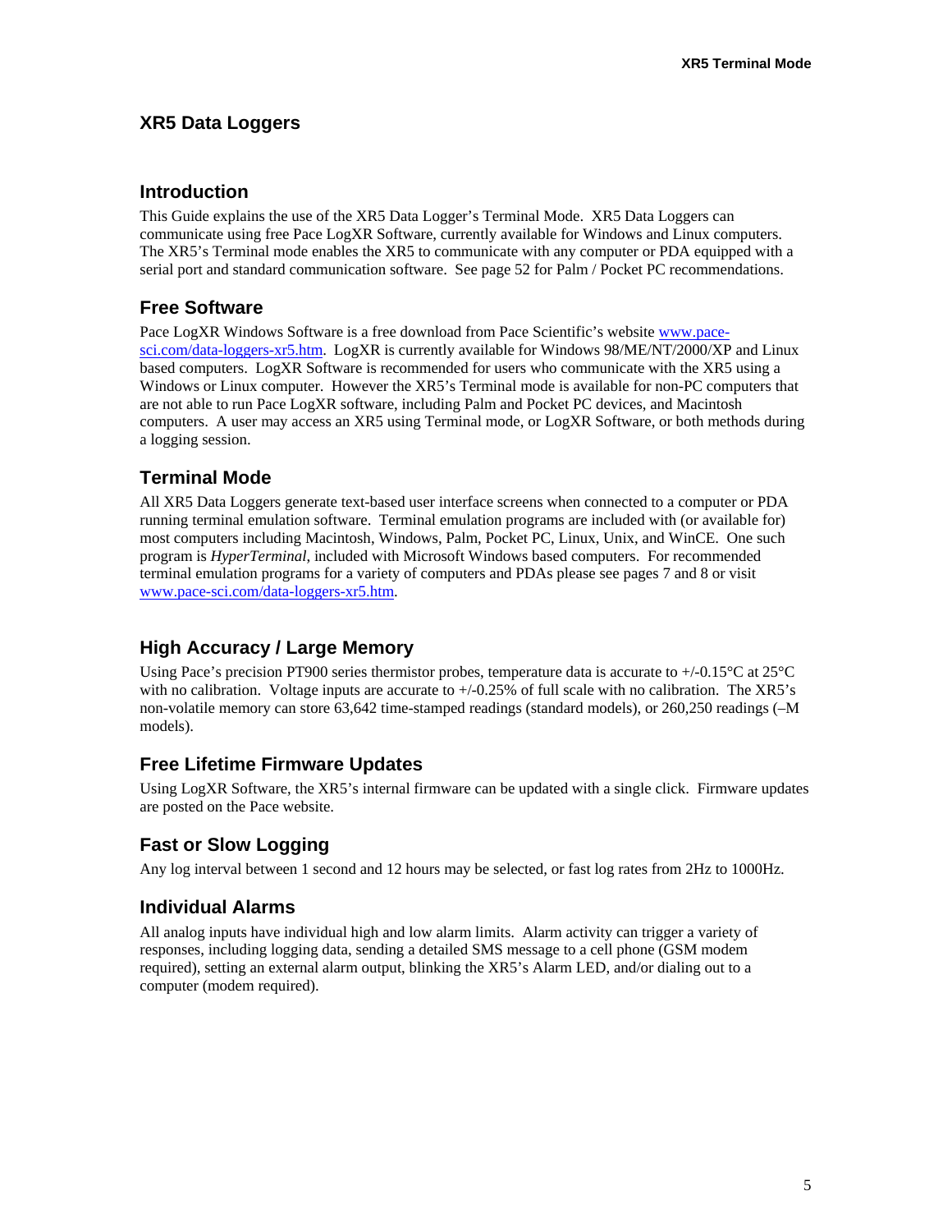# XR5 Data Loggers

## Introduction

This Guide explains the use of the XR5 Data Logger's Terminal Mode. XR5 Data Loggers can communicate using free Pace LogXR Software, currently available for Windows and Linux computers. The XR5's Terminal mode enables the XR5 to communicate with any computer or PDA equipped with a serial port and standard communication software. See page 52 for Palm / Pocket PC recommendations.

## Free Software

Pace LogXR Windows Software is a free download from Pace Scientific's website [www.pace-sci.com/data-loggers-xr5.htm](www.pace-sci.com/data-loggers-xr5.htm). LogXR is currently available for Windows 98/ME/NT/2000/XP and Linux based computers. LogXR Software is recommended for users who communicate with the XR5 using a Windows or Linux computer. However the XR5's Terminal mode is available for non-PC computers that are not able to run Pace LogXR software, including Palm and Pocket PC devices, and Macintosh computers. A user may access an XR5 using Terminal mode, or LogXR Software, or both methods during a logging session.

## Terminal Mode

All XR5 Data Loggers generate text-based user interface screens when connected to a computer or PDA running terminal emulation software. Terminal emulation programs are included with (or available for) most computers including Macintosh, Windows, Palm, Pocket PC, Linux, Unix, and WinCE. One such program is *HyperTerminal*, included with Microsoft Windows based computers. For recommended terminal emulation programs for a variety of computers and PDAs please see pages 7 and 8 or visit [www.pace-sci.com/data-loggers-xr5.htm](www.pace-sci.com/data-loggers-xr5.htm).

## High Accuracy / Large Memory

Using Pace's precision PT900 series thermistor probes, temperature data is accurate to +/-0.15°C at 25°C with no calibration. Voltage inputs are accurate to +/-0.25% of full scale with no calibration. The XR5's non-volatile memory can store 63,642 time-stamped readings (standard models), or 260,250 readings (–M models).

## Free Lifetime Firmware Updates

Using LogXR Software, the XR5's internal firmware can be updated with a single click. Firmware updates are posted on the Pace website.

## Fast or Slow Logging

Any log interval between 1 second and 12 hours may be selected, or fast log rates from 2Hz to 1000Hz.

## Individual Alarms

All analog inputs have individual high and low alarm limits. Alarm activity can trigger a variety of responses, including logging data, sending a detailed SMS message to a cell phone (GSM modem required), setting an external alarm output, blinking the XR5's Alarm LED, and/or dialing out to a computer (modem required).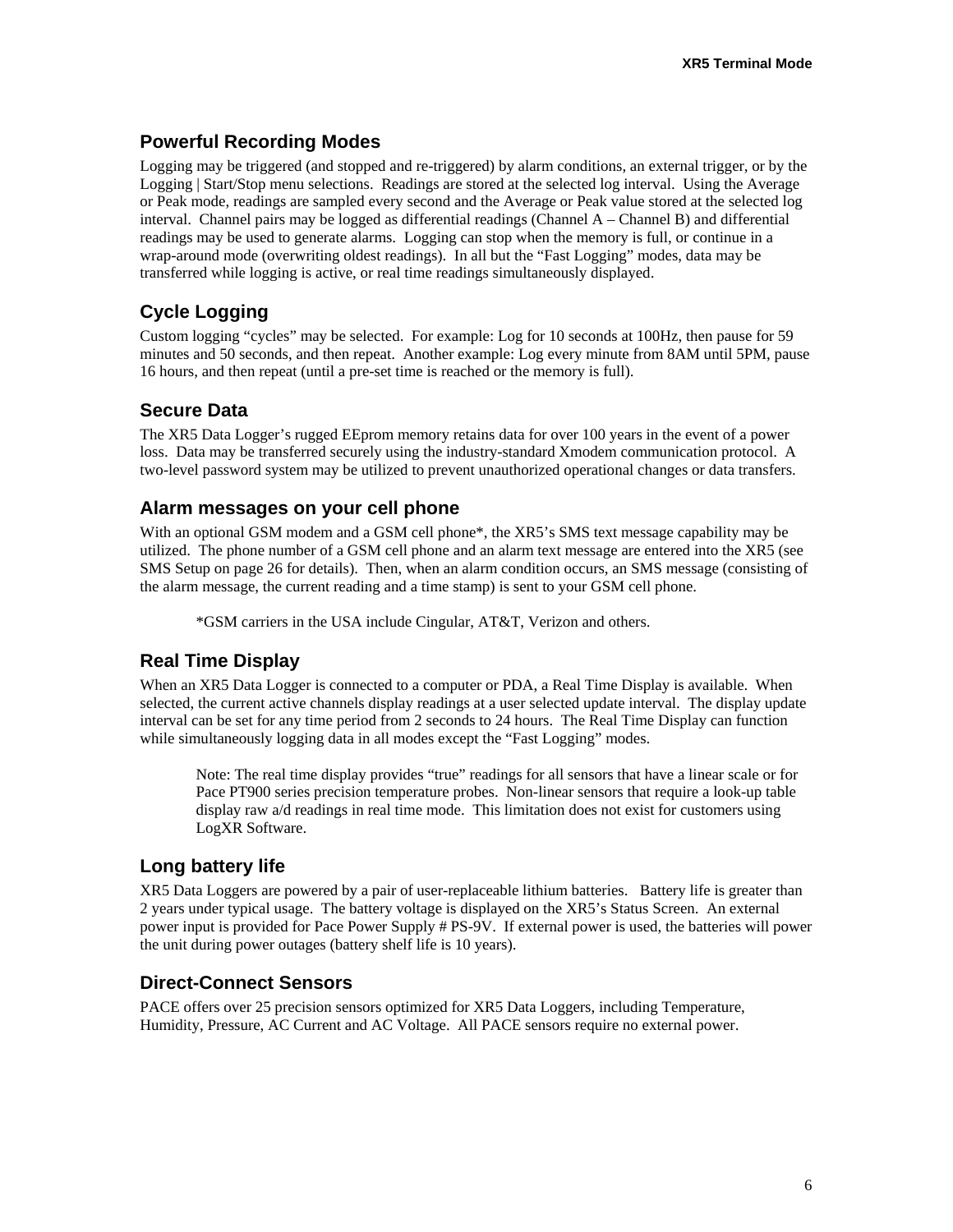## Powerful Recording Modes

Logging may be triggered (and stopped and re-triggered) by alarm conditions, an external trigger, or by the Logging | Start/Stop menu selections. Readings are stored at the selected log interval. Using the Average or Peak mode, readings are sampled every second and the Average or Peak value stored at the selected log interval. Channel pairs may be logged as differential readings (Channel A – Channel B) and differential readings may be used to generate alarms. Logging can stop when the memory is full, or continue in a wrap-around mode (overwriting oldest readings). In all but the "Fast Logging" modes, data may be transferred while logging is active, or real time readings simultaneously displayed.

## Cycle Logging

Custom logging "cycles" may be selected. For example: Log for 10 seconds at 100Hz, then pause for 59 minutes and 50 seconds, and then repeat. Another example: Log every minute from 8AM until 5PM, pause 16 hours, and then repeat (until a pre-set time is reached or the memory is full).

## Secure Data

The XR5 Data Logger's rugged EEprom memory retains data for over 100 years in the event of a power loss. Data may be transferred securely using the industry-standard Xmodem communication protocol. A two-level password system may be utilized to prevent unauthorized operational changes or data transfers.

## Alarm messages on your cell phone

With an optional GSM modem and a GSM cell phone*, the XR5's SMS text message capability may be utilized. The phone number of a GSM cell phone and an alarm text message are entered into the XR5 (see SMS Setup on page 26 for details). Then, when an alarm condition occurs, an SMS message (consisting of the alarm message, the current reading and a time stamp) is sent to your GSM cell phone.

> *GSM carriers in the USA include Cingular, AT&T, Verizon and others.

## Real Time Display

When an XR5 Data Logger is connected to a computer or PDA, a Real Time Display is available. When selected, the current active channels display readings at a user selected update interval. The display update interval can be set for any time period from 2 seconds to 24 hours. The Real Time Display can function while simultaneously logging data in all modes except the "Fast Logging" modes.

> Note: The real time display provides "true" readings for all sensors that have a linear scale or for Pace PT900 series precision temperature probes. Non-linear sensors that require a look-up table display raw a/d readings in real time mode. This limitation does not exist for customers using LogXR Software.

## Long battery life

XR5 Data Loggers are powered by a pair of user-replaceable lithium batteries. Battery life is greater than 2 years under typical usage. The battery voltage is displayed on the XR5's Status Screen. An external power input is provided for Pace Power Supply # PS-9V. If external power is used, the batteries will power the unit during power outages (battery shelf life is 10 years).

## Direct-Connect Sensors

PACE offers over 25 precision sensors optimized for XR5 Data Loggers, including Temperature, Humidity, Pressure, AC Current and AC Voltage. All PACE sensors require no external power.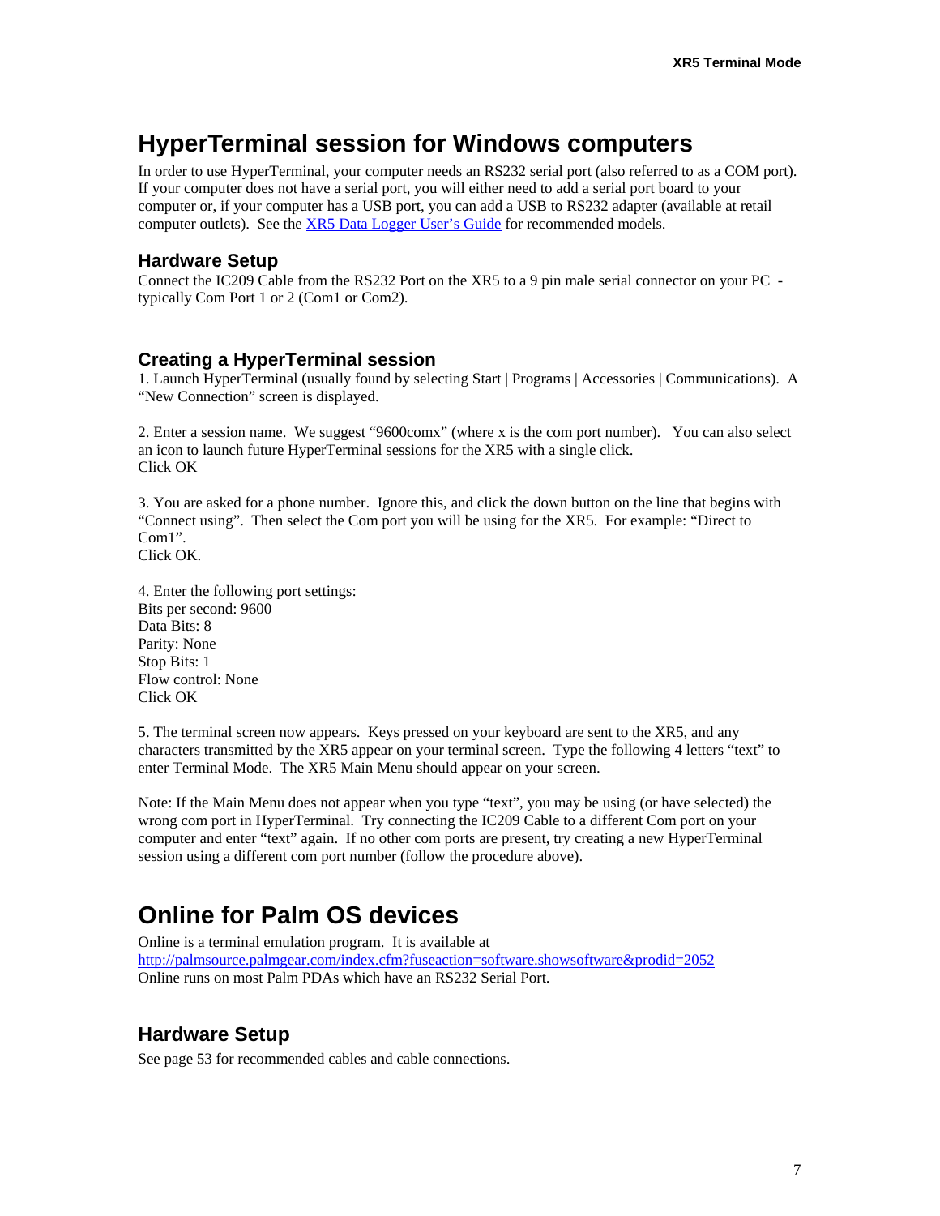# HyperTerminal session for Windows computers

In order to use HyperTerminal, your computer needs an RS232 serial port (also referred to as a COM port). If your computer does not have a serial port, you will either need to add a serial port board to your computer or, if your computer has a USB port, you can add a USB to RS232 adapter (available at retail computer outlets). See the [XR5 Data Logger User's Guide]() for recommended models.

## Hardware Setup

Connect the IC209 Cable from the RS232 Port on the XR5 to a 9 pin male serial connector on your PC - typically Com Port 1 or 2 (Com1 or Com2).

## Creating a HyperTerminal session

1. Launch HyperTerminal (usually found by selecting Start | Programs | Accessories | Communications). A "New Connection" screen is displayed.

2. Enter a session name. We suggest "9600comx" (where x is the com port number). You can also select an icon to launch future HyperTerminal sessions for the XR5 with a single click.
Click OK

3. You are asked for a phone number. Ignore this, and click the down button on the line that begins with "Connect using". Then select the Com port you will be using for the XR5. For example: "Direct to Com1".
Click OK.

4. Enter the following port settings:
Bits per second: 9600
Data Bits: 8
Parity: None
Stop Bits: 1
Flow control: None
Click OK

5. The terminal screen now appears. Keys pressed on your keyboard are sent to the XR5, and any characters transmitted by the XR5 appear on your terminal screen. Type the following 4 letters "text" to enter Terminal Mode. The XR5 Main Menu should appear on your screen.

Note: If the Main Menu does not appear when you type "text", you may be using (or have selected) the wrong com port in HyperTerminal. Try connecting the IC209 Cable to a different Com port on your computer and enter "text" again. If no other com ports are present, try creating a new HyperTerminal session using a different com port number (follow the procedure above).

# Online for Palm OS devices

Online is a terminal emulation program. It is available at
http://palmsource.palmgear.com/index.cfm?fuseaction=software.showsoftware&prodid=2052
Online runs on most Palm PDAs which have an RS232 Serial Port.

## Hardware Setup

See page 53 for recommended cables and cable connections.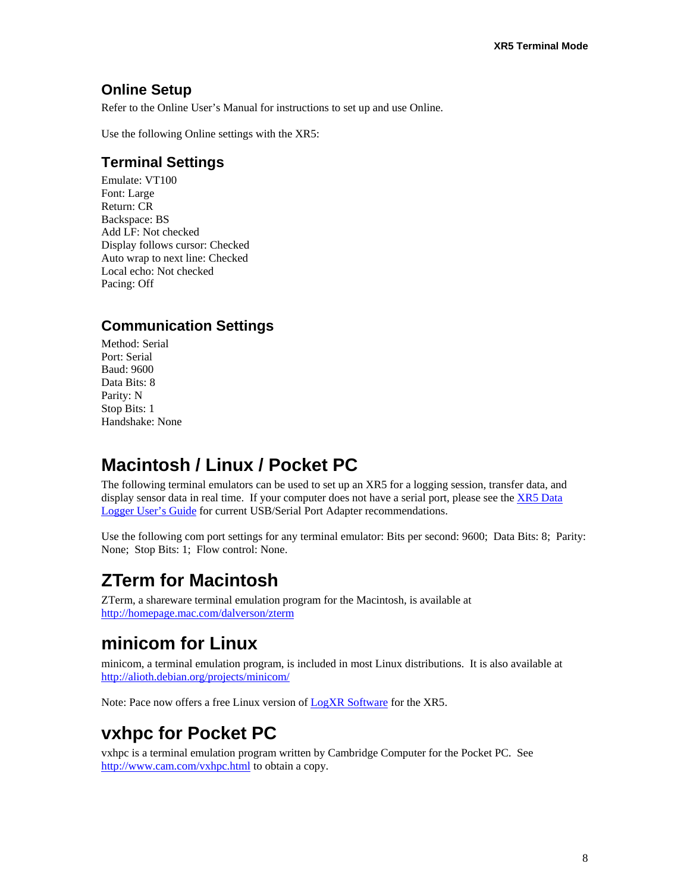## Online Setup

Refer to the Online User's Manual for instructions to set up and use Online.

Use the following Online settings with the XR5:

## Terminal Settings

Emulate: VT100
Font: Large
Return: CR
Backspace: BS
Add LF: Not checked
Display follows cursor: Checked
Auto wrap to next line: Checked
Local echo: Not checked
Pacing: Off

## Communication Settings

Method: Serial
Port: Serial
Baud: 9600
Data Bits: 8
Parity: N
Stop Bits: 1
Handshake: None

# Macintosh / Linux / Pocket PC

The following terminal emulators can be used to set up an XR5 for a logging session, transfer data, and display sensor data in real time. If your computer does not have a serial port, please see the XR5 Data Logger User's Guide for current USB/Serial Port Adapter recommendations.

Use the following com port settings for any terminal emulator: Bits per second: 9600; Data Bits: 8; Parity: None; Stop Bits: 1; Flow control: None.

# ZTerm for Macintosh

ZTerm, a shareware terminal emulation program for the Macintosh, is available at http://homepage.mac.com/dalverson/zterm

# minicom for Linux

minicom, a terminal emulation program, is included in most Linux distributions. It is also available at http://alioth.debian.org/projects/minicom/

Note: Pace now offers a free Linux version of LogXR Software for the XR5.

# vxhpc for Pocket PC

vxhpc is a terminal emulation program written by Cambridge Computer for the Pocket PC. See http://www.cam.com/vxhpc.html to obtain a copy.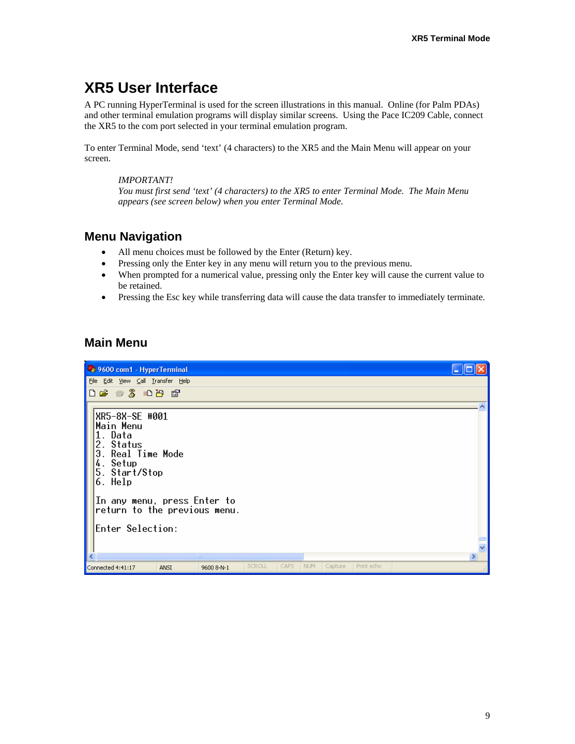# XR5 User Interface

A PC running HyperTerminal is used for the screen illustrations in this manual. Online (for Palm PDAs) and other terminal emulation programs will display similar screens. Using the Pace IC209 Cable, connect the XR5 to the com port selected in your terminal emulation program.

To enter Terminal Mode, send 'text' (4 characters) to the XR5 and the Main Menu will appear on your screen.

> *IMPORTANT!*
> *You must first send 'text' (4 characters) to the XR5 to enter Terminal Mode. The Main Menu appears (see screen below) when you enter Terminal Mode.*

## Menu Navigation

- All menu choices must be followed by the Enter (Return) key.
- Pressing only the Enter key in any menu will return you to the previous menu.
- When prompted for a numerical value, pressing only the Enter key will cause the current value to be retained.
- Pressing the Esc key while transferring data will cause the data transfer to immediately terminate.

## Main Menu

```
9600 com1 - HyperTerminal
File  Edit  View  Call  Transfer  Help

XR5-8X-SE #001
Main Menu
1. Data
2. Status
3. Real Time Mode
4. Setup
5. Start/Stop
6. Help

In any menu, press Enter to
return to the previous menu.

Enter Selection:

Connected 4:41:17   ANSI   9600 8-N-1   SCROLL   CAPS   NUM   Capture   Print echo
```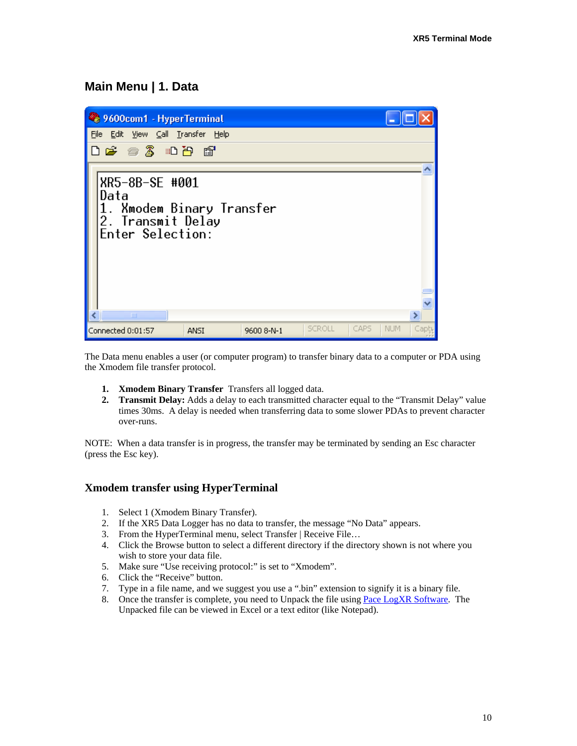## Main Menu | 1. Data

```
XR5-8B-SE #001
Data
1. Xmodem Binary Transfer
2. Transmit Delay
Enter Selection:
```

The Data menu enables a user (or computer program) to transfer binary data to a computer or PDA using the Xmodem file transfer protocol.

1. **Xmodem Binary Transfer** Transfers all logged data.
2. **Transmit Delay:** Adds a delay to each transmitted character equal to the "Transmit Delay" value times 30ms. A delay is needed when transferring data to some slower PDAs to prevent character over-runs.

NOTE: When a data transfer is in progress, the transfer may be terminated by sending an Esc character (press the Esc key).

### Xmodem transfer using HyperTerminal

1. Select 1 (Xmodem Binary Transfer).
2. If the XR5 Data Logger has no data to transfer, the message "No Data" appears.
3. From the HyperTerminal menu, select Transfer | Receive File…
4. Click the Browse button to select a different directory if the directory shown is not where you wish to store your data file.
5. Make sure "Use receiving protocol:" is set to "Xmodem".
6. Click the "Receive" button.
7. Type in a file name, and we suggest you use a ".bin" extension to signify it is a binary file.
8. Once the transfer is complete, you need to Unpack the file using Pace LogXR Software. The Unpacked file can be viewed in Excel or a text editor (like Notepad).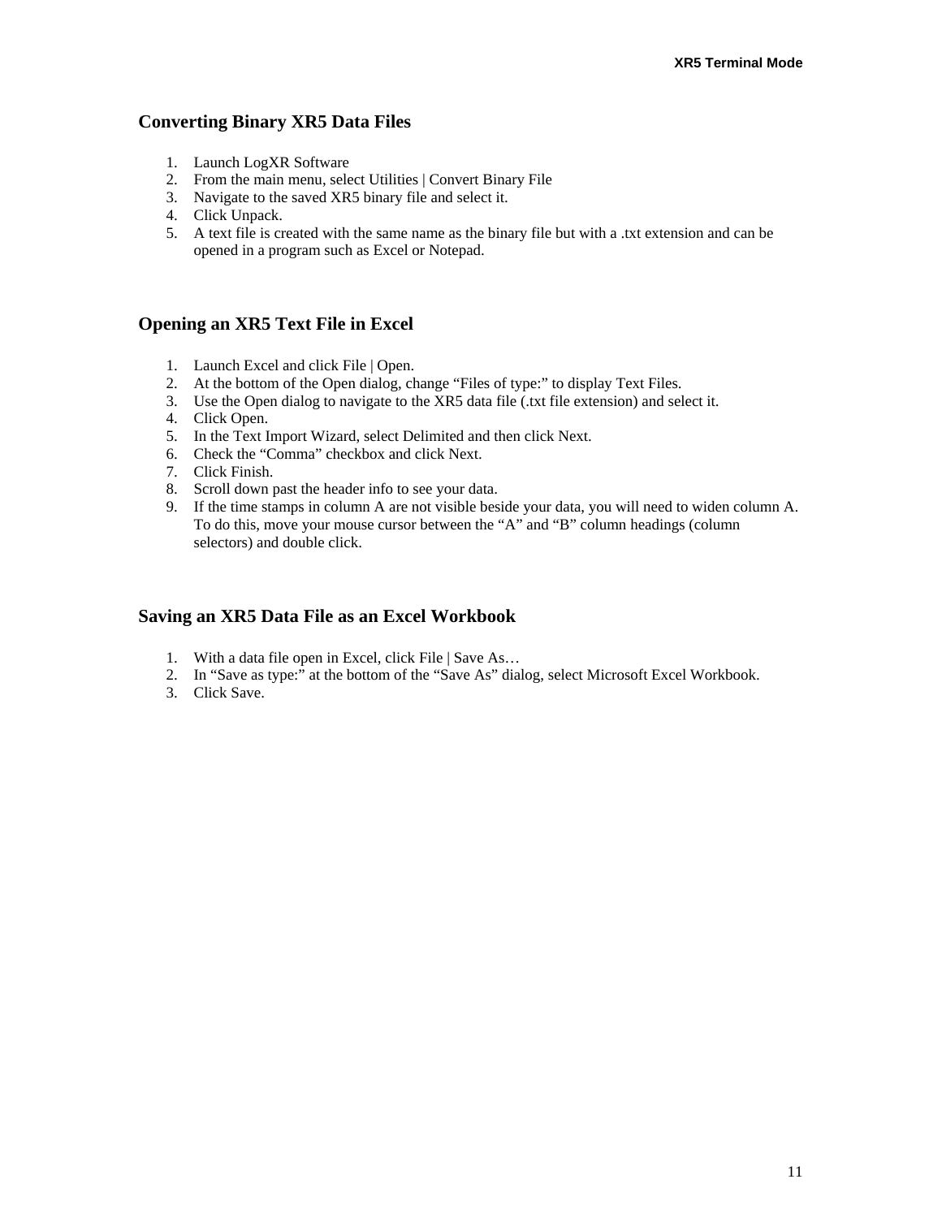## Converting Binary XR5 Data Files

1. Launch LogXR Software
2. From the main menu, select Utilities | Convert Binary File
3. Navigate to the saved XR5 binary file and select it.
4. Click Unpack.
5. A text file is created with the same name as the binary file but with a .txt extension and can be opened in a program such as Excel or Notepad.

## Opening an XR5 Text File in Excel

1. Launch Excel and click File | Open.
2. At the bottom of the Open dialog, change "Files of type:" to display Text Files.
3. Use the Open dialog to navigate to the XR5 data file (.txt file extension) and select it.
4. Click Open.
5. In the Text Import Wizard, select Delimited and then click Next.
6. Check the "Comma" checkbox and click Next.
7. Click Finish.
8. Scroll down past the header info to see your data.
9. If the time stamps in column A are not visible beside your data, you will need to widen column A. To do this, move your mouse cursor between the "A" and "B" column headings (column selectors) and double click.

## Saving an XR5 Data File as an Excel Workbook

1. With a data file open in Excel, click File | Save As…
2. In "Save as type:" at the bottom of the "Save As" dialog, select Microsoft Excel Workbook.
3. Click Save.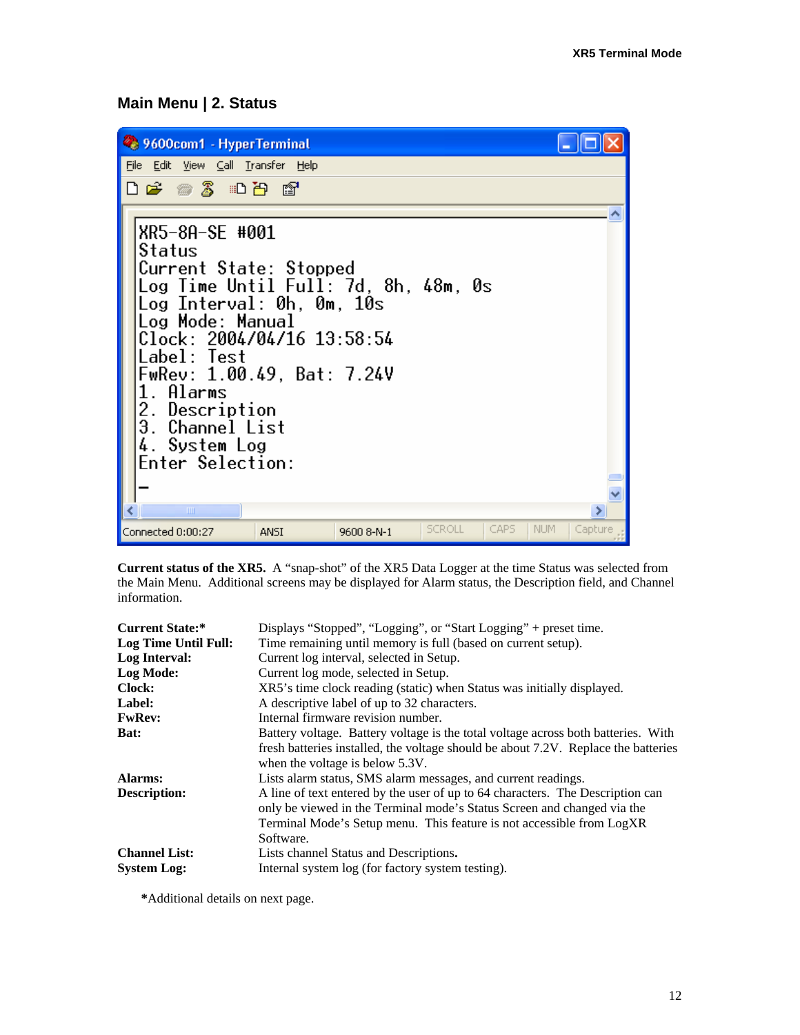## Main Menu | 2. Status

```
XR5-8A-SE #001
Status
Current State: Stopped
Log Time Until Full: 7d, 8h, 48m, 0s
Log Interval: 0h, 0m, 10s
Log Mode: Manual
Clock: 2004/04/16 13:58:54
Label: Test
FwRev: 1.00.49, Bat: 7.24V
1. Alarms
2. Description
3. Channel List
4. System Log
Enter Selection:
_
```

**Current status of the XR5.** A "snap-shot" of the XR5 Data Logger at the time Status was selected from the Main Menu. Additional screens may be displayed for Alarm status, the Description field, and Channel information.

| | |
|---|---|
| **Current State:*** | Displays "Stopped", "Logging", or "Start Logging" + preset time. |
| **Log Time Until Full:** | Time remaining until memory is full (based on current setup). |
| **Log Interval:** | Current log interval, selected in Setup. |
| **Log Mode:** | Current log mode, selected in Setup. |
| **Clock:** | XR5's time clock reading (static) when Status was initially displayed. |
| **Label:** | A descriptive label of up to 32 characters. |
| **FwRev:** | Internal firmware revision number. |
| **Bat:** | Battery voltage. Battery voltage is the total voltage across both batteries. With fresh batteries installed, the voltage should be about 7.2V. Replace the batteries when the voltage is below 5.3V. |
| **Alarms:** | Lists alarm status, SMS alarm messages, and current readings. |
| **Description:** | A line of text entered by the user of up to 64 characters. The Description can only be viewed in the Terminal mode's Status Screen and changed via the Terminal Mode's Setup menu. This feature is not accessible from LogXR Software. |
| **Channel List:** | Lists channel Status and Descriptions**.** |
| **System Log:** | Internal system log (for factory system testing). |

***Additional details on next page.**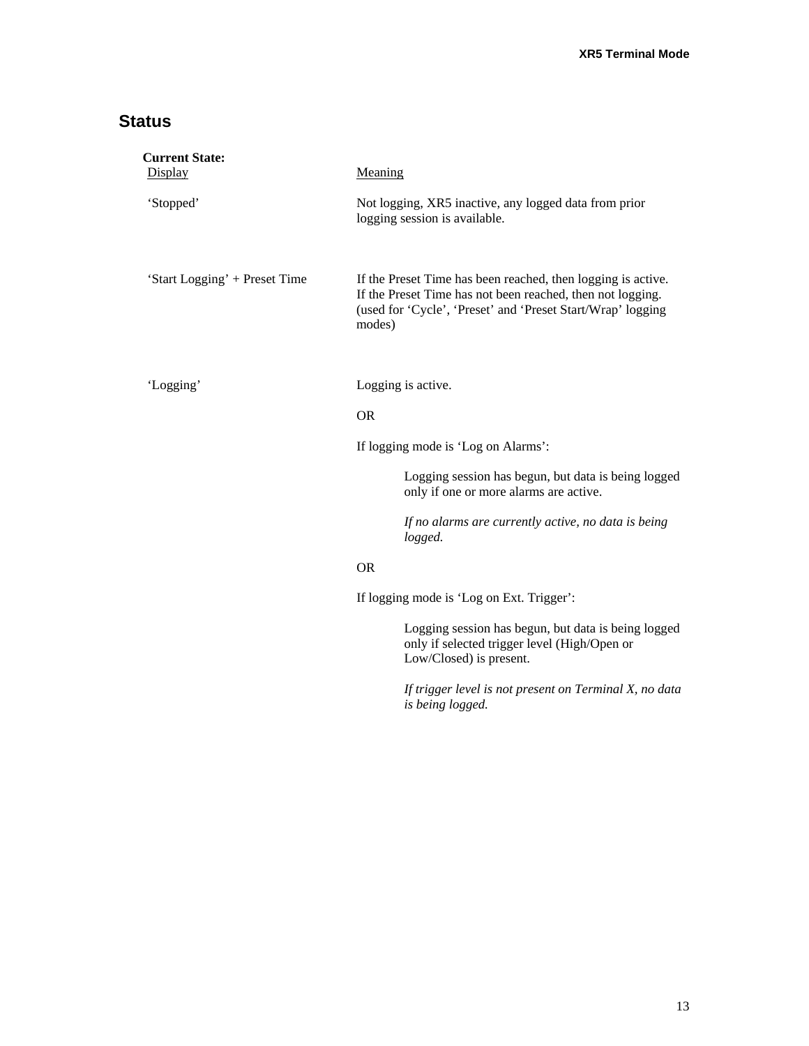## Status

**Current State:**

| Display | Meaning |
| --- | --- |
| 'Stopped' | Not logging, XR5 inactive, any logged data from prior logging session is available. |
| 'Start Logging' + Preset Time | If the Preset Time has been reached, then logging is active. If the Preset Time has not been reached, then not logging. (used for 'Cycle', 'Preset' and 'Preset Start/Wrap' logging modes) |
| 'Logging' | Logging is active.<br><br>OR<br><br>If logging mode is 'Log on Alarms':<br><br>Logging session has begun, but data is being logged only if one or more alarms are active.<br><br>*If no alarms are currently active, no data is being logged.*<br><br>OR<br><br>If logging mode is 'Log on Ext. Trigger':<br><br>Logging session has begun, but data is being logged only if selected trigger level (High/Open or Low/Closed) is present.<br><br>*If trigger level is not present on Terminal X, no data is being logged.* |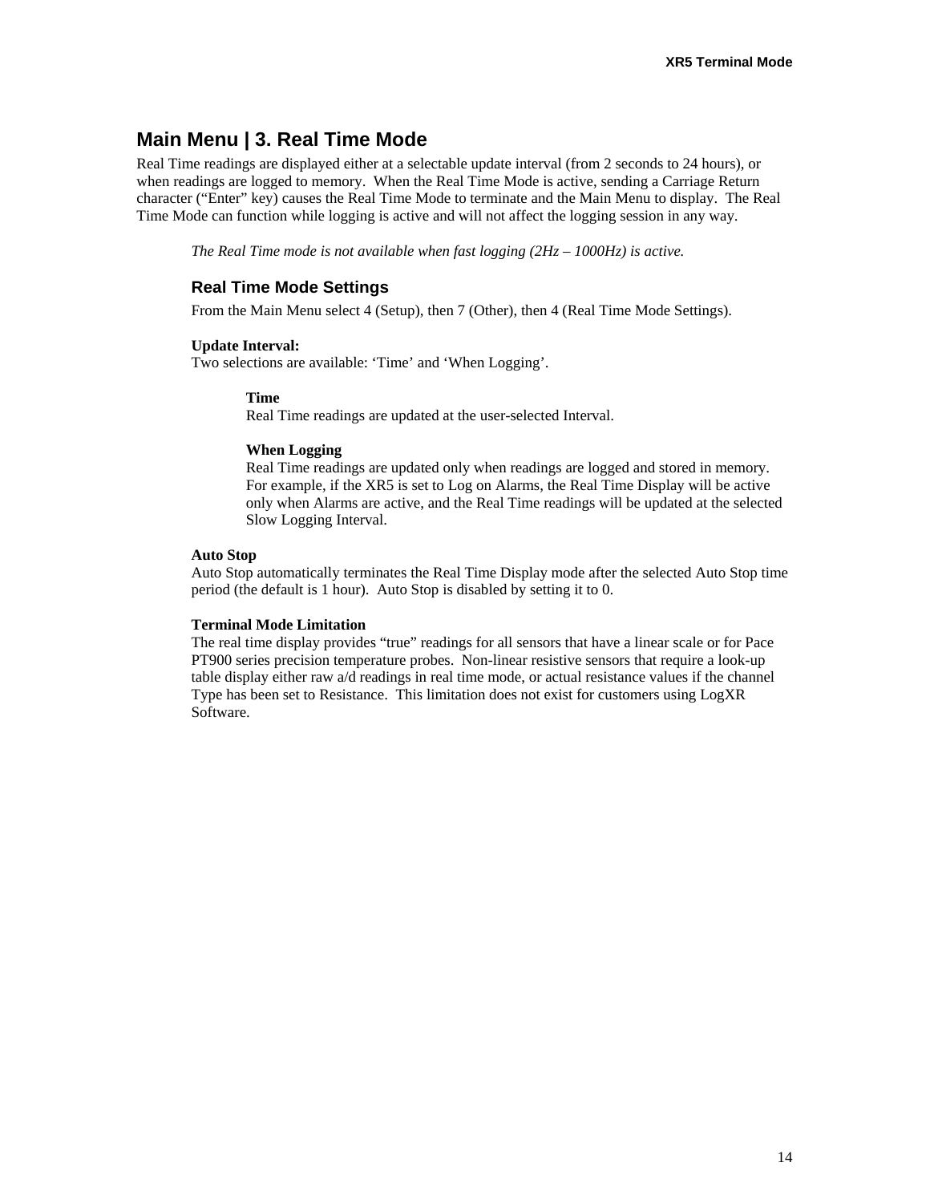## Main Menu | 3. Real Time Mode

Real Time readings are displayed either at a selectable update interval (from 2 seconds to 24 hours), or when readings are logged to memory. When the Real Time Mode is active, sending a Carriage Return character ("Enter" key) causes the Real Time Mode to terminate and the Main Menu to display. The Real Time Mode can function while logging is active and will not affect the logging session in any way.

*The Real Time mode is not available when fast logging (2Hz – 1000Hz) is active.*

### Real Time Mode Settings

From the Main Menu select 4 (Setup), then 7 (Other), then 4 (Real Time Mode Settings).

**Update Interval:**
Two selections are available: 'Time' and 'When Logging'.

**Time**
Real Time readings are updated at the user-selected Interval.

**When Logging**
Real Time readings are updated only when readings are logged and stored in memory. For example, if the XR5 is set to Log on Alarms, the Real Time Display will be active only when Alarms are active, and the Real Time readings will be updated at the selected Slow Logging Interval.

**Auto Stop**
Auto Stop automatically terminates the Real Time Display mode after the selected Auto Stop time period (the default is 1 hour). Auto Stop is disabled by setting it to 0.

**Terminal Mode Limitation**
The real time display provides "true" readings for all sensors that have a linear scale or for Pace PT900 series precision temperature probes. Non-linear resistive sensors that require a look-up table display either raw a/d readings in real time mode, or actual resistance values if the channel Type has been set to Resistance. This limitation does not exist for customers using LogXR Software.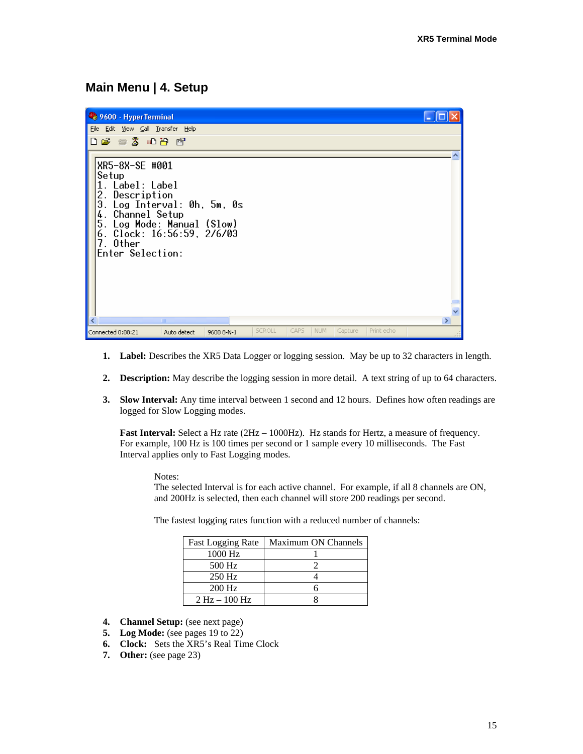## Main Menu | 4. Setup

```
XR5-8X-SE #001
Setup
1. Label: Label
2. Description
3. Log Interval: 0h, 5m, 0s
4. Channel Setup
5. Log Mode: Manual (Slow)
6. Clock: 16:56:59, 2/6/03
7. Other
Enter Selection:
```

1. **Label:** Describes the XR5 Data Logger or logging session. May be up to 32 characters in length.

2. **Description:** May describe the logging session in more detail. A text string of up to 64 characters.

3. **Slow Interval:** Any time interval between 1 second and 12 hours. Defines how often readings are logged for Slow Logging modes.

   **Fast Interval:** Select a Hz rate (2Hz – 1000Hz). Hz stands for Hertz, a measure of frequency. For example, 100 Hz is 100 times per second or 1 sample every 10 milliseconds. The Fast Interval applies only to Fast Logging modes.

   Notes:
   The selected Interval is for each active channel. For example, if all 8 channels are ON, and 200Hz is selected, then each channel will store 200 readings per second.

   The fastest logging rates function with a reduced number of channels:

   | Fast Logging Rate | Maximum ON Channels |
   |---|---|
   | 1000 Hz | 1 |
   | 500 Hz | 2 |
   | 250 Hz | 4 |
   | 200 Hz | 6 |
   | 2 Hz – 100 Hz | 8 |

4. **Channel Setup:** (see next page)
5. **Log Mode:** (see pages 19 to 22)
6. **Clock:** Sets the XR5's Real Time Clock
7. **Other:** (see page 23)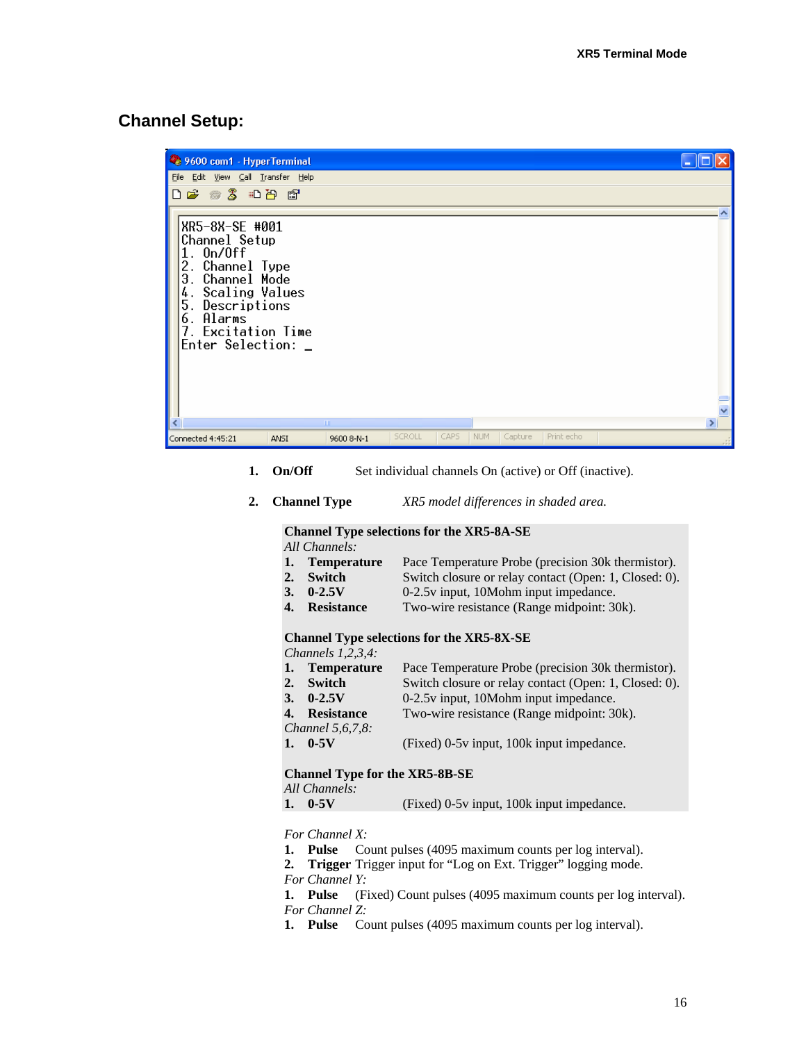## Channel Setup:

```
XR5-8X-SE #001
Channel Setup
1. On/Off
2. Channel Type
3. Channel Mode
4. Scaling Values
5. Descriptions
6. Alarms
7. Excitation Time
Enter Selection: _
```

1. **On/Off** Set individual channels On (active) or Off (inactive).

2. **Channel Type** *XR5 model differences in shaded area.*

**Channel Type selections for the XR5-8A-SE**
*All Channels:*

1. **Temperature** Pace Temperature Probe (precision 30k thermistor).
2. **Switch** Switch closure or relay contact (Open: 1, Closed: 0).
3. **0-2.5V** 0-2.5v input, 10Mohm input impedance.
4. **Resistance** Two-wire resistance (Range midpoint: 30k).

**Channel Type selections for the XR5-8X-SE**
*Channels 1,2,3,4:*

1. **Temperature** Pace Temperature Probe (precision 30k thermistor).
2. **Switch** Switch closure or relay contact (Open: 1, Closed: 0).
3. **0-2.5V** 0-2.5v input, 10Mohm input impedance.
4. **Resistance** Two-wire resistance (Range midpoint: 30k).

*Channel 5,6,7,8:*

1. **0-5V** (Fixed) 0-5v input, 100k input impedance.

**Channel Type for the XR5-8B-SE**
*All Channels:*

1. **0-5V** (Fixed) 0-5v input, 100k input impedance.

*For Channel X:*

1. **Pulse** Count pulses (4095 maximum counts per log interval).
2. **Trigger** Trigger input for "Log on Ext. Trigger" logging mode.

*For Channel Y:*

1. **Pulse** (Fixed) Count pulses (4095 maximum counts per log interval).

*For Channel Z:*

1. **Pulse** Count pulses (4095 maximum counts per log interval).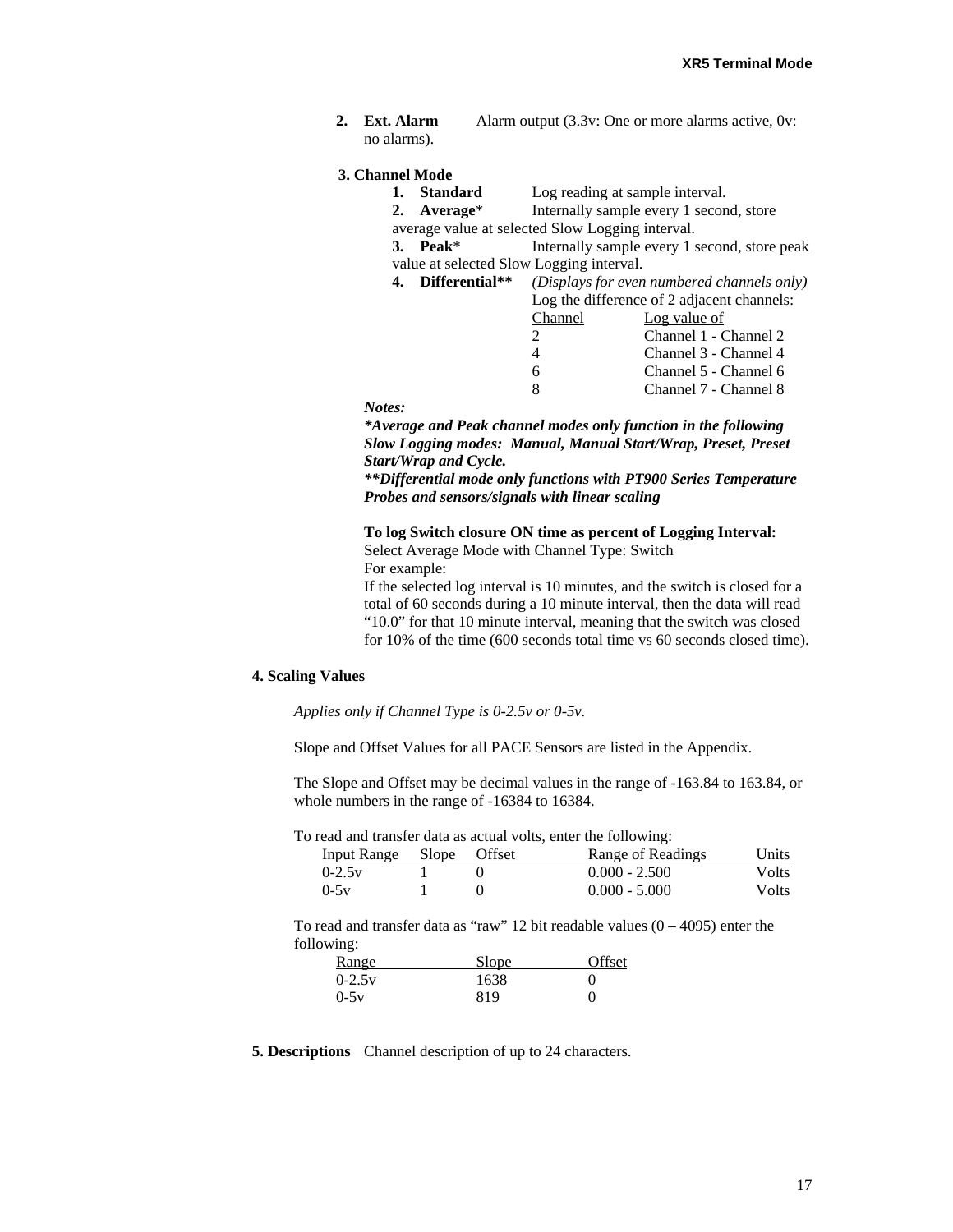2. **Ext. Alarm** Alarm output (3.3v: One or more alarms active, 0v: no alarms).

**3. Channel Mode**

1. **Standard** Log reading at sample interval.
2. **Average*** Internally sample every 1 second, store average value at selected Slow Logging interval.
3. **Peak*** Internally sample every 1 second, store peak value at selected Slow Logging interval.
4. **Differential**** *(Displays for even numbered channels only)* Log the difference of 2 adjacent channels:

| Channel | Log value of |
|---|---|
| 2 | Channel 1 - Channel 2 |
| 4 | Channel 3 - Channel 4 |
| 6 | Channel 5 - Channel 6 |
| 8 | Channel 7 - Channel 8 |

***Notes:***

***\*Average and Peak channel modes only function in the following Slow Logging modes: Manual, Manual Start/Wrap, Preset, Preset Start/Wrap and Cycle.***

***\*\*Differential mode only functions with PT900 Series Temperature Probes and sensors/signals with linear scaling***

**To log Switch closure ON time as percent of Logging Interval:**
Select Average Mode with Channel Type: Switch
For example:
If the selected log interval is 10 minutes, and the switch is closed for a total of 60 seconds during a 10 minute interval, then the data will read "10.0" for that 10 minute interval, meaning that the switch was closed for 10% of the time (600 seconds total time vs 60 seconds closed time).

**4. Scaling Values**

*Applies only if Channel Type is 0-2.5v or 0-5v.*

Slope and Offset Values for all PACE Sensors are listed in the Appendix.

The Slope and Offset may be decimal values in the range of -163.84 to 163.84, or whole numbers in the range of -16384 to 16384.

To read and transfer data as actual volts, enter the following:

| Input Range | Slope | Offset | Range of Readings | Units |
|---|---|---|---|---|
| 0-2.5v | 1 | 0 | 0.000 - 2.500 | Volts |
| 0-5v | 1 | 0 | 0.000 - 5.000 | Volts |

To read and transfer data as "raw" 12 bit readable values (0 – 4095) enter the following:

| Range | Slope | Offset |
|---|---|---|
| 0-2.5v | 1638 | 0 |
| 0-5v | 819 | 0 |

**5. Descriptions** Channel description of up to 24 characters.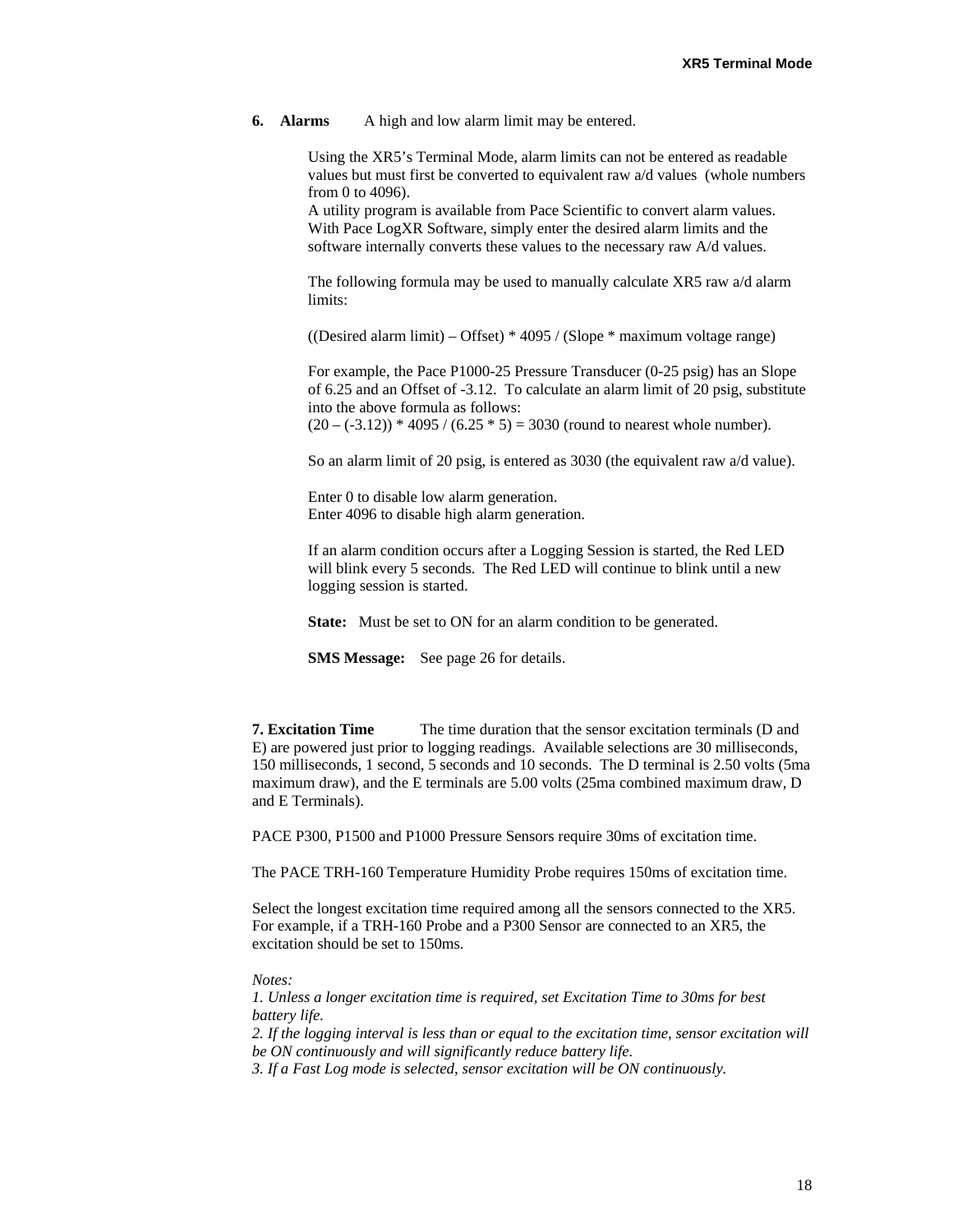**6. Alarms** A high and low alarm limit may be entered.

Using the XR5's Terminal Mode, alarm limits can not be entered as readable values but must first be converted to equivalent raw a/d values (whole numbers from 0 to 4096).
A utility program is available from Pace Scientific to convert alarm values. With Pace LogXR Software, simply enter the desired alarm limits and the software internally converts these values to the necessary raw A/d values.

The following formula may be used to manually calculate XR5 raw a/d alarm limits:

((Desired alarm limit) – Offset) * 4095 / (Slope * maximum voltage range)

For example, the Pace P1000-25 Pressure Transducer (0-25 psig) has an Slope of 6.25 and an Offset of -3.12. To calculate an alarm limit of 20 psig, substitute into the above formula as follows:
(20 – (-3.12)) * 4095 / (6.25 * 5) = 3030 (round to nearest whole number).

So an alarm limit of 20 psig, is entered as 3030 (the equivalent raw a/d value).

Enter 0 to disable low alarm generation.
Enter 4096 to disable high alarm generation.

If an alarm condition occurs after a Logging Session is started, the Red LED will blink every 5 seconds. The Red LED will continue to blink until a new logging session is started.

**State:** Must be set to ON for an alarm condition to be generated.

**SMS Message:** See page 26 for details.

**7. Excitation Time** The time duration that the sensor excitation terminals (D and E) are powered just prior to logging readings. Available selections are 30 milliseconds, 150 milliseconds, 1 second, 5 seconds and 10 seconds. The D terminal is 2.50 volts (5ma maximum draw), and the E terminals are 5.00 volts (25ma combined maximum draw, D and E Terminals).

PACE P300, P1500 and P1000 Pressure Sensors require 30ms of excitation time.

The PACE TRH-160 Temperature Humidity Probe requires 150ms of excitation time.

Select the longest excitation time required among all the sensors connected to the XR5. For example, if a TRH-160 Probe and a P300 Sensor are connected to an XR5, the excitation should be set to 150ms.

*Notes:*
*1. Unless a longer excitation time is required, set Excitation Time to 30ms for best battery life.*
*2. If the logging interval is less than or equal to the excitation time, sensor excitation will be ON continuously and will significantly reduce battery life.*
*3. If a Fast Log mode is selected, sensor excitation will be ON continuously.*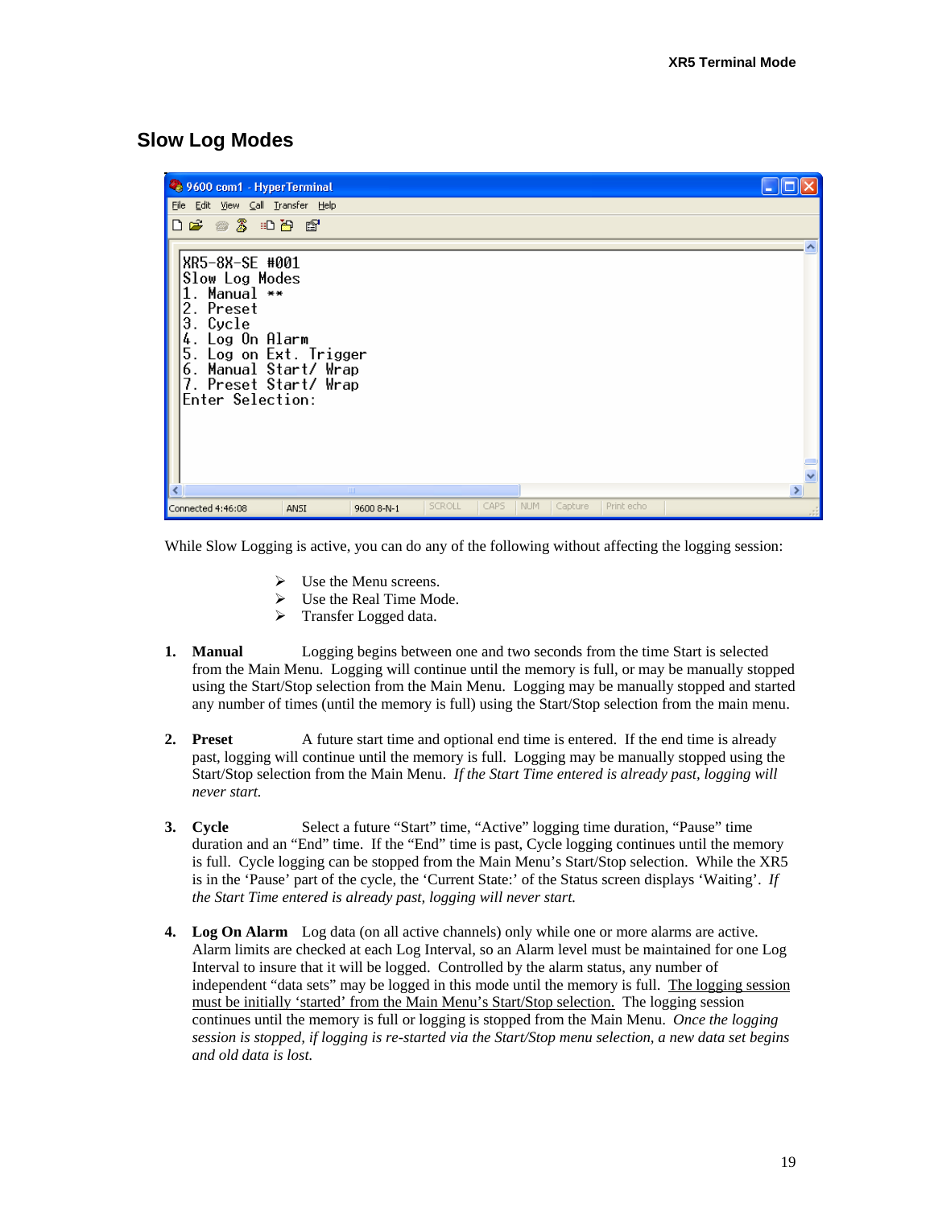## Slow Log Modes

```
XR5-8X-SE #001
Slow Log Modes
1. Manual **
2. Preset
3. Cycle
4. Log On Alarm
5. Log on Ext. Trigger
6. Manual Start/ Wrap
7. Preset Start/ Wrap
Enter Selection:
```

While Slow Logging is active, you can do any of the following without affecting the logging session:

- Use the Menu screens.
- Use the Real Time Mode.
- Transfer Logged data.

1. **Manual** Logging begins between one and two seconds from the time Start is selected from the Main Menu. Logging will continue until the memory is full, or may be manually stopped using the Start/Stop selection from the Main Menu. Logging may be manually stopped and started any number of times (until the memory is full) using the Start/Stop selection from the main menu.

2. **Preset** A future start time and optional end time is entered. If the end time is already past, logging will continue until the memory is full. Logging may be manually stopped using the Start/Stop selection from the Main Menu. *If the Start Time entered is already past, logging will never start.*

3. **Cycle** Select a future "Start" time, "Active" logging time duration, "Pause" time duration and an "End" time. If the "End" time is past, Cycle logging continues until the memory is full. Cycle logging can be stopped from the Main Menu's Start/Stop selection. While the XR5 is in the 'Pause' part of the cycle, the 'Current State:' of the Status screen displays 'Waiting'. *If the Start Time entered is already past, logging will never start.*

4. **Log On Alarm** Log data (on all active channels) only while one or more alarms are active. Alarm limits are checked at each Log Interval, so an Alarm level must be maintained for one Log Interval to insure that it will be logged. Controlled by the alarm status, any number of independent "data sets" may be logged in this mode until the memory is full. <u>The logging session must be initially 'started' from the Main Menu's Start/Stop selection.</u> The logging session continues until the memory is full or logging is stopped from the Main Menu. *Once the logging session is stopped, if logging is re-started via the Start/Stop menu selection, a new data set begins and old data is lost.*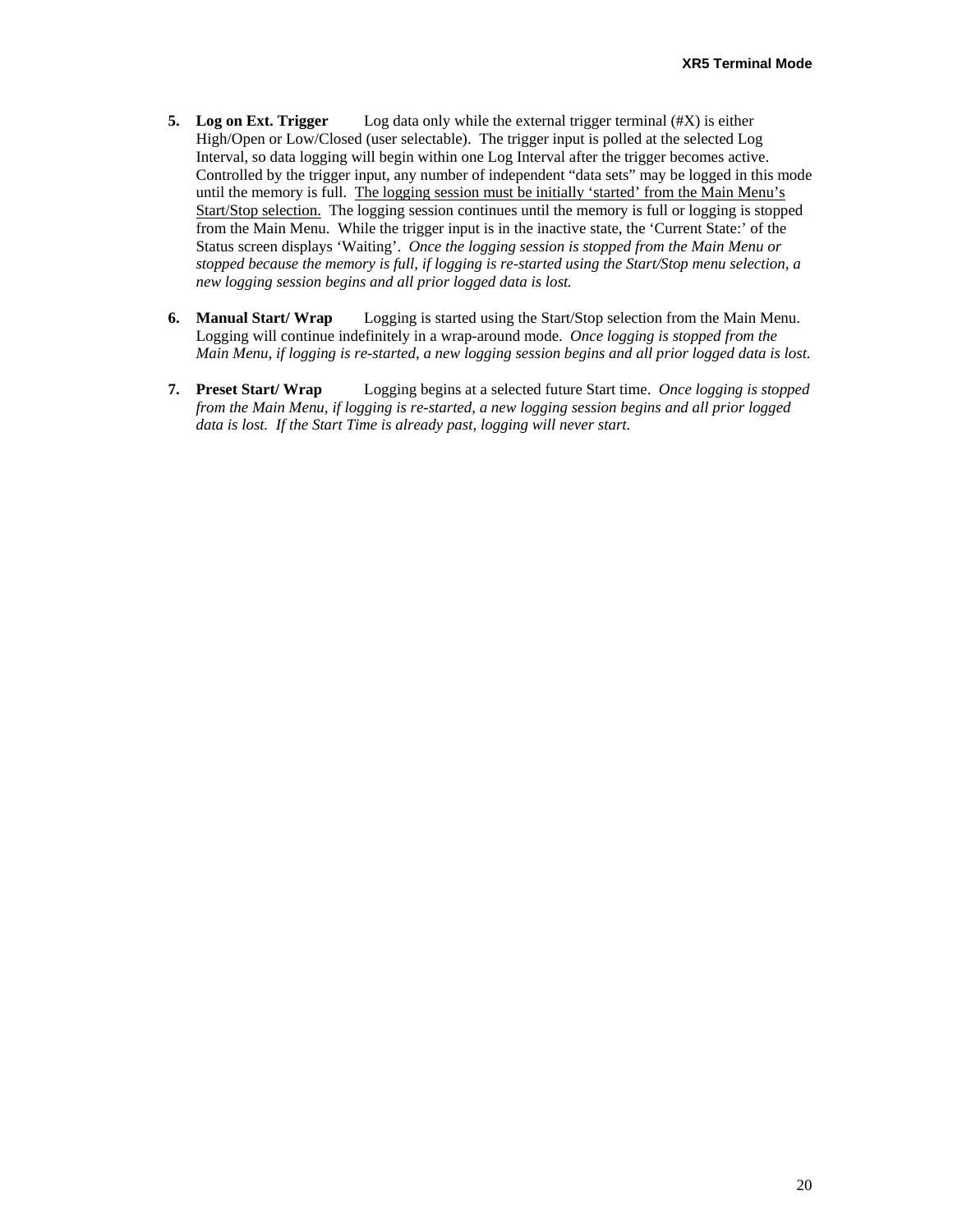5. **Log on Ext. Trigger** Log data only while the external trigger terminal (#X) is either High/Open or Low/Closed (user selectable). The trigger input is polled at the selected Log Interval, so data logging will begin within one Log Interval after the trigger becomes active. Controlled by the trigger input, any number of independent "data sets" may be logged in this mode until the memory is full. <u>The logging session must be initially 'started' from the Main Menu's Start/Stop selection.</u> The logging session continues until the memory is full or logging is stopped from the Main Menu. While the trigger input is in the inactive state, the 'Current State:' of the Status screen displays 'Waiting'. *Once the logging session is stopped from the Main Menu or stopped because the memory is full, if logging is re-started using the Start/Stop menu selection, a new logging session begins and all prior logged data is lost.*

6. **Manual Start/ Wrap** Logging is started using the Start/Stop selection from the Main Menu. Logging will continue indefinitely in a wrap-around mode. *Once logging is stopped from the Main Menu, if logging is re-started, a new logging session begins and all prior logged data is lost.*

7. **Preset Start/ Wrap** Logging begins at a selected future Start time. *Once logging is stopped from the Main Menu, if logging is re-started, a new logging session begins and all prior logged data is lost. If the Start Time is already past, logging will never start*.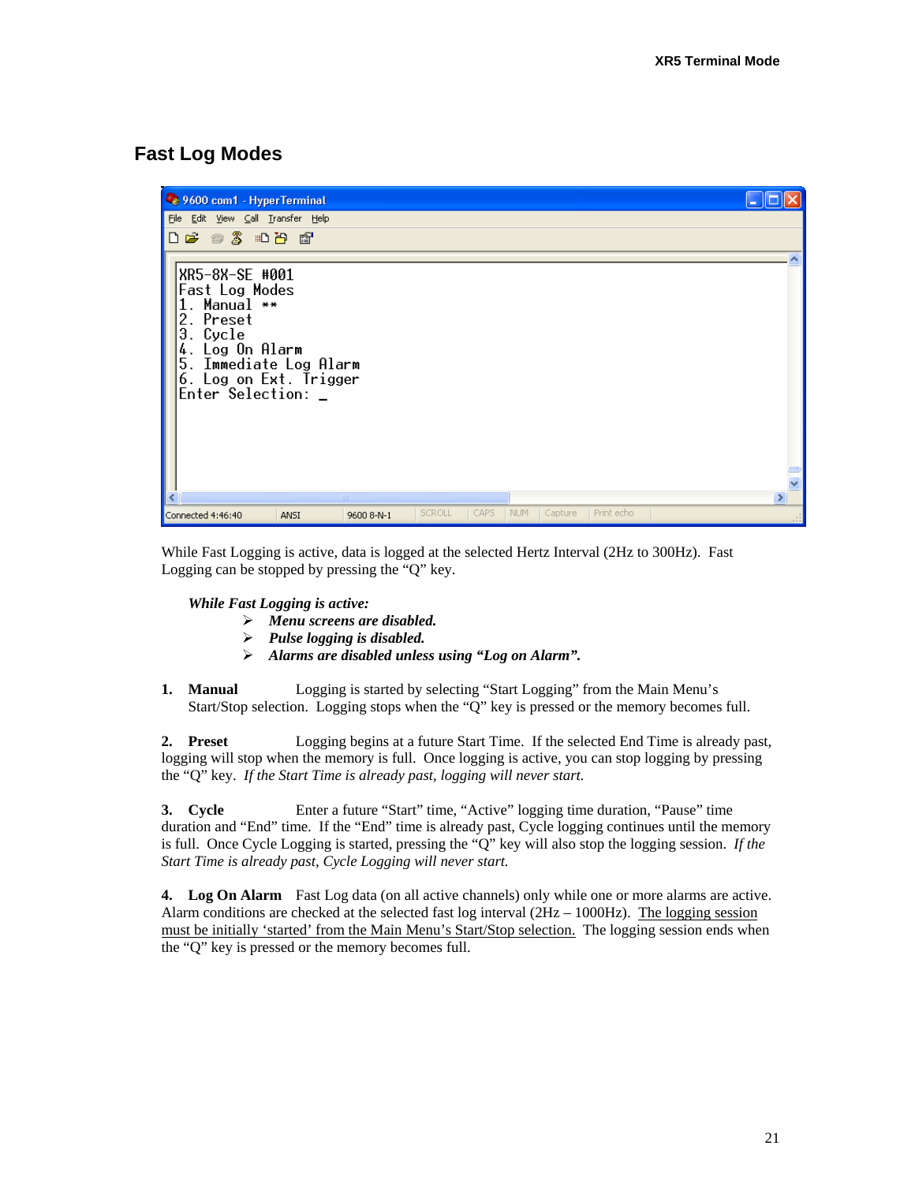## Fast Log Modes

```
XR5-8X-SE #001
Fast Log Modes
1. Manual **
2. Preset
3. Cycle
4. Log On Alarm
5. Immediate Log Alarm
6. Log on Ext. Trigger
Enter Selection: _
```

While Fast Logging is active, data is logged at the selected Hertz Interval (2Hz to 300Hz). Fast Logging can be stopped by pressing the "Q" key.

***While Fast Logging is active:***

- ***Menu screens are disabled.***
- ***Pulse logging is disabled.***
- ***Alarms are disabled unless using "Log on Alarm".***

**1. Manual** Logging is started by selecting "Start Logging" from the Main Menu's Start/Stop selection. Logging stops when the "Q" key is pressed or the memory becomes full.

**2. Preset** Logging begins at a future Start Time. If the selected End Time is already past, logging will stop when the memory is full. Once logging is active, you can stop logging by pressing the "Q" key. *If the Start Time is already past, logging will never start.*

**3. Cycle** Enter a future "Start" time, "Active" logging time duration, "Pause" time duration and "End" time. If the "End" time is already past, Cycle logging continues until the memory is full. Once Cycle Logging is started, pressing the "Q" key will also stop the logging session. *If the Start Time is already past, Cycle Logging will never start.*

**4. Log On Alarm** Fast Log data (on all active channels) only while one or more alarms are active. Alarm conditions are checked at the selected fast log interval (2Hz – 1000Hz). <u>The logging session must be initially 'started' from the Main Menu's Start/Stop selection.</u> The logging session ends when the "Q" key is pressed or the memory becomes full.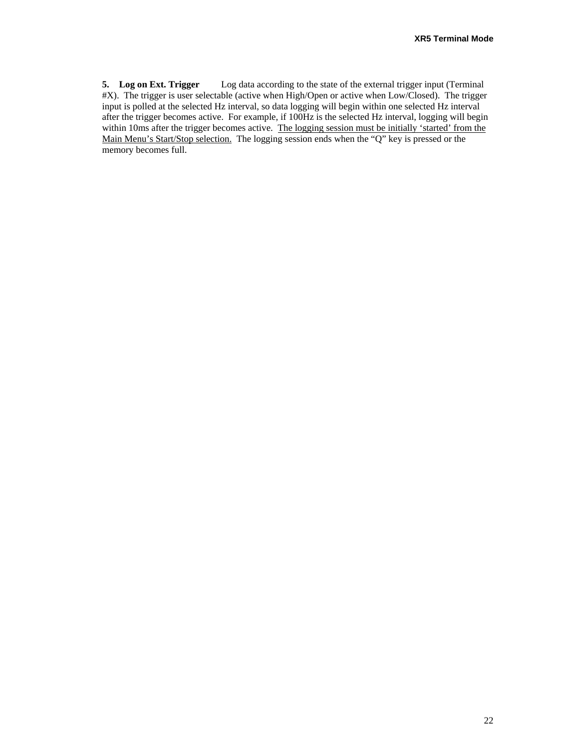**5. Log on Ext. Trigger** Log data according to the state of the external trigger input (Terminal #X). The trigger is user selectable (active when High/Open or active when Low/Closed). The trigger input is polled at the selected Hz interval, so data logging will begin within one selected Hz interval after the trigger becomes active. For example, if 100Hz is the selected Hz interval, logging will begin within 10ms after the trigger becomes active. <u>The logging session must be initially 'started' from the Main Menu's Start/Stop selection.</u> The logging session ends when the "Q" key is pressed or the memory becomes full.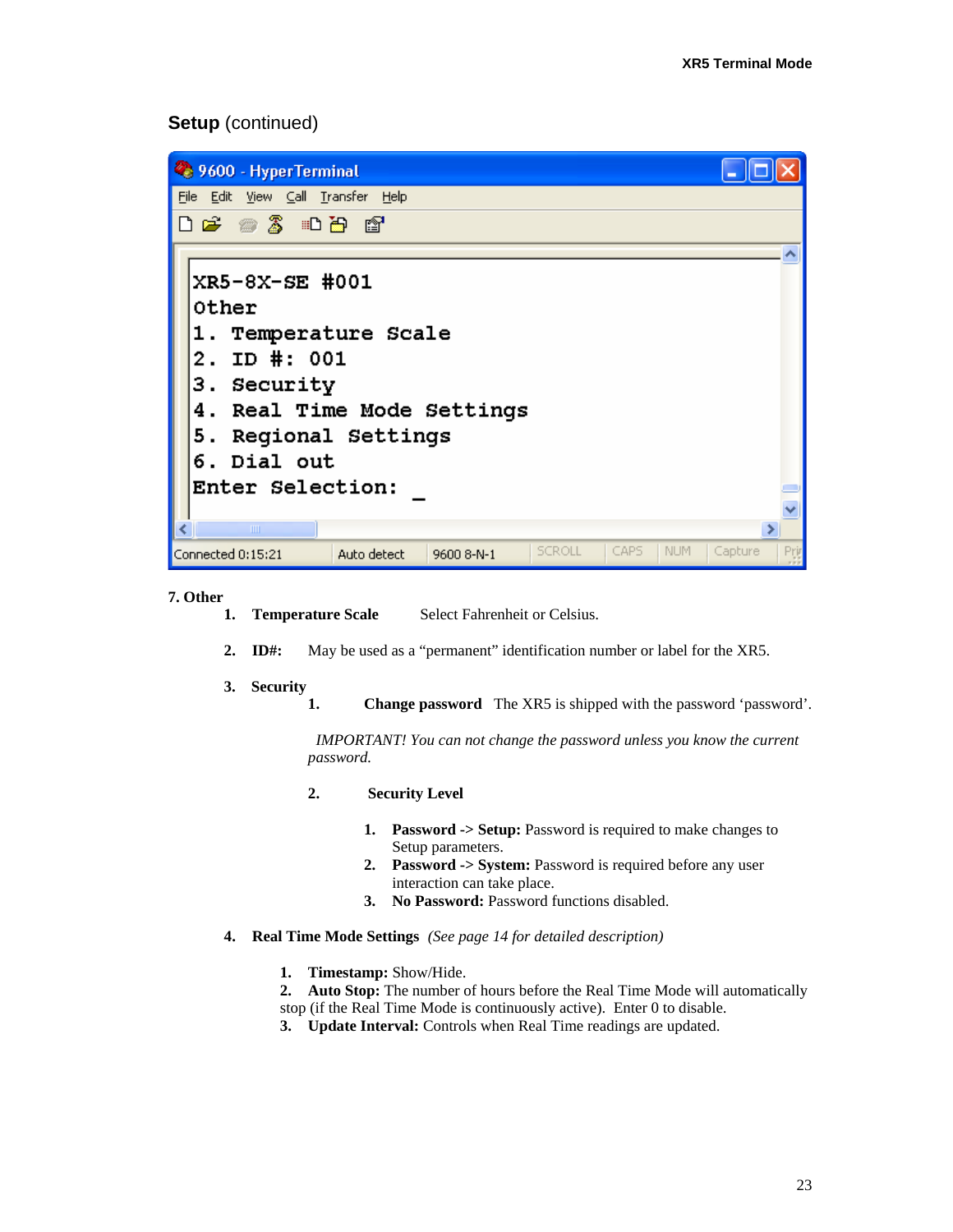## Setup (continued)

```
9600 - HyperTerminal
File  Edit  View  Call  Transfer  Help

XR5-8X-SE #001
Other
1. Temperature Scale
2. ID #: 001
3. Security
4. Real Time Mode Settings
5. Regional Settings
6. Dial out
Enter Selection: _

Connected 0:15:21   Auto detect   9600 8-N-1   SCROLL   CAPS   NUM   Capture   Print
```

**7. Other**

1. **Temperature Scale** Select Fahrenheit or Celsius.
2. **ID#:** May be used as a "permanent" identification number or label for the XR5.
3. **Security**
   1. **Change password** The XR5 is shipped with the password 'password'.

      *IMPORTANT! You can not change the password unless you know the current password.*

   2. **Security Level**
      1. **Password -> Setup:** Password is required to make changes to Setup parameters.
      2. **Password -> System:** Password is required before any user interaction can take place.
      3. **No Password:** Password functions disabled.
4. **Real Time Mode Settings** *(See page 14 for detailed description)*
   1. **Timestamp:** Show/Hide.
   2. **Auto Stop:** The number of hours before the Real Time Mode will automatically stop (if the Real Time Mode is continuously active). Enter 0 to disable.
   3. **Update Interval:** Controls when Real Time readings are updated.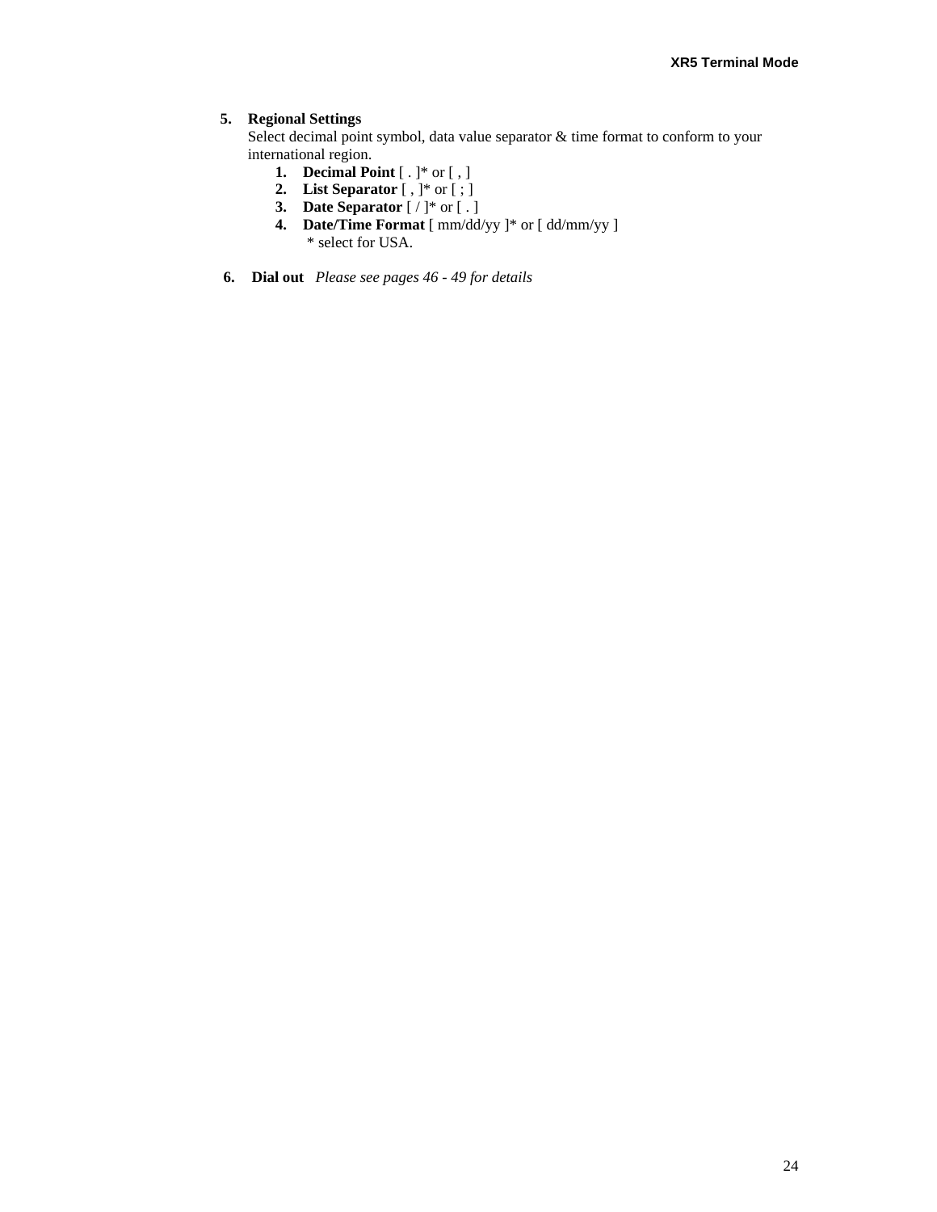5. **Regional Settings**
   Select decimal point symbol, data value separator & time format to conform to your international region.
   1. **Decimal Point** [ . ]* or [ , ]
   2. **List Separator** [ , ]* or [ ; ]
   3. **Date Separator** [ / ]* or [ . ]
   4. **Date/Time Format** [ mm/dd/yy ]* or [ dd/mm/yy ]
      * select for USA.

6. **Dial out** *Please see pages 46 - 49 for details*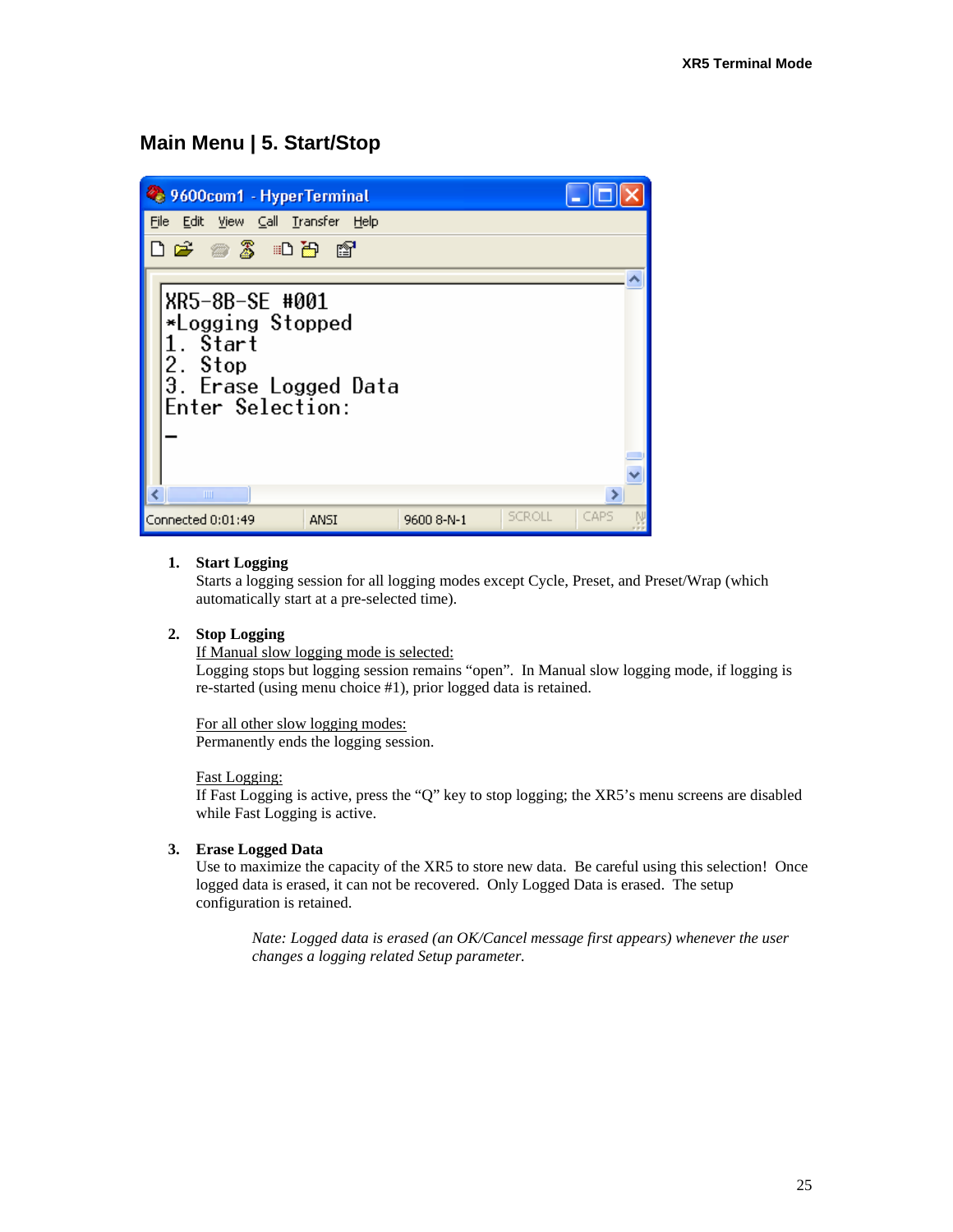## Main Menu | 5. Start/Stop

```
XR5-8B-SE #001
*Logging Stopped
1. Start
2. Stop
3. Erase Logged Data
Enter Selection:
_
```

1. **Start Logging**
   Starts a logging session for all logging modes except Cycle, Preset, and Preset/Wrap (which automatically start at a pre-selected time).

2. **Stop Logging**
   If Manual slow logging mode is selected:
   Logging stops but logging session remains "open". In Manual slow logging mode, if logging is re-started (using menu choice #1), prior logged data is retained.

   For all other slow logging modes:
   Permanently ends the logging session.

   Fast Logging:
   If Fast Logging is active, press the "Q" key to stop logging; the XR5's menu screens are disabled while Fast Logging is active.

3. **Erase Logged Data**
   Use to maximize the capacity of the XR5 to store new data. Be careful using this selection! Once logged data is erased, it can not be recovered. Only Logged Data is erased. The setup configuration is retained.

   *Note: Logged data is erased (an OK/Cancel message first appears) whenever the user changes a logging related Setup parameter.*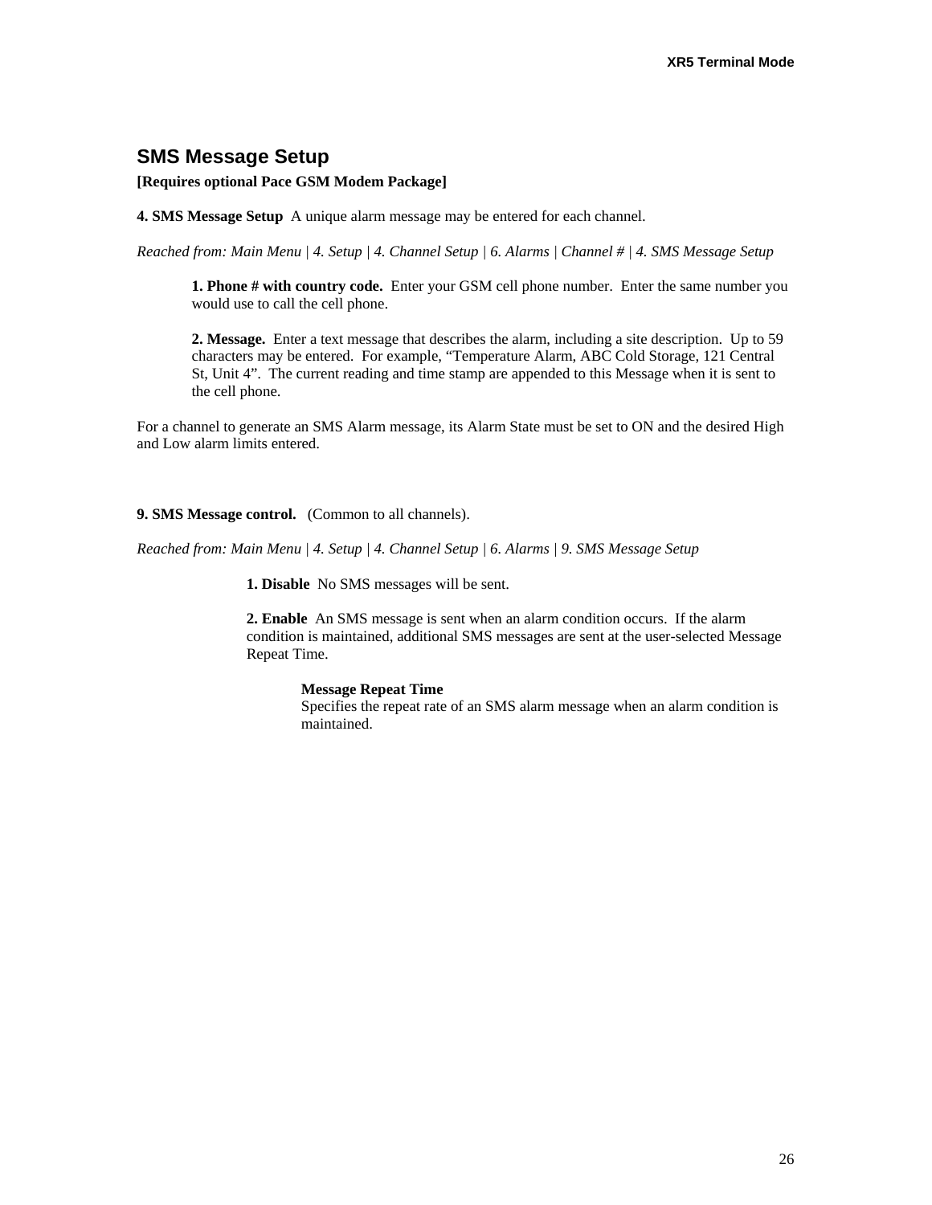## SMS Message Setup

**[Requires optional Pace GSM Modem Package]**

**4. SMS Message Setup** A unique alarm message may be entered for each channel.

*Reached from: Main Menu | 4. Setup | 4. Channel Setup | 6. Alarms | Channel # | 4. SMS Message Setup*

> **1. Phone # with country code.** Enter your GSM cell phone number. Enter the same number you would use to call the cell phone.
>
> **2. Message.** Enter a text message that describes the alarm, including a site description. Up to 59 characters may be entered. For example, "Temperature Alarm, ABC Cold Storage, 121 Central St, Unit 4". The current reading and time stamp are appended to this Message when it is sent to the cell phone.

For a channel to generate an SMS Alarm message, its Alarm State must be set to ON and the desired High and Low alarm limits entered.

**9. SMS Message control.** (Common to all channels).

*Reached from: Main Menu | 4. Setup | 4. Channel Setup | 6. Alarms | 9. SMS Message Setup*

> **1. Disable** No SMS messages will be sent.
>
> **2. Enable** An SMS message is sent when an alarm condition occurs. If the alarm condition is maintained, additional SMS messages are sent at the user-selected Message Repeat Time.
>
> > **Message Repeat Time**
> > Specifies the repeat rate of an SMS alarm message when an alarm condition is maintained.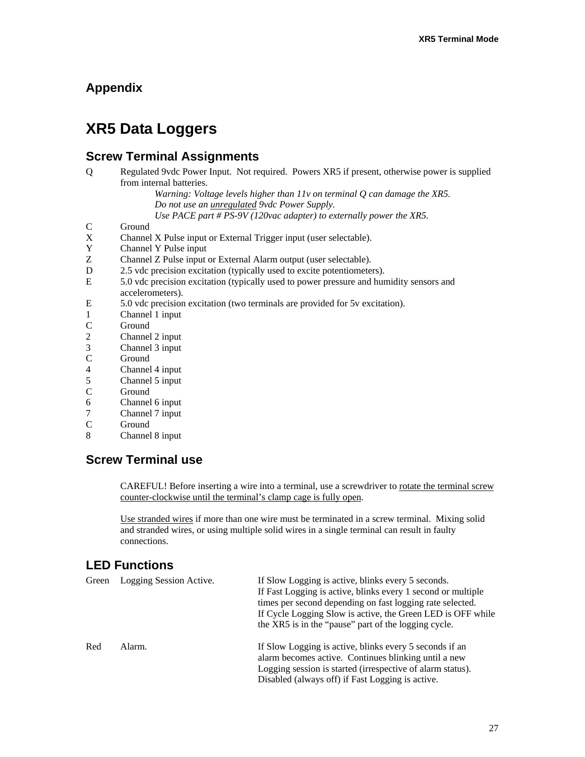## Appendix

# XR5 Data Loggers

## Screw Terminal Assignments

| | |
|---|---|
| Q | Regulated 9vdc Power Input. Not required. Powers XR5 if present, otherwise power is supplied from internal batteries.<br>*Warning: Voltage levels higher than 11v on terminal Q can damage the XR5.*<br>*Do not use an unregulated 9vdc Power Supply.*<br>*Use PACE part # PS-9V (120vac adapter) to externally power the XR5.* |
| C | Ground |
| X | Channel X Pulse input or External Trigger input (user selectable). |
| Y | Channel Y Pulse input |
| Z | Channel Z Pulse input or External Alarm output (user selectable). |
| D | 2.5 vdc precision excitation (typically used to excite potentiometers). |
| E | 5.0 vdc precision excitation (typically used to power pressure and humidity sensors and accelerometers). |
| E | 5.0 vdc precision excitation (two terminals are provided for 5v excitation). |
| 1 | Channel 1 input |
| C | Ground |
| 2 | Channel 2 input |
| 3 | Channel 3 input |
| C | Ground |
| 4 | Channel 4 input |
| 5 | Channel 5 input |
| C | Ground |
| 6 | Channel 6 input |
| 7 | Channel 7 input |
| C | Ground |
| 8 | Channel 8 input |

## Screw Terminal use

CAREFUL! Before inserting a wire into a terminal, use a screwdriver to rotate the terminal screw counter-clockwise until the terminal's clamp cage is fully open.

Use stranded wires if more than one wire must be terminated in a screw terminal. Mixing solid and stranded wires, or using multiple solid wires in a single terminal can result in faulty connections.

## LED Functions

| | | |
|---|---|---|
| Green | Logging Session Active. | If Slow Logging is active, blinks every 5 seconds.<br>If Fast Logging is active, blinks every 1 second or multiple times per second depending on fast logging rate selected.<br>If Cycle Logging Slow is active, the Green LED is OFF while the XR5 is in the "pause" part of the logging cycle. |
| Red | Alarm. | If Slow Logging is active, blinks every 5 seconds if an alarm becomes active. Continues blinking until a new Logging session is started (irrespective of alarm status).<br>Disabled (always off) if Fast Logging is active. |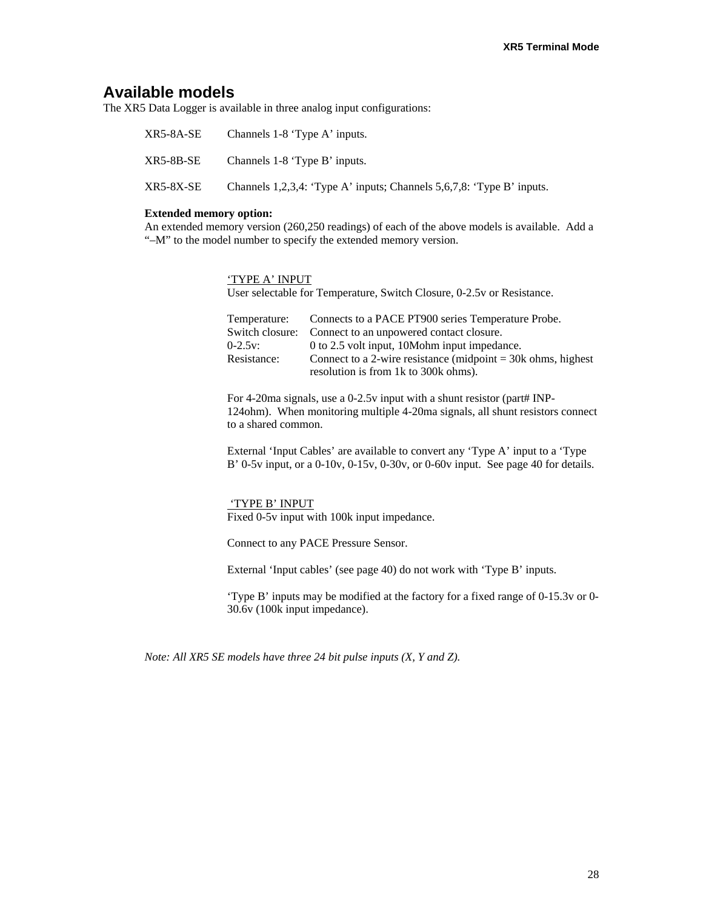## Available models

The XR5 Data Logger is available in three analog input configurations:

| | |
|---|---|
| XR5-8A-SE | Channels 1-8 ‘Type A’ inputs. |
| XR5-8B-SE | Channels 1-8 ‘Type B’ inputs. |
| XR5-8X-SE | Channels 1,2,3,4: ‘Type A’ inputs; Channels 5,6,7,8: ‘Type B’ inputs. |

**Extended memory option:**
An extended memory version (260,250 readings) of each of the above models is available. Add a “–M” to the model number to specify the extended memory version.

‘TYPE A’ INPUT
User selectable for Temperature, Switch Closure, 0-2.5v or Resistance.

| | |
|---|---|
| Temperature: | Connects to a PACE PT900 series Temperature Probe. |
| Switch closure: | Connect to an unpowered contact closure. |
| 0-2.5v: | 0 to 2.5 volt input, 10Mohm input impedance. |
| Resistance: | Connect to a 2-wire resistance (midpoint = 30k ohms, highest resolution is from 1k to 300k ohms). |

For 4-20ma signals, use a 0-2.5v input with a shunt resistor (part# INP-124ohm). When monitoring multiple 4-20ma signals, all shunt resistors connect to a shared common.

External ‘Input Cables’ are available to convert any ‘Type A’ input to a ‘Type B’ 0-5v input, or a 0-10v, 0-15v, 0-30v, or 0-60v input. See page 40 for details.

‘TYPE B’ INPUT
Fixed 0-5v input with 100k input impedance.

Connect to any PACE Pressure Sensor.

External ‘Input cables’ (see page 40) do not work with ‘Type B’ inputs.

‘Type B’ inputs may be modified at the factory for a fixed range of 0-15.3v or 0-30.6v (100k input impedance).

*Note: All XR5 SE models have three 24 bit pulse inputs (X, Y and Z).*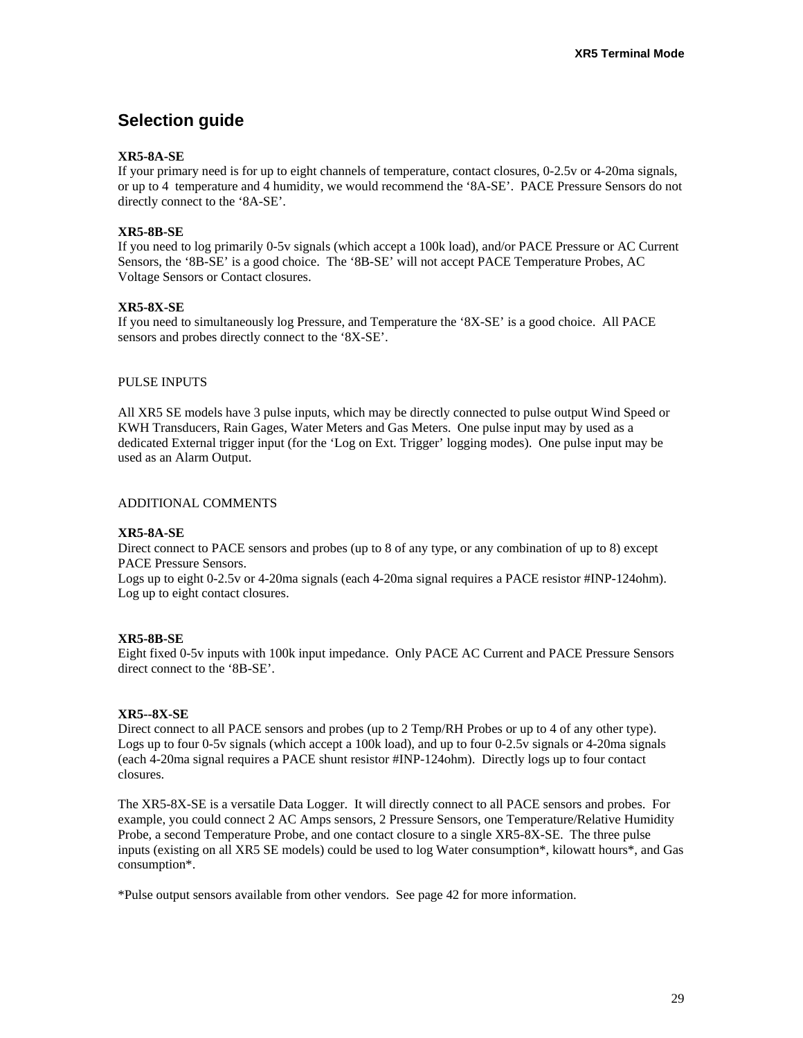## Selection guide

**XR5-8A-SE**
If your primary need is for up to eight channels of temperature, contact closures, 0-2.5v or 4-20ma signals, or up to 4 temperature and 4 humidity, we would recommend the '8A-SE'. PACE Pressure Sensors do not directly connect to the '8A-SE'.

**XR5-8B-SE**
If you need to log primarily 0-5v signals (which accept a 100k load), and/or PACE Pressure or AC Current Sensors, the '8B-SE' is a good choice. The '8B-SE' will not accept PACE Temperature Probes, AC Voltage Sensors or Contact closures.

**XR5-8X-SE**
If you need to simultaneously log Pressure, and Temperature the '8X-SE' is a good choice. All PACE sensors and probes directly connect to the '8X-SE'.

PULSE INPUTS

All XR5 SE models have 3 pulse inputs, which may be directly connected to pulse output Wind Speed or KWH Transducers, Rain Gages, Water Meters and Gas Meters. One pulse input may by used as a dedicated External trigger input (for the 'Log on Ext. Trigger' logging modes). One pulse input may be used as an Alarm Output.

ADDITIONAL COMMENTS

**XR5-8A-SE**
Direct connect to PACE sensors and probes (up to 8 of any type, or any combination of up to 8) except PACE Pressure Sensors.
Logs up to eight 0-2.5v or 4-20ma signals (each 4-20ma signal requires a PACE resistor #INP-124ohm).
Log up to eight contact closures.

**XR5-8B-SE**
Eight fixed 0-5v inputs with 100k input impedance. Only PACE AC Current and PACE Pressure Sensors direct connect to the '8B-SE'.

**XR5--8X-SE**
Direct connect to all PACE sensors and probes (up to 2 Temp/RH Probes or up to 4 of any other type).
Logs up to four 0-5v signals (which accept a 100k load), and up to four 0-2.5v signals or 4-20ma signals (each 4-20ma signal requires a PACE shunt resistor #INP-124ohm). Directly logs up to four contact closures.

The XR5-8X-SE is a versatile Data Logger. It will directly connect to all PACE sensors and probes. For example, you could connect 2 AC Amps sensors, 2 Pressure Sensors, one Temperature/Relative Humidity Probe, a second Temperature Probe, and one contact closure to a single XR5-8X-SE. The three pulse inputs (existing on all XR5 SE models) could be used to log Water consumption*, kilowatt hours*, and Gas consumption*.

*Pulse output sensors available from other vendors. See page 42 for more information.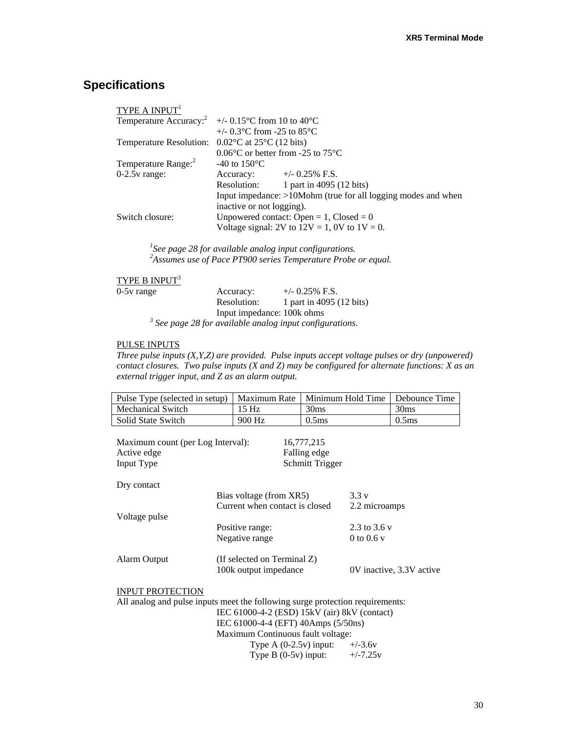## Specifications

<u>TYPE A INPUT</u>[1]

Temperature Accuracy:[2] +/- 0.15°C from 10 to 40°C
+/- 0.3°C from -25 to 85°C

Temperature Resolution: 0.02°C at 25°C (12 bits)
0.06°C or better from -25 to 75°C

Temperature Range:[2] -40 to 150°C

0-2.5v range:
- Accuracy: +/- 0.25% F.S.
- Resolution: 1 part in 4095 (12 bits)
- Input impedance: >10Mohm (true for all logging modes and when inactive or not logging).

Switch closure:
- Unpowered contact: Open = 1, Closed = 0
- Voltage signal: 2V to 12V = 1, 0V to 1V = 0.

*[1]See page 28 for available analog input configurations.*
*[2]Assumes use of Pace PT900 series Temperature Probe or equal.*

<u>TYPE B INPUT</u>[3]

0-5v range
- Accuracy: +/- 0.25% F.S.
- Resolution: 1 part in 4095 (12 bits)
- Input impedance: 100k ohms

*[3] See page 28 for available analog input configurations.*

<u>PULSE INPUTS</u>

*Three pulse inputs (X,Y,Z) are provided. Pulse inputs accept voltage pulses or dry (unpowered) contact closures. Two pulse inputs (X and Z) may be configured for alternate functions: X as an external trigger input, and Z as an alarm output.*

| Pulse Type (selected in setup) | Maximum Rate | Minimum Hold Time | Debounce Time |
|---|---|---|---|
| Mechanical Switch | 15 Hz | 30ms | 30ms |
| Solid State Switch | 900 Hz | 0.5ms | 0.5ms |

Maximum count (per Log Interval): 16,777,215
Active edge: Falling edge
Input Type: Schmitt Trigger

Dry contact
- Bias voltage (from XR5): 3.3 v
- Current when contact is closed: 2.2 microamps

Voltage pulse
- Positive range: 2.3 to 3.6 v
- Negative range: 0 to 0.6 v

Alarm Output
- (If selected on Terminal Z)
- 100k output impedance: 0V inactive, 3.3V active

<u>INPUT PROTECTION</u>

All analog and pulse inputs meet the following surge protection requirements:
- IEC 61000-4-2 (ESD) 15kV (air) 8kV (contact)
- IEC 61000-4-4 (EFT) 40Amps (5/50ns)
- Maximum Continuous fault voltage:
  - Type A (0-2.5v) input: +/-3.6v
  - Type B (0-5v) input: +/-7.25v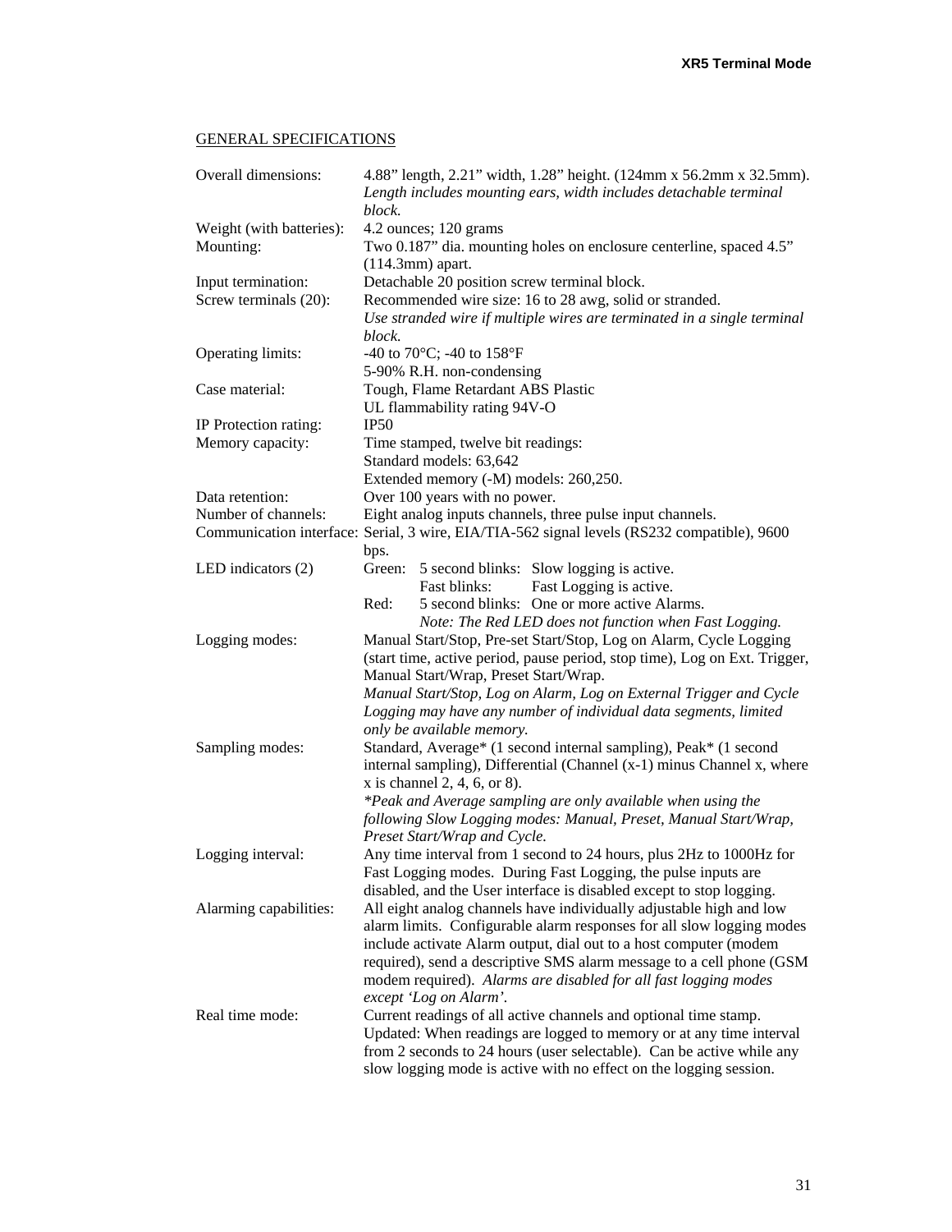## GENERAL SPECIFICATIONS

| | |
|---|---|
| Overall dimensions: | 4.88" length, 2.21" width, 1.28" height. (124mm x 56.2mm x 32.5mm). *Length includes mounting ears, width includes detachable terminal block.* |
| Weight (with batteries): | 4.2 ounces; 120 grams |
| Mounting: | Two 0.187" dia. mounting holes on enclosure centerline, spaced 4.5" (114.3mm) apart. |
| Input termination: | Detachable 20 position screw terminal block. |
| Screw terminals (20): | Recommended wire size: 16 to 28 awg, solid or stranded. *Use stranded wire if multiple wires are terminated in a single terminal block.* |
| Operating limits: | -40 to 70°C; -40 to 158°F<br>5-90% R.H. non-condensing |
| Case material: | Tough, Flame Retardant ABS Plastic<br>UL flammability rating 94V-O |
| IP Protection rating: | IP50 |
| Memory capacity: | Time stamped, twelve bit readings:<br>Standard models: 63,642<br>Extended memory (-M) models: 260,250. |
| Data retention: | Over 100 years with no power. |
| Number of channels: | Eight analog inputs channels, three pulse input channels. |
| Communication interface: | Serial, 3 wire, EIA/TIA-562 signal levels (RS232 compatible), 9600 bps. |
| LED indicators (2) | Green: 5 second blinks: Slow logging is active.<br>Fast blinks: Fast Logging is active.<br>Red: 5 second blinks: One or more active Alarms.<br>*Note: The Red LED does not function when Fast Logging.* |
| Logging modes: | Manual Start/Stop, Pre-set Start/Stop, Log on Alarm, Cycle Logging (start time, active period, pause period, stop time), Log on Ext. Trigger, Manual Start/Wrap, Preset Start/Wrap.<br>*Manual Start/Stop, Log on Alarm, Log on External Trigger and Cycle Logging may have any number of individual data segments, limited only be available memory.* |
| Sampling modes: | Standard, Average* (1 second internal sampling), Peak* (1 second internal sampling), Differential (Channel (x-1) minus Channel x, where x is channel 2, 4, 6, or 8).<br>*\*Peak and Average sampling are only available when using the following Slow Logging modes: Manual, Preset, Manual Start/Wrap, Preset Start/Wrap and Cycle.* |
| Logging interval: | Any time interval from 1 second to 24 hours, plus 2Hz to 1000Hz for Fast Logging modes. During Fast Logging, the pulse inputs are disabled, and the User interface is disabled except to stop logging. |
| Alarming capabilities: | All eight analog channels have individually adjustable high and low alarm limits. Configurable alarm responses for all slow logging modes include activate Alarm output, dial out to a host computer (modem required), send a descriptive SMS alarm message to a cell phone (GSM modem required). *Alarms are disabled for all fast logging modes except 'Log on Alarm'.* |
| Real time mode: | Current readings of all active channels and optional time stamp. Updated: When readings are logged to memory or at any time interval from 2 seconds to 24 hours (user selectable). Can be active while any slow logging mode is active with no effect on the logging session. |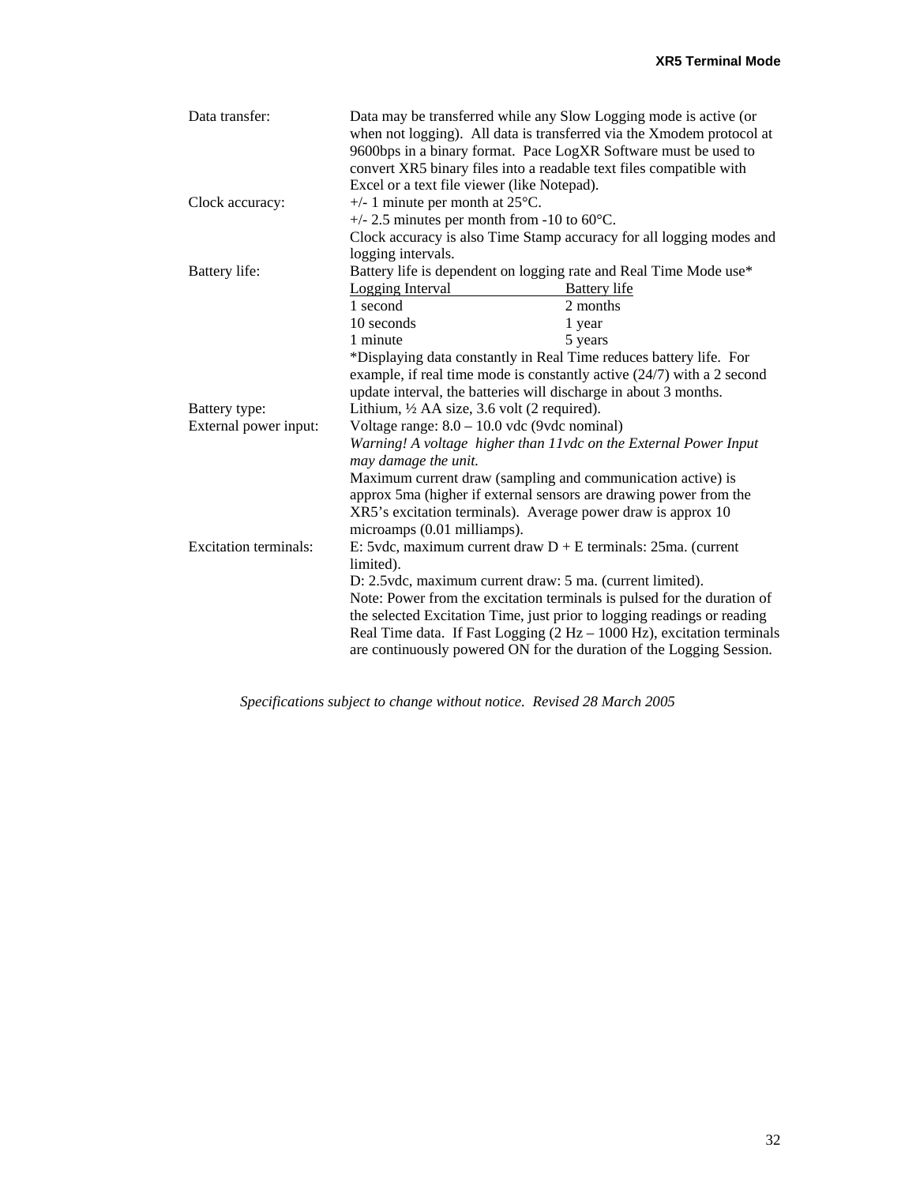| | |
|---|---|
| Data transfer: | Data may be transferred while any Slow Logging mode is active (or when not logging). All data is transferred via the Xmodem protocol at 9600bps in a binary format. Pace LogXR Software must be used to convert XR5 binary files into a readable text files compatible with Excel or a text file viewer (like Notepad). |
| Clock accuracy: | +/- 1 minute per month at 25°C.<br>+/- 2.5 minutes per month from -10 to 60°C.<br>Clock accuracy is also Time Stamp accuracy for all logging modes and logging intervals. |
| Battery life: | Battery life is dependent on logging rate and Real Time Mode use*<br><u>Logging Interval</u> — <u>Battery life</u><br>1 second — 2 months<br>10 seconds — 1 year<br>1 minute — 5 years<br>*Displaying data constantly in Real Time reduces battery life. For example, if real time mode is constantly active (24/7) with a 2 second update interval, the batteries will discharge in about 3 months. |
| Battery type: | Lithium, ½ AA size, 3.6 volt (2 required). |
| External power input: | Voltage range: 8.0 – 10.0 vdc (9vdc nominal)<br>*Warning! A voltage higher than 11vdc on the External Power Input may damage the unit.*<br>Maximum current draw (sampling and communication active) is approx 5ma (higher if external sensors are drawing power from the XR5's excitation terminals). Average power draw is approx 10 microamps (0.01 milliamps). |
| Excitation terminals: | E: 5vdc, maximum current draw D + E terminals: 25ma. (current limited).<br>D: 2.5vdc, maximum current draw: 5 ma. (current limited).<br>Note: Power from the excitation terminals is pulsed for the duration of the selected Excitation Time, just prior to logging readings or reading Real Time data. If Fast Logging (2 Hz – 1000 Hz), excitation terminals are continuously powered ON for the duration of the Logging Session. |

*Specifications subject to change without notice. Revised 28 March 2005*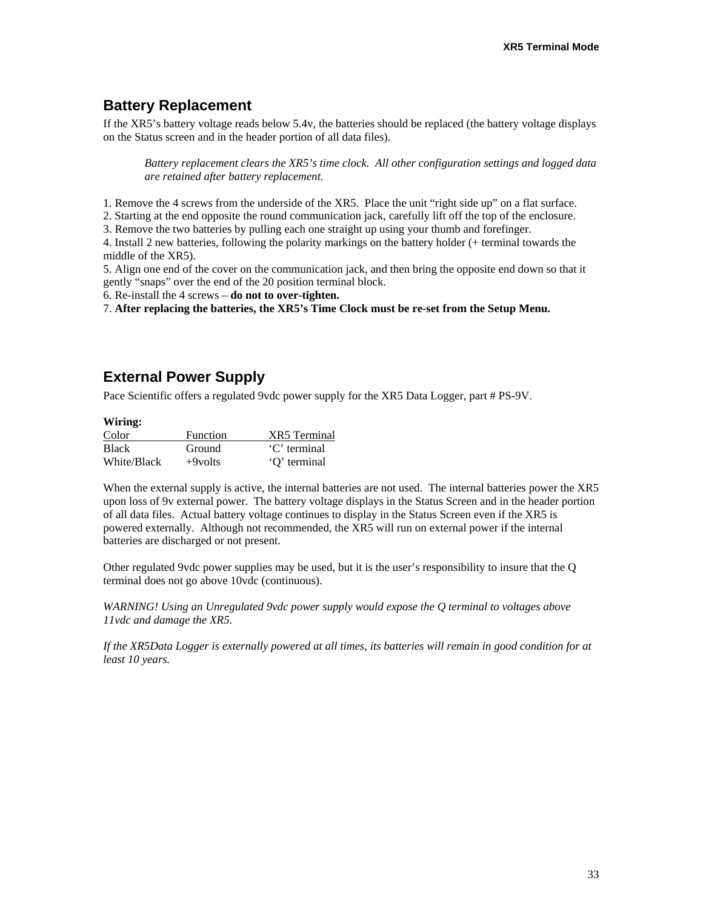## Battery Replacement

If the XR5's battery voltage reads below 5.4v, the batteries should be replaced (the battery voltage displays on the Status screen and in the header portion of all data files).

> *Battery replacement clears the XR5's time clock. All other configuration settings and logged data are retained after battery replacement.*

1. Remove the 4 screws from the underside of the XR5. Place the unit "right side up" on a flat surface.
2. Starting at the end opposite the round communication jack, carefully lift off the top of the enclosure.
3. Remove the two batteries by pulling each one straight up using your thumb and forefinger.
4. Install 2 new batteries, following the polarity markings on the battery holder (+ terminal towards the middle of the XR5).
5. Align one end of the cover on the communication jack, and then bring the opposite end down so that it gently "snaps" over the end of the 20 position terminal block.
6. Re-install the 4 screws – **do not to over-tighten.**
7. **After replacing the batteries, the XR5's Time Clock must be re-set from the Setup Menu.**

## External Power Supply

Pace Scientific offers a regulated 9vdc power supply for the XR5 Data Logger, part # PS-9V.

**Wiring:**

| Color | Function | XR5 Terminal |
|---|---|---|
| Black | Ground | 'C' terminal |
| White/Black | +9volts | 'Q' terminal |

When the external supply is active, the internal batteries are not used. The internal batteries power the XR5 upon loss of 9v external power. The battery voltage displays in the Status Screen and in the header portion of all data files. Actual battery voltage continues to display in the Status Screen even if the XR5 is powered externally. Although not recommended, the XR5 will run on external power if the internal batteries are discharged or not present.

Other regulated 9vdc power supplies may be used, but it is the user's responsibility to insure that the Q terminal does not go above 10vdc (continuous).

*WARNING! Using an Unregulated 9vdc power supply would expose the Q terminal to voltages above 11vdc and damage the XR5.*

*If the XR5Data Logger is externally powered at all times, its batteries will remain in good condition for at least 10 years.*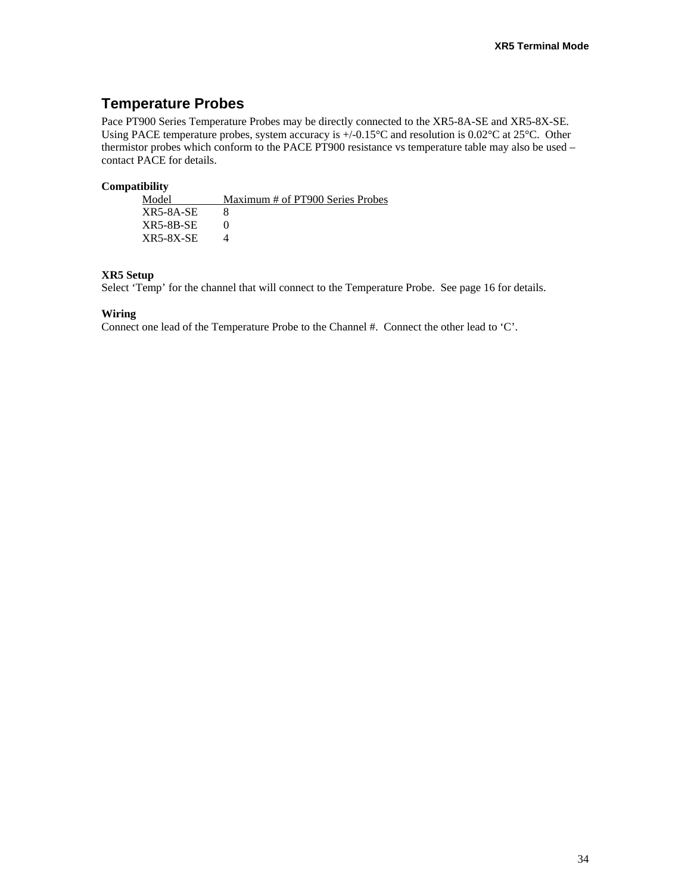## Temperature Probes

Pace PT900 Series Temperature Probes may be directly connected to the XR5-8A-SE and XR5-8X-SE. Using PACE temperature probes, system accuracy is +/-0.15°C and resolution is 0.02°C at 25°C. Other thermistor probes which conform to the PACE PT900 resistance vs temperature table may also be used – contact PACE for details.

**Compatibility**

| Model | Maximum # of PT900 Series Probes |
|---|---|
| XR5-8A-SE | 8 |
| XR5-8B-SE | 0 |
| XR5-8X-SE | 4 |

**XR5 Setup**

Select 'Temp' for the channel that will connect to the Temperature Probe. See page 16 for details.

**Wiring**

Connect one lead of the Temperature Probe to the Channel #. Connect the other lead to 'C'.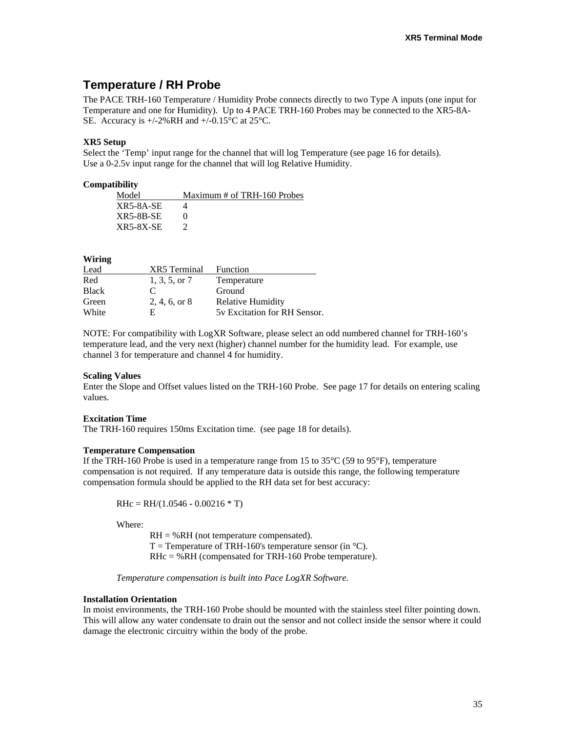## Temperature / RH Probe

The PACE TRH-160 Temperature / Humidity Probe connects directly to two Type A inputs (one input for Temperature and one for Humidity). Up to 4 PACE TRH-160 Probes may be connected to the XR5-8A-SE. Accuracy is +/-2%RH and +/-0.15°C at 25°C.

**XR5 Setup**

Select the 'Temp' input range for the channel that will log Temperature (see page 16 for details).
Use a 0-2.5v input range for the channel that will log Relative Humidity.

**Compatibility**

| Model | Maximum # of TRH-160 Probes |
|---|---|
| XR5-8A-SE | 4 |
| XR5-8B-SE | 0 |
| XR5-8X-SE | 2 |

**Wiring**

| Lead | XR5 Terminal | Function |
|---|---|---|
| Red | 1, 3, 5, or 7 | Temperature |
| Black | C | Ground |
| Green | 2, 4, 6, or 8 | Relative Humidity |
| White | E | 5v Excitation for RH Sensor. |

NOTE: For compatibility with LogXR Software, please select an odd numbered channel for TRH-160's temperature lead, and the very next (higher) channel number for the humidity lead. For example, use channel 3 for temperature and channel 4 for humidity.

**Scaling Values**

Enter the Slope and Offset values listed on the TRH-160 Probe. See page 17 for details on entering scaling values.

**Excitation Time**

The TRH-160 requires 150ms Excitation time. (see page 18 for details).

**Temperature Compensation**

If the TRH-160 Probe is used in a temperature range from 15 to 35°C (59 to 95°F), temperature compensation is not required. If any temperature data is outside this range, the following temperature compensation formula should be applied to the RH data set for best accuracy:

$$RHc = RH/(1.0546 - 0.00216 * T)$$

Where:

RH = %RH (not temperature compensated).
T = Temperature of TRH-160's temperature sensor (in °C).
RHc = %RH (compensated for TRH-160 Probe temperature).

*Temperature compensation is built into Pace LogXR Software.*

**Installation Orientation**

In moist environments, the TRH-160 Probe should be mounted with the stainless steel filter pointing down. This will allow any water condensate to drain out the sensor and not collect inside the sensor where it could damage the electronic circuitry within the body of the probe.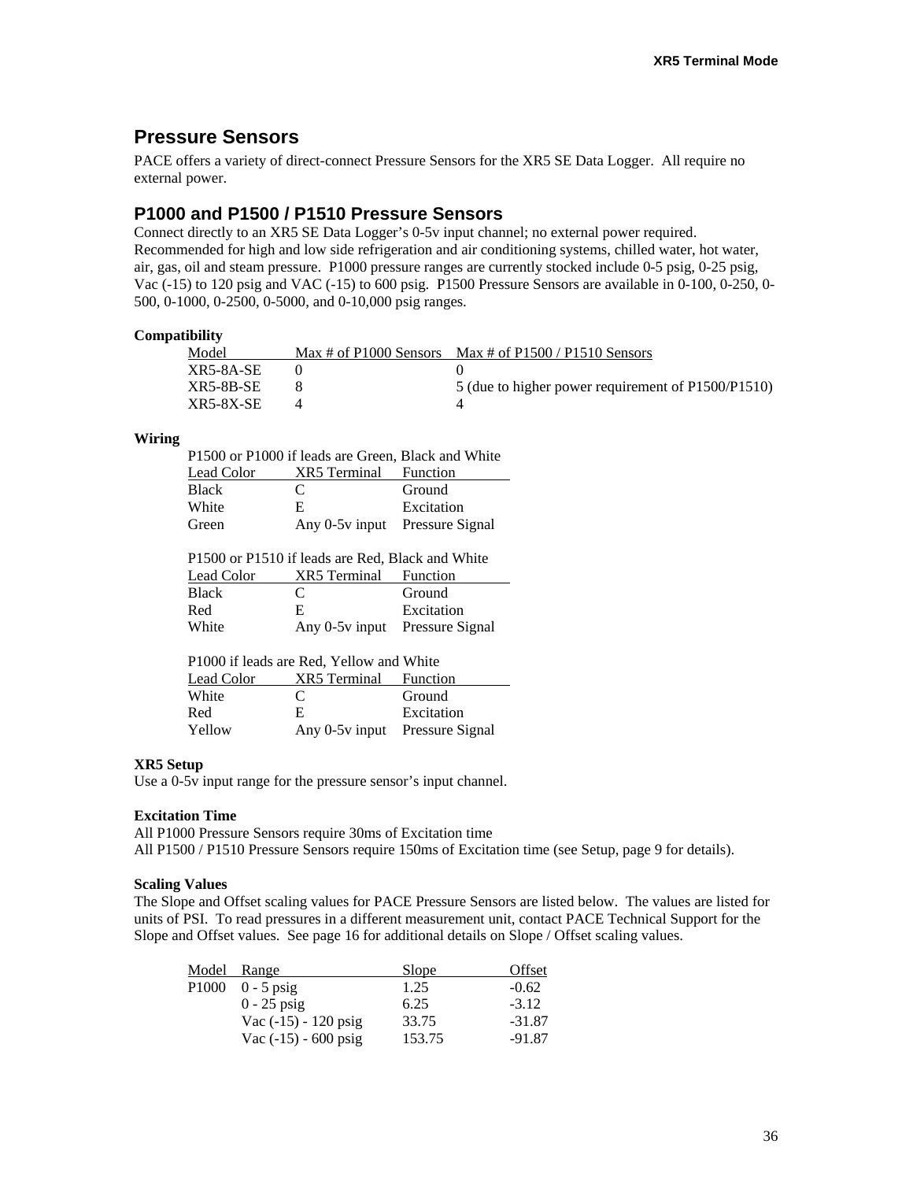## Pressure Sensors

PACE offers a variety of direct-connect Pressure Sensors for the XR5 SE Data Logger. All require no external power.

## P1000 and P1500 / P1510 Pressure Sensors

Connect directly to an XR5 SE Data Logger's 0-5v input channel; no external power required. Recommended for high and low side refrigeration and air conditioning systems, chilled water, hot water, air, gas, oil and steam pressure. P1000 pressure ranges are currently stocked include 0-5 psig, 0-25 psig, Vac (-15) to 120 psig and VAC (-15) to 600 psig. P1500 Pressure Sensors are available in 0-100, 0-250, 0-500, 0-1000, 0-2500, 0-5000, and 0-10,000 psig ranges.

**Compatibility**

| Model | Max # of P1000 Sensors | Max # of P1500 / P1510 Sensors |
|---|---|---|
| XR5-8A-SE | 0 | 0 |
| XR5-8B-SE | 8 | 5 (due to higher power requirement of P1500/P1510) |
| XR5-8X-SE | 4 | 4 |

**Wiring**

P1500 or P1000 if leads are Green, Black and White

| Lead Color | XR5 Terminal | Function |
|---|---|---|
| Black | C | Ground |
| White | E | Excitation |
| Green | Any 0-5v input | Pressure Signal |

P1500 or P1510 if leads are Red, Black and White

| Lead Color | XR5 Terminal | Function |
|---|---|---|
| Black | C | Ground |
| Red | E | Excitation |
| White | Any 0-5v input | Pressure Signal |

P1000 if leads are Red, Yellow and White

| Lead Color | XR5 Terminal | Function |
|---|---|---|
| White | C | Ground |
| Red | E | Excitation |
| Yellow | Any 0-5v input | Pressure Signal |

**XR5 Setup**

Use a 0-5v input range for the pressure sensor's input channel.

**Excitation Time**

All P1000 Pressure Sensors require 30ms of Excitation time
All P1500 / P1510 Pressure Sensors require 150ms of Excitation time (see Setup, page 9 for details).

**Scaling Values**

The Slope and Offset scaling values for PACE Pressure Sensors are listed below. The values are listed for units of PSI. To read pressures in a different measurement unit, contact PACE Technical Support for the Slope and Offset values. See page 16 for additional details on Slope / Offset scaling values.

| Model | Range | Slope | Offset |
|---|---|---|---|
| P1000 | 0 - 5 psig | 1.25 | -0.62 |
| | 0 - 25 psig | 6.25 | -3.12 |
| | Vac (-15) - 120 psig | 33.75 | -31.87 |
| | Vac (-15) - 600 psig | 153.75 | -91.87 |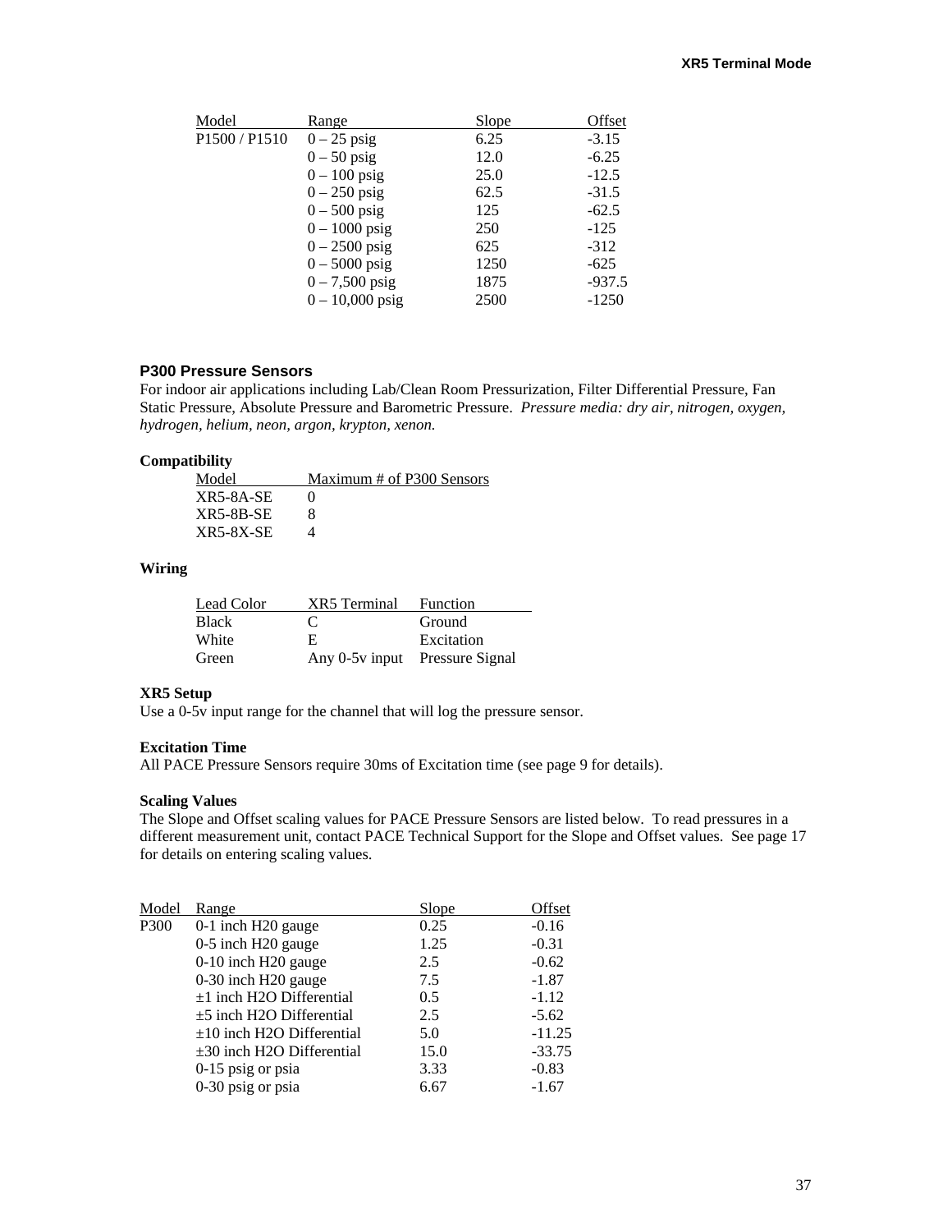| Model | Range | Slope | Offset |
| --- | --- | --- | --- |
| P1500 / P1510 | 0 – 25 psig | 6.25 | -3.15 |
| | 0 – 50 psig | 12.0 | -6.25 |
| | 0 – 100 psig | 25.0 | -12.5 |
| | 0 – 250 psig | 62.5 | -31.5 |
| | 0 – 500 psig | 125 | -62.5 |
| | 0 – 1000 psig | 250 | -125 |
| | 0 – 2500 psig | 625 | -312 |
| | 0 – 5000 psig | 1250 | -625 |
| | 0 – 7,500 psig | 1875 | -937.5 |
| | 0 – 10,000 psig | 2500 | -1250 |

### P300 Pressure Sensors

For indoor air applications including Lab/Clean Room Pressurization, Filter Differential Pressure, Fan Static Pressure, Absolute Pressure and Barometric Pressure. *Pressure media: dry air, nitrogen, oxygen, hydrogen, helium, neon, argon, krypton, xenon.*

**Compatibility**

| Model | Maximum # of P300 Sensors |
| --- | --- |
| XR5-8A-SE | 0 |
| XR5-8B-SE | 8 |
| XR5-8X-SE | 4 |

**Wiring**

| Lead Color | XR5 Terminal | Function |
| --- | --- | --- |
| Black | C | Ground |
| White | E | Excitation |
| Green | Any 0-5v input | Pressure Signal |

**XR5 Setup**

Use a 0-5v input range for the channel that will log the pressure sensor.

**Excitation Time**

All PACE Pressure Sensors require 30ms of Excitation time (see page 9 for details).

**Scaling Values**

The Slope and Offset scaling values for PACE Pressure Sensors are listed below. To read pressures in a different measurement unit, contact PACE Technical Support for the Slope and Offset values. See page 17 for details on entering scaling values.

| Model | Range | Slope | Offset |
| --- | --- | --- | --- |
| P300 | 0-1 inch H20 gauge | 0.25 | -0.16 |
| | 0-5 inch H20 gauge | 1.25 | -0.31 |
| | 0-10 inch H20 gauge | 2.5 | -0.62 |
| | 0-30 inch H20 gauge | 7.5 | -1.87 |
| | ±1 inch H2O Differential | 0.5 | -1.12 |
| | ±5 inch H2O Differential | 2.5 | -5.62 |
| | ±10 inch H2O Differential | 5.0 | -11.25 |
| | ±30 inch H2O Differential | 15.0 | -33.75 |
| | 0-15 psig or psia | 3.33 | -0.83 |
| | 0-30 psig or psia | 6.67 | -1.67 |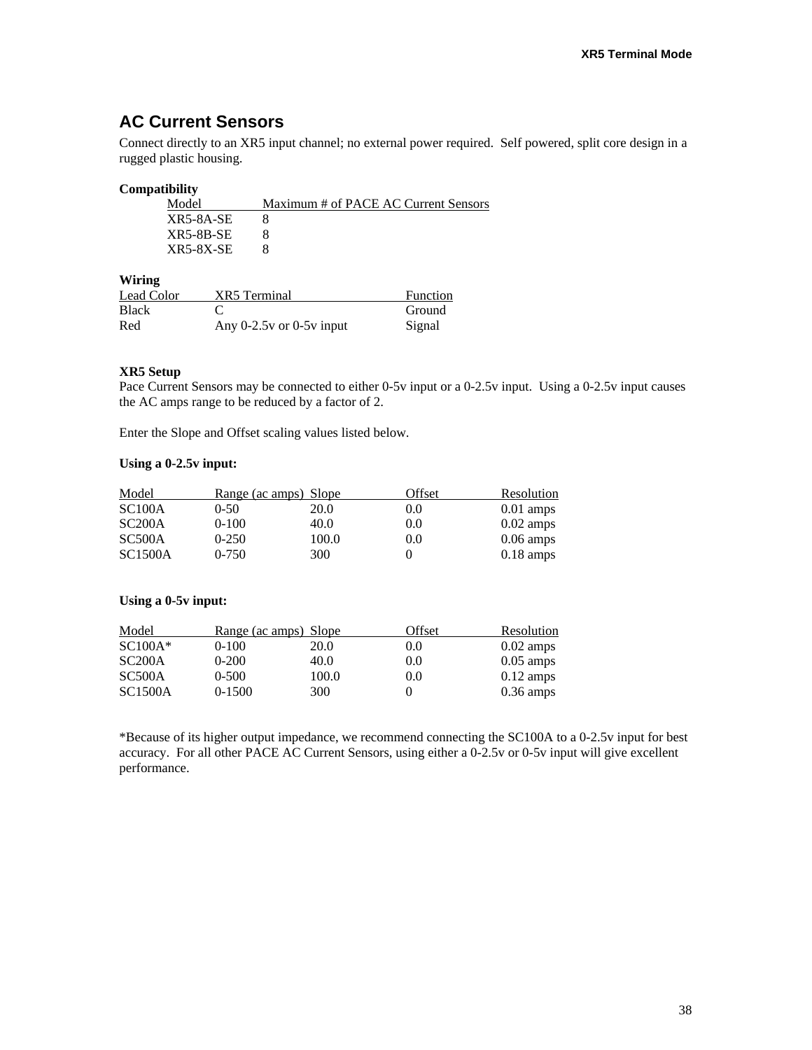## AC Current Sensors

Connect directly to an XR5 input channel; no external power required. Self powered, split core design in a rugged plastic housing.

**Compatibility**

| Model | Maximum # of PACE AC Current Sensors |
|---|---|
| XR5-8A-SE | 8 |
| XR5-8B-SE | 8 |
| XR5-8X-SE | 8 |

**Wiring**

| Lead Color | XR5 Terminal | Function |
|---|---|---|
| Black | C | Ground |
| Red | Any 0-2.5v or 0-5v input | Signal |

**XR5 Setup**

Pace Current Sensors may be connected to either 0-5v input or a 0-2.5v input. Using a 0-2.5v input causes the AC amps range to be reduced by a factor of 2.

Enter the Slope and Offset scaling values listed below.

**Using a 0-2.5v input:**

| Model | Range (ac amps) | Slope | Offset | Resolution |
|---|---|---|---|---|
| SC100A | 0-50 | 20.0 | 0.0 | 0.01 amps |
| SC200A | 0-100 | 40.0 | 0.0 | 0.02 amps |
| SC500A | 0-250 | 100.0 | 0.0 | 0.06 amps |
| SC1500A | 0-750 | 300 | 0 | 0.18 amps |

**Using a 0-5v input:**

| Model | Range (ac amps) | Slope | Offset | Resolution |
|---|---|---|---|---|
| SC100A* | 0-100 | 20.0 | 0.0 | 0.02 amps |
| SC200A | 0-200 | 40.0 | 0.0 | 0.05 amps |
| SC500A | 0-500 | 100.0 | 0.0 | 0.12 amps |
| SC1500A | 0-1500 | 300 | 0 | 0.36 amps |

*Because of its higher output impedance, we recommend connecting the SC100A to a 0-2.5v input for best accuracy. For all other PACE AC Current Sensors, using either a 0-2.5v or 0-5v input will give excellent performance.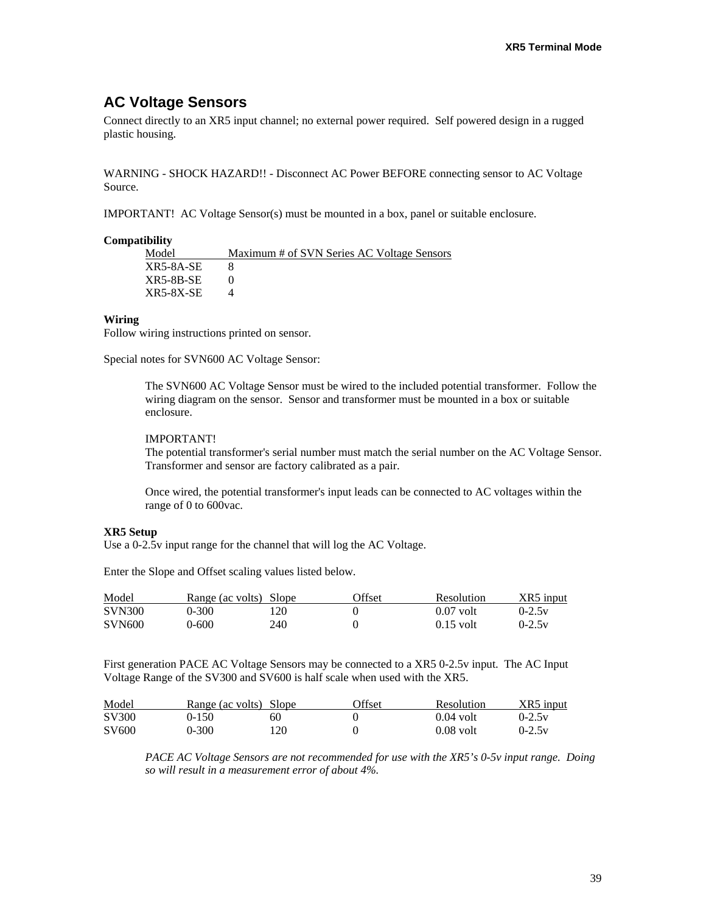## AC Voltage Sensors

Connect directly to an XR5 input channel; no external power required. Self powered design in a rugged plastic housing.

WARNING - SHOCK HAZARD!! - Disconnect AC Power BEFORE connecting sensor to AC Voltage Source.

IMPORTANT! AC Voltage Sensor(s) must be mounted in a box, panel or suitable enclosure.

**Compatibility**

| Model | Maximum # of SVN Series AC Voltage Sensors |
|---|---|
| XR5-8A-SE | 8 |
| XR5-8B-SE | 0 |
| XR5-8X-SE | 4 |

**Wiring**

Follow wiring instructions printed on sensor.

Special notes for SVN600 AC Voltage Sensor:

> The SVN600 AC Voltage Sensor must be wired to the included potential transformer. Follow the wiring diagram on the sensor. Sensor and transformer must be mounted in a box or suitable enclosure.
>
> IMPORTANT!
> The potential transformer's serial number must match the serial number on the AC Voltage Sensor. Transformer and sensor are factory calibrated as a pair.
>
> Once wired, the potential transformer's input leads can be connected to AC voltages within the range of 0 to 600vac.

**XR5 Setup**

Use a 0-2.5v input range for the channel that will log the AC Voltage.

Enter the Slope and Offset scaling values listed below.

| Model | Range (ac volts) | Slope | Offset | Resolution | XR5 input |
|---|---|---|---|---|---|
| SVN300 | 0-300 | 120 | 0 | 0.07 volt | 0-2.5v |
| SVN600 | 0-600 | 240 | 0 | 0.15 volt | 0-2.5v |

First generation PACE AC Voltage Sensors may be connected to a XR5 0-2.5v input. The AC Input Voltage Range of the SV300 and SV600 is half scale when used with the XR5.

| Model | Range (ac volts) | Slope | Offset | Resolution | XR5 input |
|---|---|---|---|---|---|
| SV300 | 0-150 | 60 | 0 | 0.04 volt | 0-2.5v |
| SV600 | 0-300 | 120 | 0 | 0.08 volt | 0-2.5v |

> *PACE AC Voltage Sensors are not recommended for use with the XR5's 0-5v input range. Doing so will result in a measurement error of about 4%.*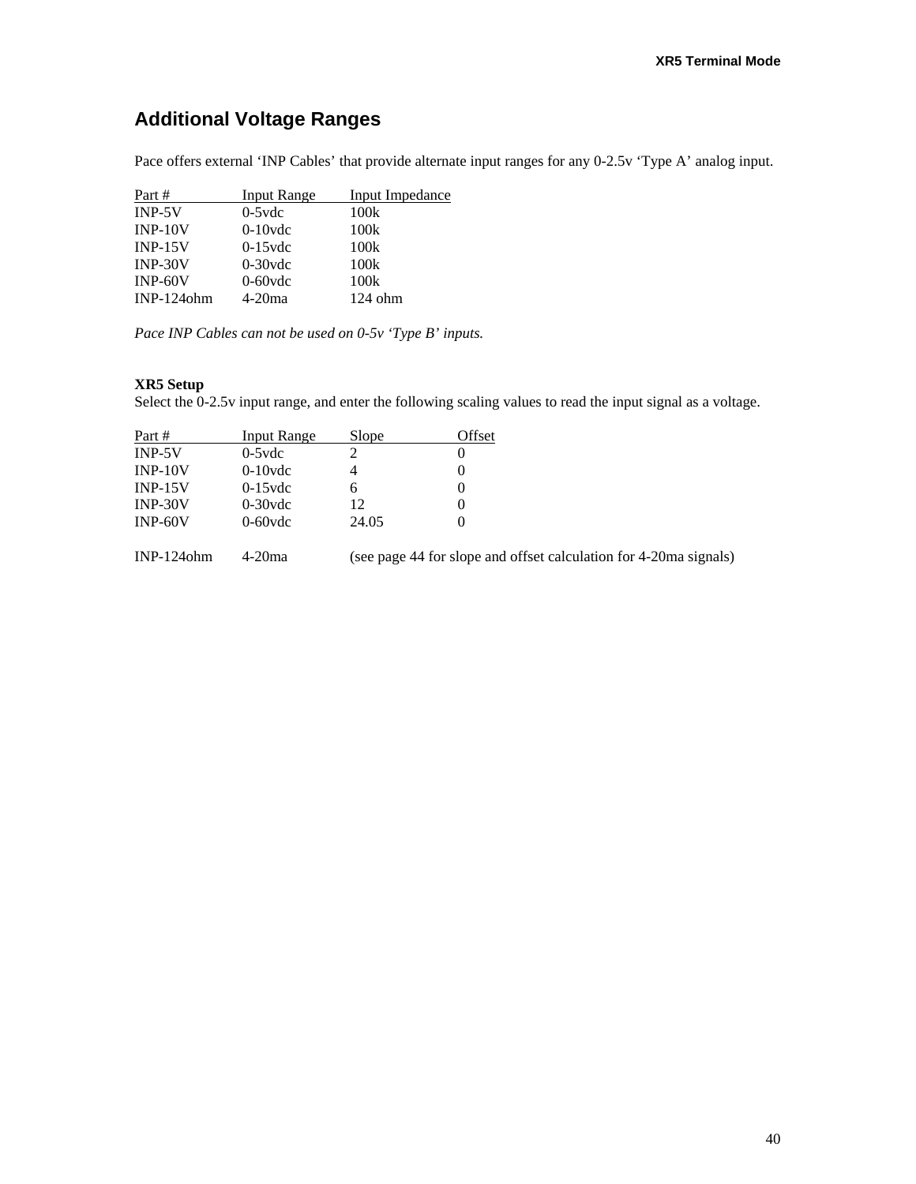## Additional Voltage Ranges

Pace offers external ‘INP Cables’ that provide alternate input ranges for any 0-2.5v ‘Type A’ analog input.

| Part # | Input Range | Input Impedance |
|---|---|---|
| INP-5V | 0-5vdc | 100k |
| INP-10V | 0-10vdc | 100k |
| INP-15V | 0-15vdc | 100k |
| INP-30V | 0-30vdc | 100k |
| INP-60V | 0-60vdc | 100k |
| INP-124ohm | 4-20ma | 124 ohm |

*Pace INP Cables can not be used on 0-5v ‘Type B’ inputs.*

**XR5 Setup**
Select the 0-2.5v input range, and enter the following scaling values to read the input signal as a voltage.

| Part # | Input Range | Slope | Offset |
|---|---|---|---|
| INP-5V | 0-5vdc | 2 | 0 |
| INP-10V | 0-10vdc | 4 | 0 |
| INP-15V | 0-15vdc | 6 | 0 |
| INP-30V | 0-30vdc | 12 | 0 |
| INP-60V | 0-60vdc | 24.05 | 0 |
| INP-124ohm | 4-20ma | (see page 44 for slope and offset calculation for 4-20ma signals) | |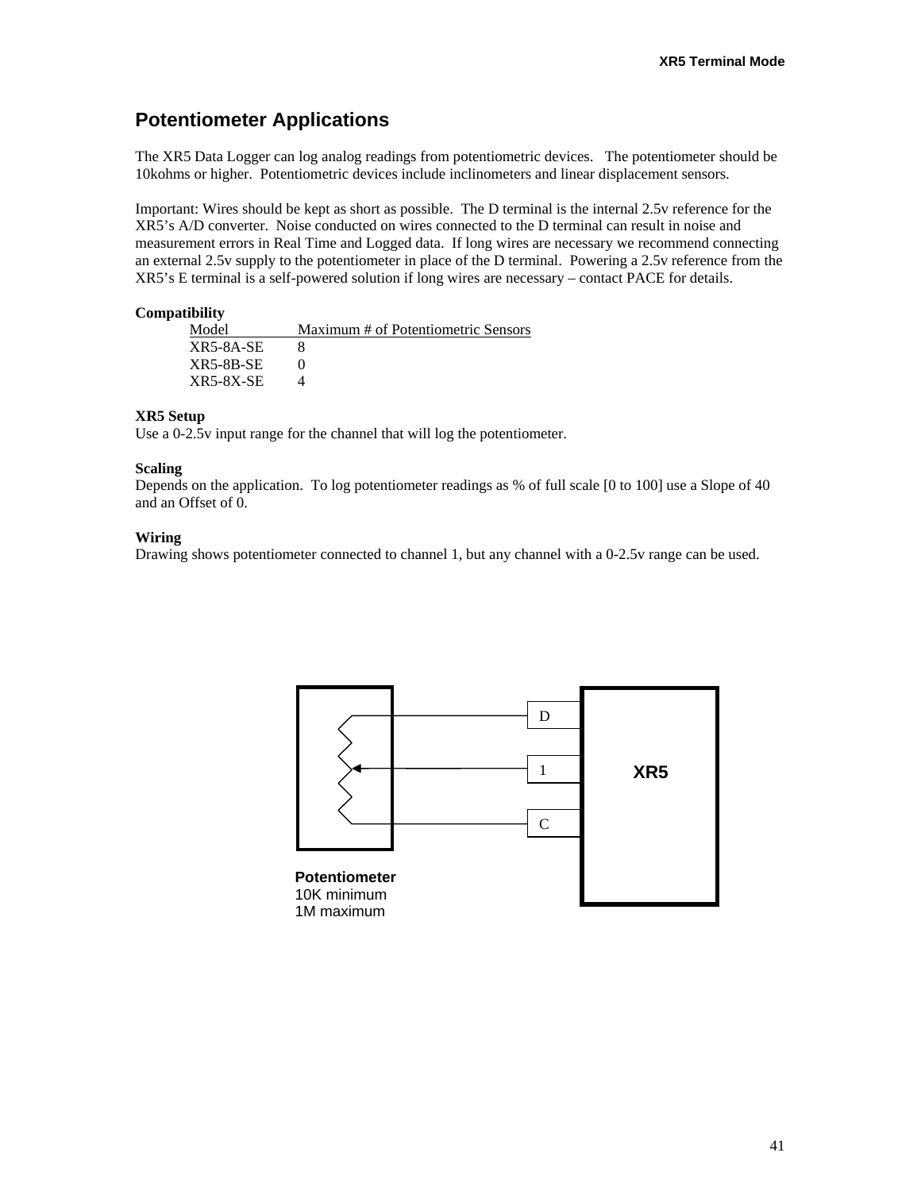## Potentiometer Applications

The XR5 Data Logger can log analog readings from potentiometric devices. The potentiometer should be 10kohms or higher. Potentiometric devices include inclinometers and linear displacement sensors.

Important: Wires should be kept as short as possible. The D terminal is the internal 2.5v reference for the XR5's A/D converter. Noise conducted on wires connected to the D terminal can result in noise and measurement errors in Real Time and Logged data. If long wires are necessary we recommend connecting an external 2.5v supply to the potentiometer in place of the D terminal. Powering a 2.5v reference from the XR5's E terminal is a self-powered solution if long wires are necessary – contact PACE for details.

**Compatibility**

| Model | Maximum # of Potentiometric Sensors |
|---|---|
| XR5-8A-SE | 8 |
| XR5-8B-SE | 0 |
| XR5-8X-SE | 4 |

**XR5 Setup**

Use a 0-2.5v input range for the channel that will log the potentiometer.

**Scaling**

Depends on the application. To log potentiometer readings as % of full scale [0 to 100] use a Slope of 40 and an Offset of 0.

**Wiring**

Drawing shows potentiometer connected to channel 1, but any channel with a 0-2.5v range can be used.

D

1

C

XR5

**Potentiometer**
10K minimum
1M maximum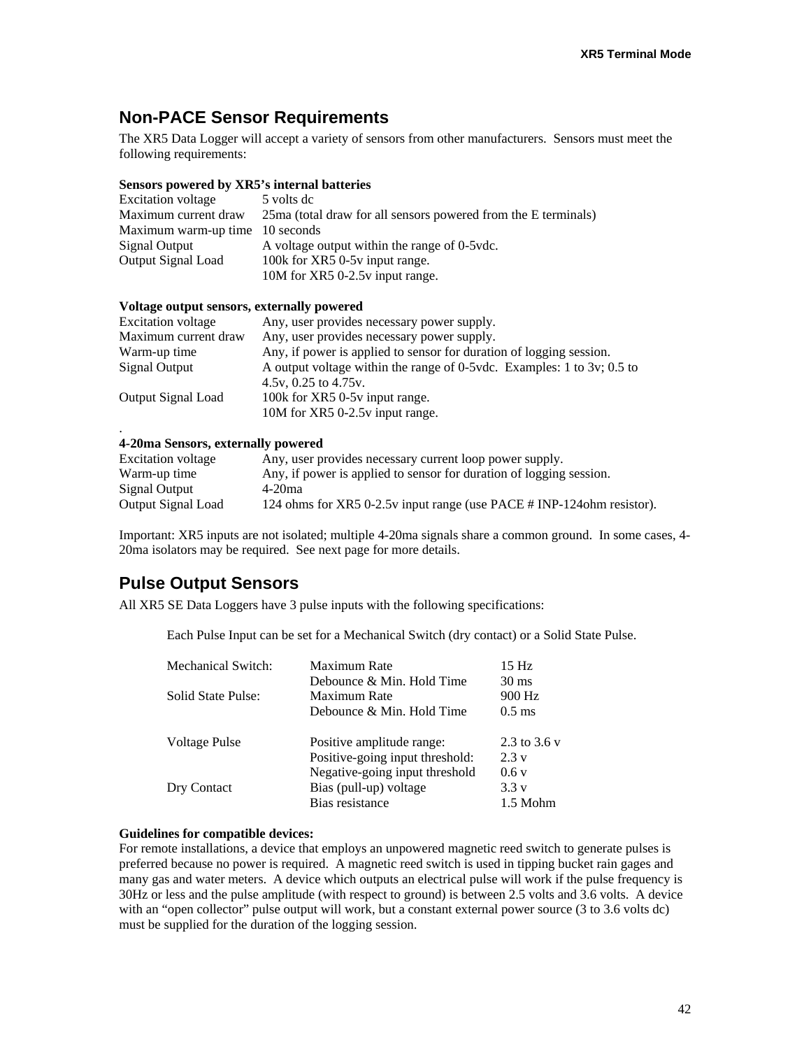## Non-PACE Sensor Requirements

The XR5 Data Logger will accept a variety of sensors from other manufacturers. Sensors must meet the following requirements:

**Sensors powered by XR5's internal batteries**

| | |
|---|---|
| Excitation voltage | 5 volts dc |
| Maximum current draw | 25ma (total draw for all sensors powered from the E terminals) |
| Maximum warm-up time | 10 seconds |
| Signal Output | A voltage output within the range of 0-5vdc. |
| Output Signal Load | 100k for XR5 0-5v input range.<br>10M for XR5 0-2.5v input range. |

**Voltage output sensors, externally powered**

| | |
|---|---|
| Excitation voltage | Any, user provides necessary power supply. |
| Maximum current draw | Any, user provides necessary power supply. |
| Warm-up time | Any, if power is applied to sensor for duration of logging session. |
| Signal Output | A output voltage within the range of 0-5vdc. Examples: 1 to 3v; 0.5 to 4.5v, 0.25 to 4.75v. |
| Output Signal Load | 100k for XR5 0-5v input range.<br>10M for XR5 0-2.5v input range. |

.

**4-20ma Sensors, externally powered**

| | |
|---|---|
| Excitation voltage | Any, user provides necessary current loop power supply. |
| Warm-up time | Any, if power is applied to sensor for duration of logging session. |
| Signal Output | 4-20ma |
| Output Signal Load | 124 ohms for XR5 0-2.5v input range (use PACE # INP-124ohm resistor). |

Important: XR5 inputs are not isolated; multiple 4-20ma signals share a common ground. In some cases, 4-20ma isolators may be required. See next page for more details.

## Pulse Output Sensors

All XR5 SE Data Loggers have 3 pulse inputs with the following specifications:

Each Pulse Input can be set for a Mechanical Switch (dry contact) or a Solid State Pulse.

| | | |
|---|---|---|
| Mechanical Switch: | Maximum Rate | 15 Hz |
| | Debounce & Min. Hold Time | 30 ms |
| Solid State Pulse: | Maximum Rate | 900 Hz |
| | Debounce & Min. Hold Time | 0.5 ms |
| | | |
| Voltage Pulse | Positive amplitude range: | 2.3 to 3.6 v |
| | Positive-going input threshold: | 2.3 v |
| | Negative-going input threshold | 0.6 v |
| Dry Contact | Bias (pull-up) voltage | 3.3 v |
| | Bias resistance | 1.5 Mohm |

**Guidelines for compatible devices:**

For remote installations, a device that employs an unpowered magnetic reed switch to generate pulses is preferred because no power is required. A magnetic reed switch is used in tipping bucket rain gages and many gas and water meters. A device which outputs an electrical pulse will work if the pulse frequency is 30Hz or less and the pulse amplitude (with respect to ground) is between 2.5 volts and 3.6 volts. A device with an "open collector" pulse output will work, but a constant external power source (3 to 3.6 volts dc) must be supplied for the duration of the logging session.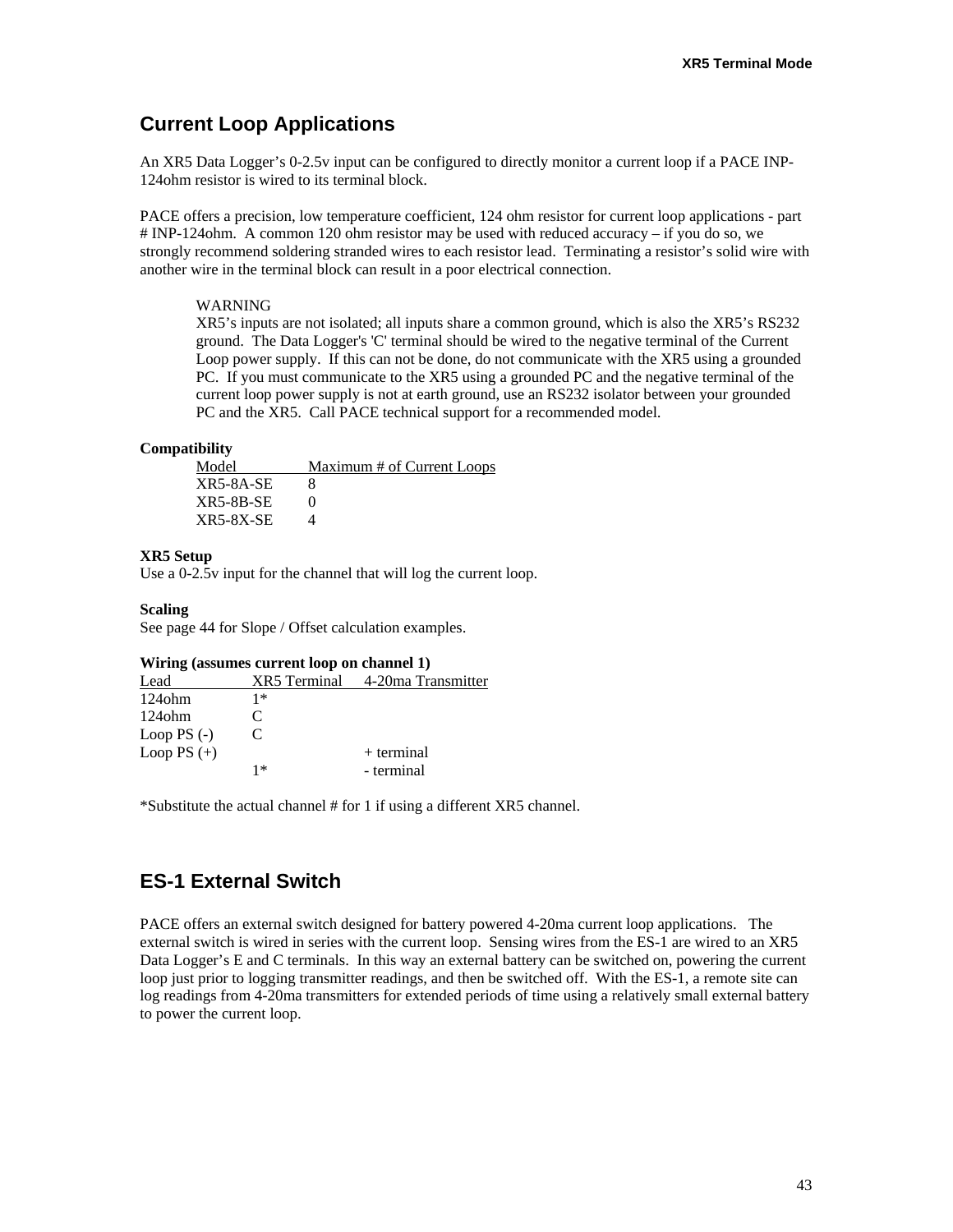## Current Loop Applications

An XR5 Data Logger's 0-2.5v input can be configured to directly monitor a current loop if a PACE INP-124ohm resistor is wired to its terminal block.

PACE offers a precision, low temperature coefficient, 124 ohm resistor for current loop applications - part # INP-124ohm. A common 120 ohm resistor may be used with reduced accuracy – if you do so, we strongly recommend soldering stranded wires to each resistor lead. Terminating a resistor's solid wire with another wire in the terminal block can result in a poor electrical connection.

> WARNING
> XR5's inputs are not isolated; all inputs share a common ground, which is also the XR5's RS232 ground. The Data Logger's 'C' terminal should be wired to the negative terminal of the Current Loop power supply. If this can not be done, do not communicate with the XR5 using a grounded PC. If you must communicate to the XR5 using a grounded PC and the negative terminal of the current loop power supply is not at earth ground, use an RS232 isolator between your grounded PC and the XR5. Call PACE technical support for a recommended model.

**Compatibility**

| Model | Maximum # of Current Loops |
|---|---|
| XR5-8A-SE | 8 |
| XR5-8B-SE | 0 |
| XR5-8X-SE | 4 |

**XR5 Setup**
Use a 0-2.5v input for the channel that will log the current loop.

**Scaling**
See page 44 for Slope / Offset calculation examples.

**Wiring (assumes current loop on channel 1)**

| Lead | XR5 Terminal | 4-20ma Transmitter |
|---|---|---|
| 124ohm | 1* | |
| 124ohm | C | |
| Loop PS (-) | C | |
| Loop PS (+) | | + terminal |
| | 1* | - terminal |

*Substitute the actual channel # for 1 if using a different XR5 channel.

## ES-1 External Switch

PACE offers an external switch designed for battery powered 4-20ma current loop applications. The external switch is wired in series with the current loop. Sensing wires from the ES-1 are wired to an XR5 Data Logger's E and C terminals. In this way an external battery can be switched on, powering the current loop just prior to logging transmitter readings, and then be switched off. With the ES-1, a remote site can log readings from 4-20ma transmitters for extended periods of time using a relatively small external battery to power the current loop.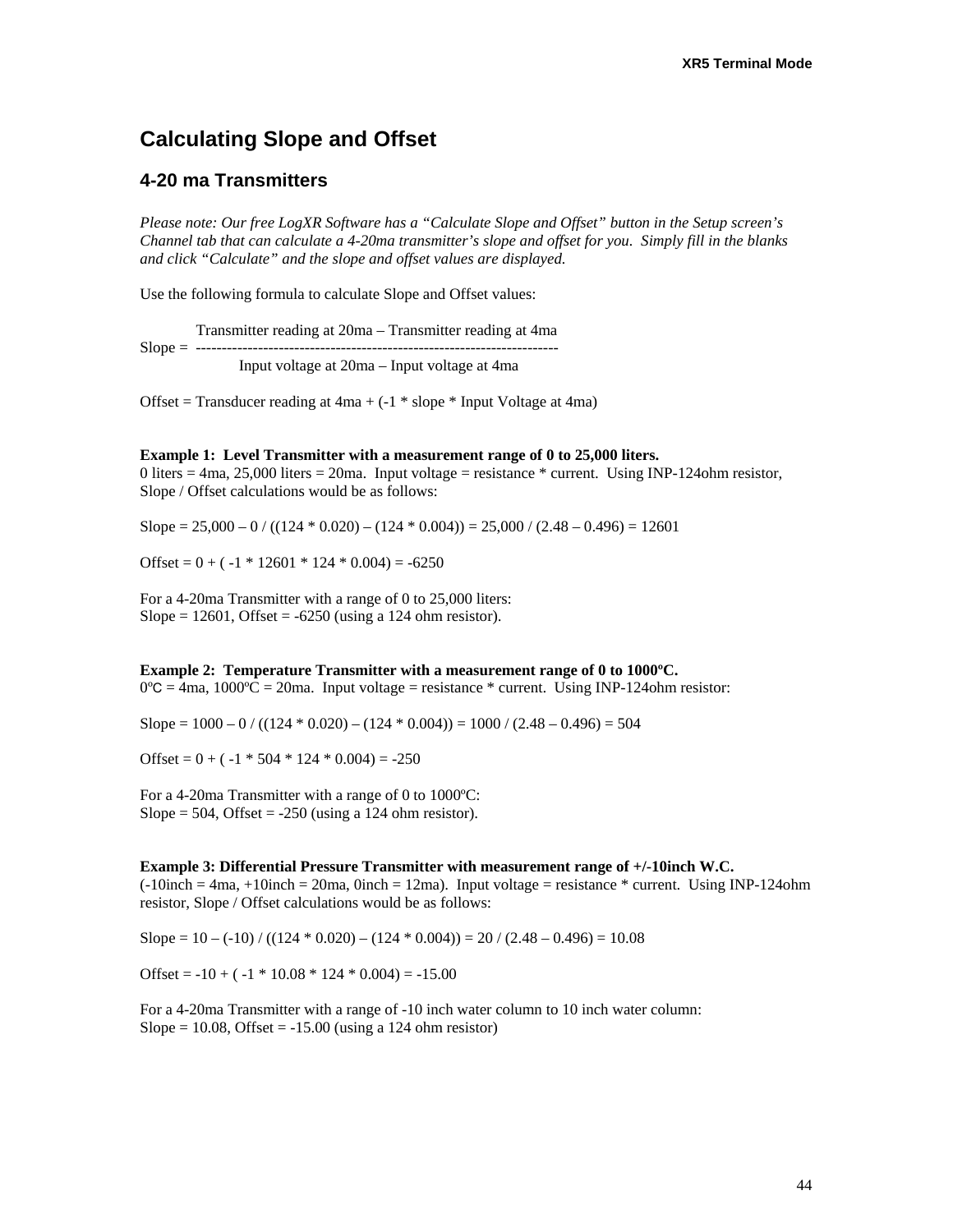# Calculating Slope and Offset

## 4-20 ma Transmitters

*Please note: Our free LogXR Software has a "Calculate Slope and Offset" button in the Setup screen's Channel tab that can calculate a 4-20ma transmitter's slope and offset for you. Simply fill in the blanks and click "Calculate" and the slope and offset values are displayed.*

Use the following formula to calculate Slope and Offset values:

$$\text{Slope} = \frac{\text{Transmitter reading at 20ma} - \text{Transmitter reading at 4ma}}{\text{Input voltage at 20ma} - \text{Input voltage at 4ma}}$$

Offset = Transducer reading at 4ma + (-1 * slope * Input Voltage at 4ma)

**Example 1: Level Transmitter with a measurement range of 0 to 25,000 liters.**
0 liters = 4ma, 25,000 liters = 20ma. Input voltage = resistance * current. Using INP-124ohm resistor, Slope / Offset calculations would be as follows:

Slope = 25,000 – 0 / ((124 * 0.020) – (124 * 0.004)) = 25,000 / (2.48 – 0.496) = 12601

Offset = 0 + ( -1 * 12601 * 124 * 0.004) = -6250

For a 4-20ma Transmitter with a range of 0 to 25,000 liters:
Slope = 12601, Offset = -6250 (using a 124 ohm resistor).

**Example 2: Temperature Transmitter with a measurement range of 0 to 1000ºC.**
0ºC = 4ma, 1000ºC = 20ma. Input voltage = resistance * current. Using INP-124ohm resistor:

Slope = 1000 – 0 / ((124 * 0.020) – (124 * 0.004)) = 1000 / (2.48 – 0.496) = 504

Offset = 0 + ( -1 * 504 * 124 * 0.004) = -250

For a 4-20ma Transmitter with a range of 0 to 1000ºC:
Slope = 504, Offset = -250 (using a 124 ohm resistor).

**Example 3: Differential Pressure Transmitter with measurement range of +/-10inch W.C.**
(-10inch = 4ma, +10inch = 20ma, 0inch = 12ma). Input voltage = resistance * current. Using INP-124ohm resistor, Slope / Offset calculations would be as follows:

Slope = 10 – (-10) / ((124 * 0.020) – (124 * 0.004)) = 20 / (2.48 – 0.496) = 10.08

Offset = -10 + ( -1 * 10.08 * 124 * 0.004) = -15.00

For a 4-20ma Transmitter with a range of -10 inch water column to 10 inch water column:
Slope = 10.08, Offset = -15.00 (using a 124 ohm resistor)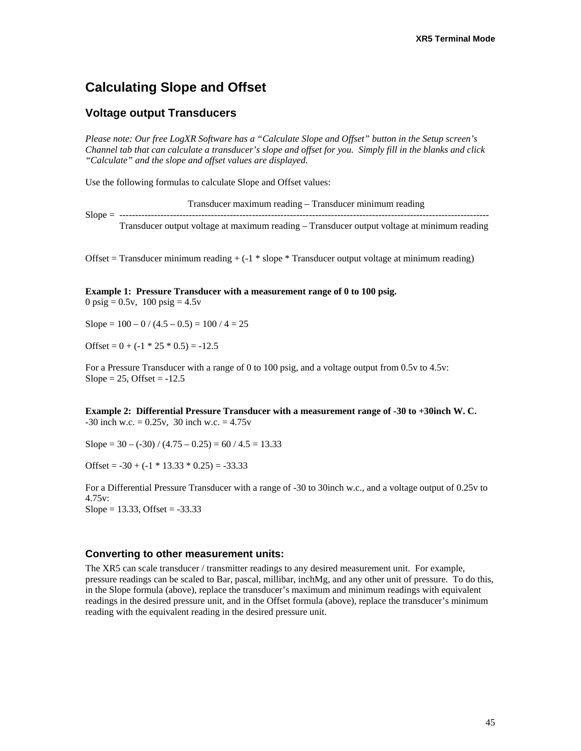# Calculating Slope and Offset

## Voltage output Transducers

*Please note: Our free LogXR Software has a "Calculate Slope and Offset" button in the Setup screen's Channel tab that can calculate a transducer's slope and offset for you. Simply fill in the blanks and click "Calculate" and the slope and offset values are displayed.*

Use the following formulas to calculate Slope and Offset values:

$$\text{Slope} = \frac{\text{Transducer maximum reading} - \text{Transducer minimum reading}}{\text{Transducer output voltage at maximum reading} - \text{Transducer output voltage at minimum reading}}$$

Offset = Transducer minimum reading + (-1 * slope * Transducer output voltage at minimum reading)

**Example 1: Pressure Transducer with a measurement range of 0 to 100 psig.**
0 psig = 0.5v, 100 psig = 4.5v

Slope = 100 – 0 / (4.5 – 0.5) = 100 / 4 = 25

Offset = 0 + (-1 * 25 * 0.5) = -12.5

For a Pressure Transducer with a range of 0 to 100 psig, and a voltage output from 0.5v to 4.5v:
Slope = 25, Offset = -12.5

**Example 2: Differential Pressure Transducer with a measurement range of -30 to +30inch W. C.**
-30 inch w.c. = 0.25v, 30 inch w.c. = 4.75v

Slope = 30 – (-30) / (4.75 – 0.25) = 60 / 4.5 = 13.33

Offset = -30 + (-1 * 13.33 * 0.25) = -33.33

For a Differential Pressure Transducer with a range of -30 to 30inch w.c., and a voltage output of 0.25v to 4.75v:
Slope = 13.33, Offset = -33.33

### Converting to other measurement units:

The XR5 can scale transducer / transmitter readings to any desired measurement unit. For example, pressure readings can be scaled to Bar, pascal, millibar, inchMg, and any other unit of pressure. To do this, in the Slope formula (above), replace the transducer's maximum and minimum readings with equivalent readings in the desired pressure unit, and in the Offset formula (above), replace the transducer's minimum reading with the equivalent reading in the desired pressure unit.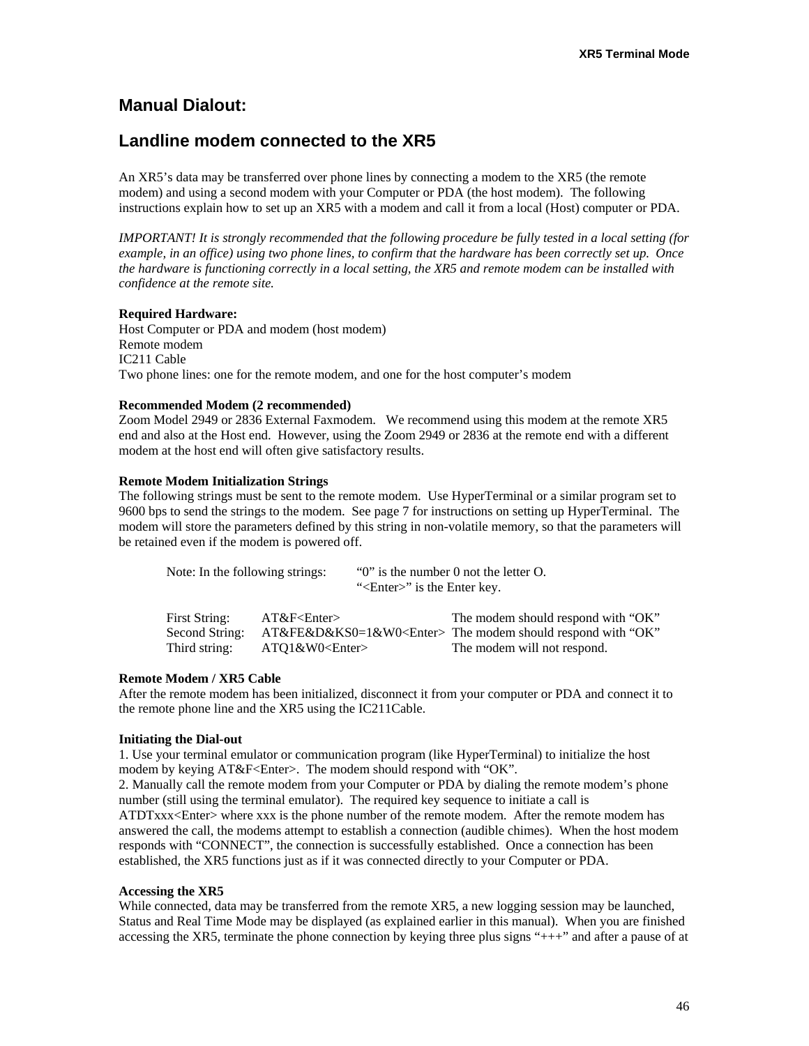## Manual Dialout:

## Landline modem connected to the XR5

An XR5's data may be transferred over phone lines by connecting a modem to the XR5 (the remote modem) and using a second modem with your Computer or PDA (the host modem). The following instructions explain how to set up an XR5 with a modem and call it from a local (Host) computer or PDA.

*IMPORTANT! It is strongly recommended that the following procedure be fully tested in a local setting (for example, in an office) using two phone lines, to confirm that the hardware has been correctly set up. Once the hardware is functioning correctly in a local setting, the XR5 and remote modem can be installed with confidence at the remote site.*

**Required Hardware:**
Host Computer or PDA and modem (host modem)
Remote modem
IC211 Cable
Two phone lines: one for the remote modem, and one for the host computer's modem

**Recommended Modem (2 recommended)**
Zoom Model 2949 or 2836 External Faxmodem. We recommend using this modem at the remote XR5 end and also at the Host end. However, using the Zoom 2949 or 2836 at the remote end with a different modem at the host end will often give satisfactory results.

**Remote Modem Initialization Strings**
The following strings must be sent to the remote modem. Use HyperTerminal or a similar program set to 9600 bps to send the strings to the modem. See page 7 for instructions on setting up HyperTerminal. The modem will store the parameters defined by this string in non-volatile memory, so that the parameters will be retained even if the modem is powered off.

Note: In the following strings: "0" is the number 0 not the letter O.
"<Enter>" is the Enter key.

| | | |
|---|---|---|
| First String: | AT&F<Enter> | The modem should respond with "OK" |
| Second String: | AT&FE&D&KS0=1&W0<Enter> | The modem should respond with "OK" |
| Third string: | ATQ1&W0<Enter> | The modem will not respond. |

**Remote Modem / XR5 Cable**
After the remote modem has been initialized, disconnect it from your computer or PDA and connect it to the remote phone line and the XR5 using the IC211Cable.

**Initiating the Dial-out**
1. Use your terminal emulator or communication program (like HyperTerminal) to initialize the host modem by keying AT&F<Enter>. The modem should respond with "OK".
2. Manually call the remote modem from your Computer or PDA by dialing the remote modem's phone number (still using the terminal emulator). The required key sequence to initiate a call is ATDTxxx<Enter> where xxx is the phone number of the remote modem. After the remote modem has answered the call, the modems attempt to establish a connection (audible chimes). When the host modem responds with "CONNECT", the connection is successfully established. Once a connection has been established, the XR5 functions just as if it was connected directly to your Computer or PDA.

**Accessing the XR5**
While connected, data may be transferred from the remote XR5, a new logging session may be launched, Status and Real Time Mode may be displayed (as explained earlier in this manual). When you are finished accessing the XR5, terminate the phone connection by keying three plus signs "+++" and after a pause of at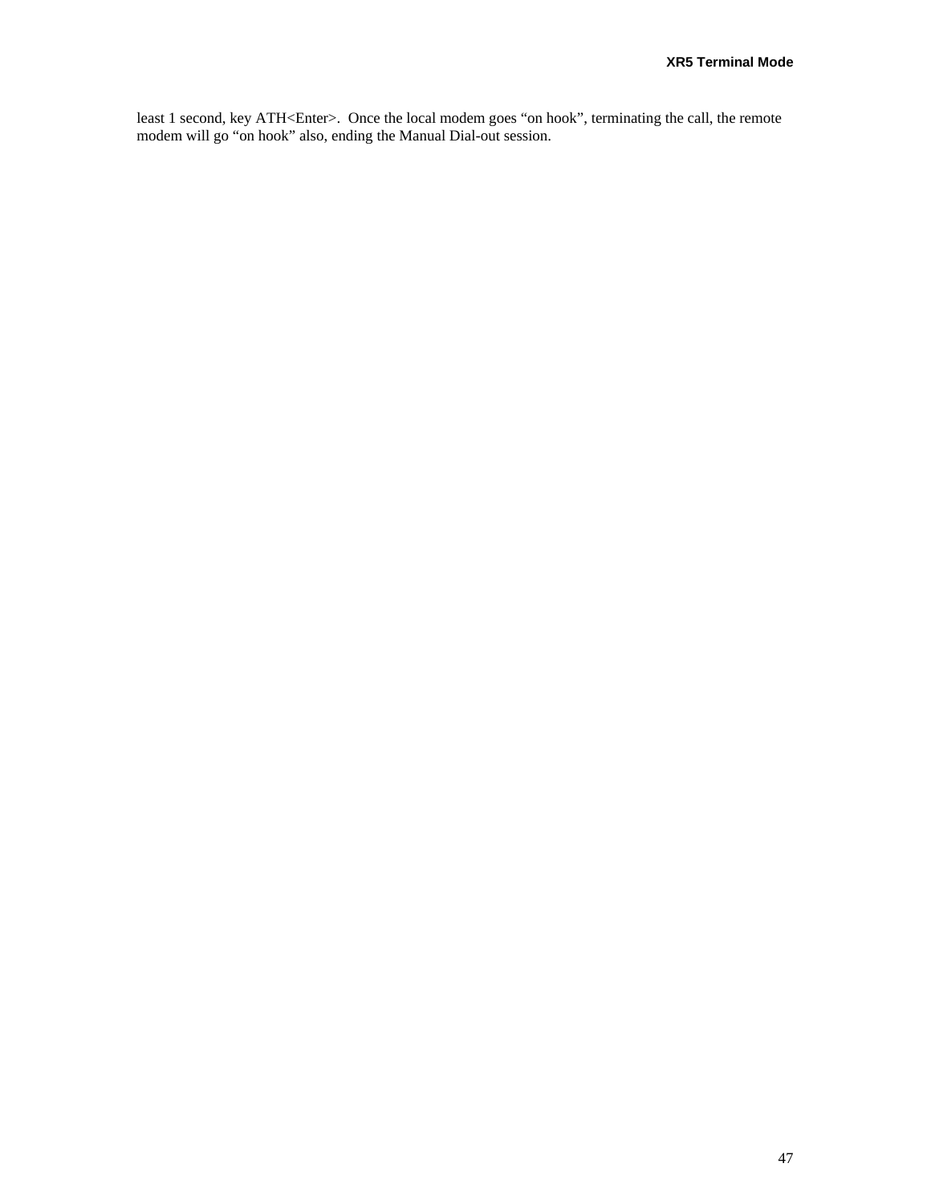least 1 second, key ATH<Enter>. Once the local modem goes “on hook”, terminating the call, the remote modem will go “on hook” also, ending the Manual Dial-out session.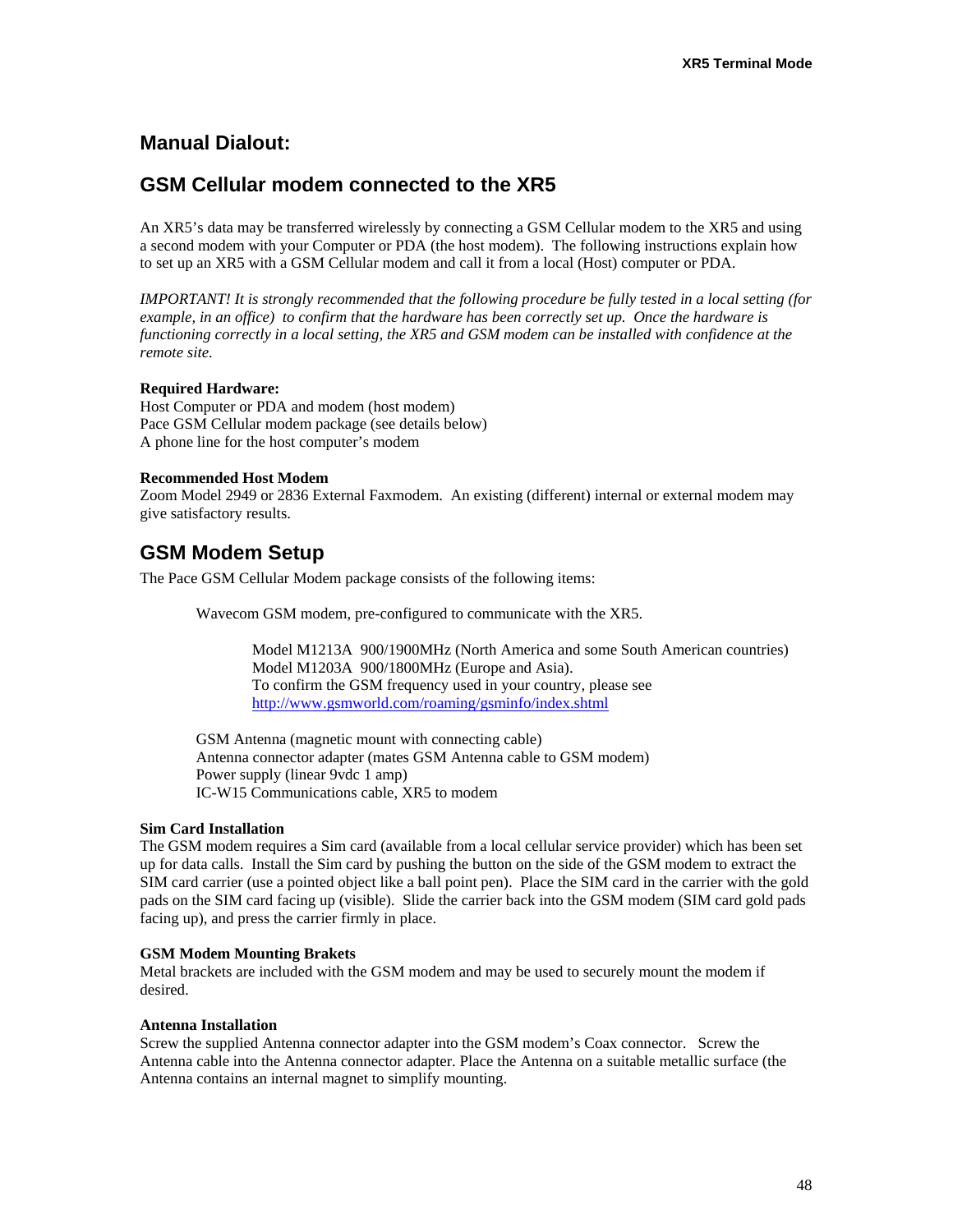## Manual Dialout:

## GSM Cellular modem connected to the XR5

An XR5's data may be transferred wirelessly by connecting a GSM Cellular modem to the XR5 and using a second modem with your Computer or PDA (the host modem). The following instructions explain how to set up an XR5 with a GSM Cellular modem and call it from a local (Host) computer or PDA.

*IMPORTANT! It is strongly recommended that the following procedure be fully tested in a local setting (for example, in an office) to confirm that the hardware has been correctly set up. Once the hardware is functioning correctly in a local setting, the XR5 and GSM modem can be installed with confidence at the remote site.*

**Required Hardware:**
Host Computer or PDA and modem (host modem)
Pace GSM Cellular modem package (see details below)
A phone line for the host computer's modem

**Recommended Host Modem**
Zoom Model 2949 or 2836 External Faxmodem. An existing (different) internal or external modem may give satisfactory results.

## GSM Modem Setup

The Pace GSM Cellular Modem package consists of the following items:

> Wavecom GSM modem, pre-configured to communicate with the XR5.
>
> > Model M1213A 900/1900MHz (North America and some South American countries)
> > Model M1203A 900/1800MHz (Europe and Asia).
> > To confirm the GSM frequency used in your country, please see
> > http://www.gsmworld.com/roaming/gsminfo/index.shtml
>
> GSM Antenna (magnetic mount with connecting cable)
> Antenna connector adapter (mates GSM Antenna cable to GSM modem)
> Power supply (linear 9vdc 1 amp)
> IC-W15 Communications cable, XR5 to modem

**Sim Card Installation**
The GSM modem requires a Sim card (available from a local cellular service provider) which has been set up for data calls. Install the Sim card by pushing the button on the side of the GSM modem to extract the SIM card carrier (use a pointed object like a ball point pen). Place the SIM card in the carrier with the gold pads on the SIM card facing up (visible). Slide the carrier back into the GSM modem (SIM card gold pads facing up), and press the carrier firmly in place.

**GSM Modem Mounting Brakets**
Metal brackets are included with the GSM modem and may be used to securely mount the modem if desired.

**Antenna Installation**
Screw the supplied Antenna connector adapter into the GSM modem's Coax connector. Screw the Antenna cable into the Antenna connector adapter. Place the Antenna on a suitable metallic surface (the Antenna contains an internal magnet to simplify mounting.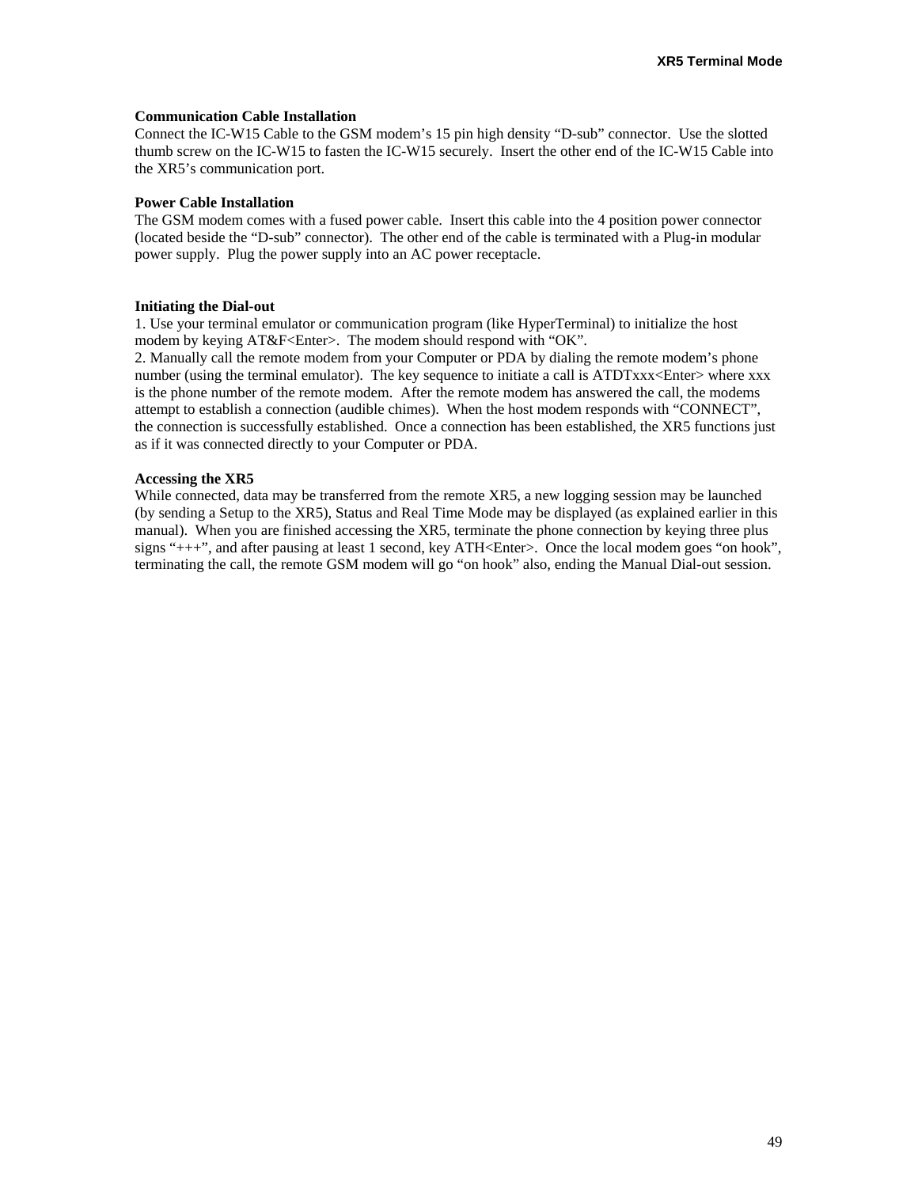**Communication Cable Installation**
Connect the IC-W15 Cable to the GSM modem's 15 pin high density "D-sub" connector. Use the slotted thumb screw on the IC-W15 to fasten the IC-W15 securely. Insert the other end of the IC-W15 Cable into the XR5's communication port.

**Power Cable Installation**
The GSM modem comes with a fused power cable. Insert this cable into the 4 position power connector (located beside the "D-sub" connector). The other end of the cable is terminated with a Plug-in modular power supply. Plug the power supply into an AC power receptacle.

**Initiating the Dial-out**
1. Use your terminal emulator or communication program (like HyperTerminal) to initialize the host modem by keying AT&F<Enter>. The modem should respond with "OK".
2. Manually call the remote modem from your Computer or PDA by dialing the remote modem's phone number (using the terminal emulator). The key sequence to initiate a call is ATDTxxx<Enter> where xxx is the phone number of the remote modem. After the remote modem has answered the call, the modems attempt to establish a connection (audible chimes). When the host modem responds with "CONNECT", the connection is successfully established. Once a connection has been established, the XR5 functions just as if it was connected directly to your Computer or PDA.

**Accessing the XR5**
While connected, data may be transferred from the remote XR5, a new logging session may be launched (by sending a Setup to the XR5), Status and Real Time Mode may be displayed (as explained earlier in this manual). When you are finished accessing the XR5, terminate the phone connection by keying three plus signs "+++", and after pausing at least 1 second, key ATH<Enter>. Once the local modem goes "on hook", terminating the call, the remote GSM modem will go "on hook" also, ending the Manual Dial-out session.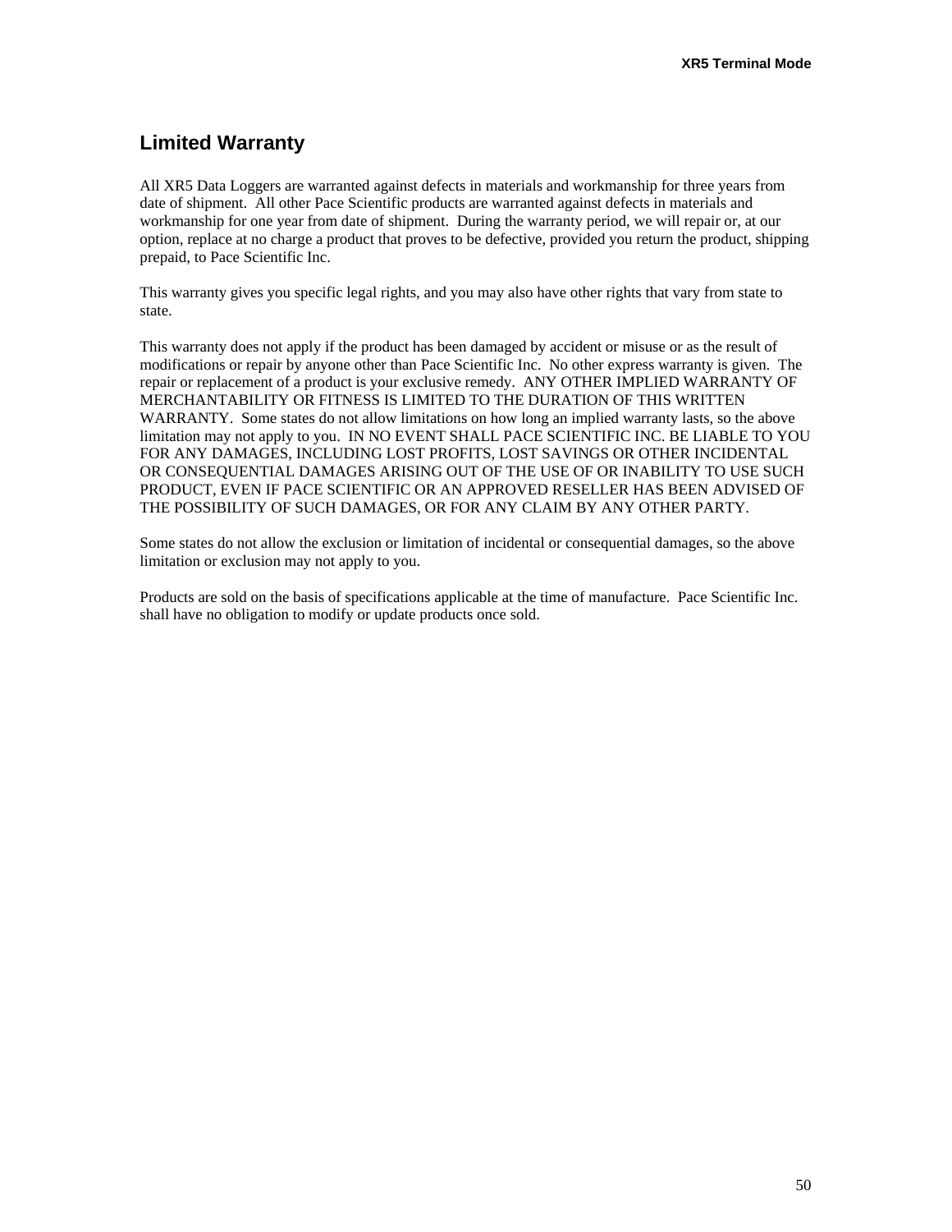## Limited Warranty

All XR5 Data Loggers are warranted against defects in materials and workmanship for three years from date of shipment. All other Pace Scientific products are warranted against defects in materials and workmanship for one year from date of shipment. During the warranty period, we will repair or, at our option, replace at no charge a product that proves to be defective, provided you return the product, shipping prepaid, to Pace Scientific Inc.

This warranty gives you specific legal rights, and you may also have other rights that vary from state to state.

This warranty does not apply if the product has been damaged by accident or misuse or as the result of modifications or repair by anyone other than Pace Scientific Inc. No other express warranty is given. The repair or replacement of a product is your exclusive remedy. ANY OTHER IMPLIED WARRANTY OF MERCHANTABILITY OR FITNESS IS LIMITED TO THE DURATION OF THIS WRITTEN WARRANTY. Some states do not allow limitations on how long an implied warranty lasts, so the above limitation may not apply to you. IN NO EVENT SHALL PACE SCIENTIFIC INC. BE LIABLE TO YOU FOR ANY DAMAGES, INCLUDING LOST PROFITS, LOST SAVINGS OR OTHER INCIDENTAL OR CONSEQUENTIAL DAMAGES ARISING OUT OF THE USE OF OR INABILITY TO USE SUCH PRODUCT, EVEN IF PACE SCIENTIFIC OR AN APPROVED RESELLER HAS BEEN ADVISED OF THE POSSIBILITY OF SUCH DAMAGES, OR FOR ANY CLAIM BY ANY OTHER PARTY.

Some states do not allow the exclusion or limitation of incidental or consequential damages, so the above limitation or exclusion may not apply to you.

Products are sold on the basis of specifications applicable at the time of manufacture. Pace Scientific Inc. shall have no obligation to modify or update products once sold.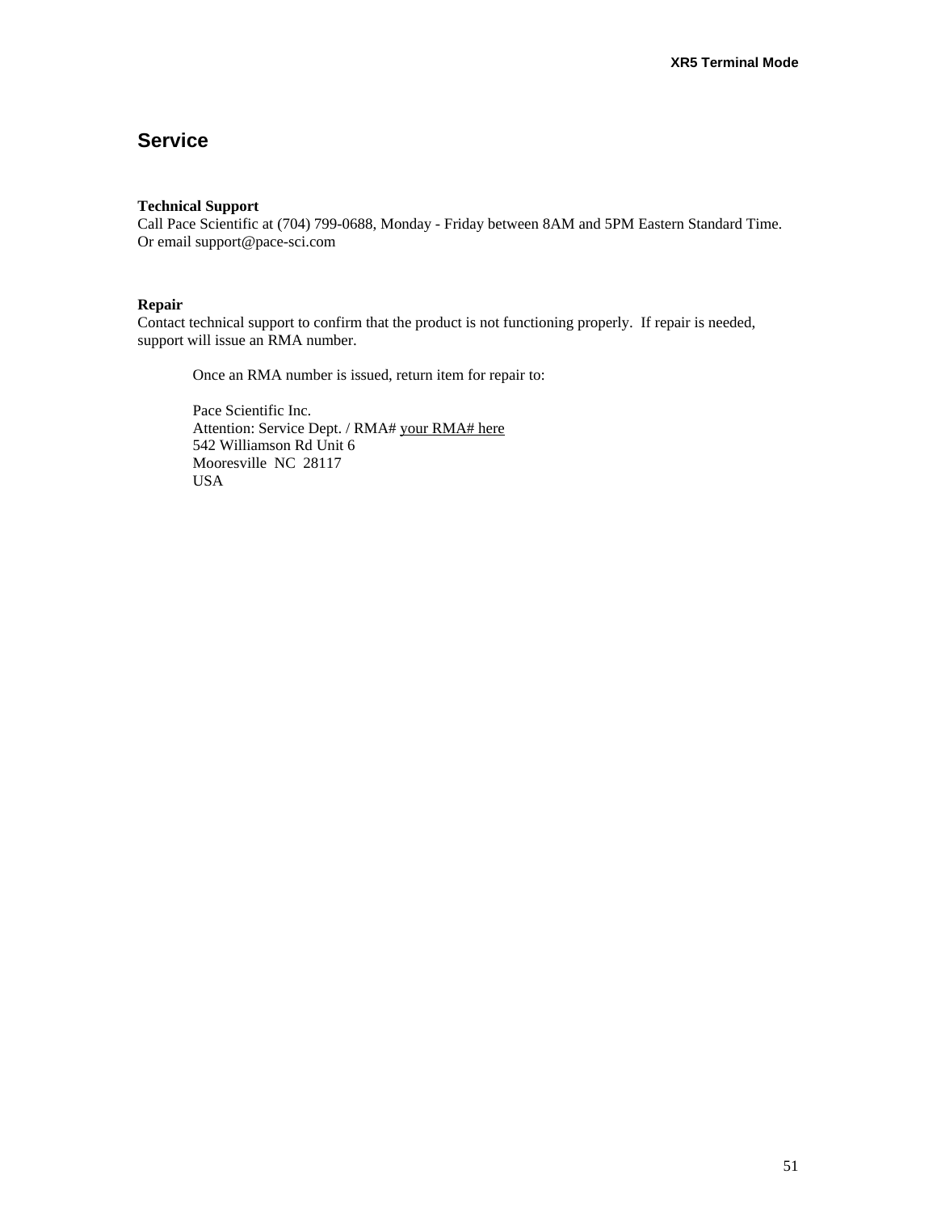# Service

**Technical Support**
Call Pace Scientific at (704) 799-0688, Monday - Friday between 8AM and 5PM Eastern Standard Time.
Or email support@pace-sci.com

**Repair**
Contact technical support to confirm that the product is not functioning properly. If repair is needed, support will issue an RMA number.

> Once an RMA number is issued, return item for repair to:
>
> Pace Scientific Inc.
> Attention: Service Dept. / RMA# <u>your RMA# here</u>
> 542 Williamson Rd Unit 6
> Mooresville NC 28117
> USA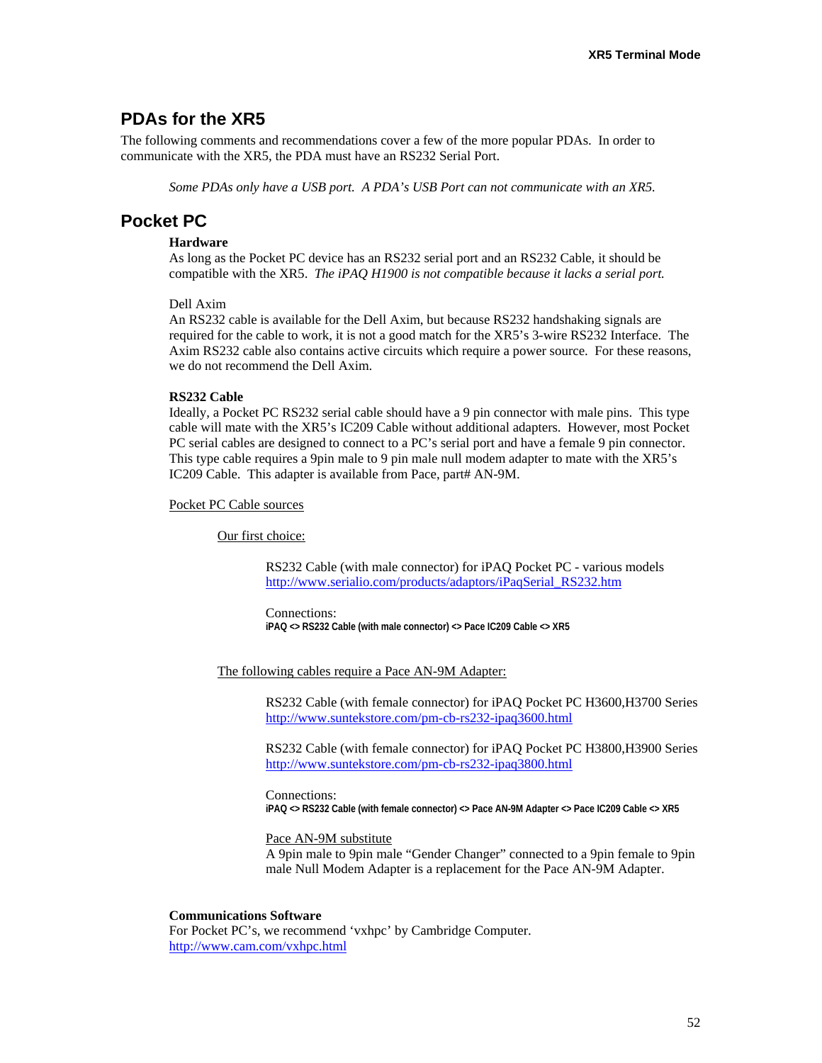## PDAs for the XR5

The following comments and recommendations cover a few of the more popular PDAs. In order to communicate with the XR5, the PDA must have an RS232 Serial Port.

*Some PDAs only have a USB port. A PDA's USB Port can not communicate with an XR5.*

## Pocket PC

**Hardware**

As long as the Pocket PC device has an RS232 serial port and an RS232 Cable, it should be compatible with the XR5. *The iPAQ H1900 is not compatible because it lacks a serial port.*

Dell Axim

An RS232 cable is available for the Dell Axim, but because RS232 handshaking signals are required for the cable to work, it is not a good match for the XR5's 3-wire RS232 Interface. The Axim RS232 cable also contains active circuits which require a power source. For these reasons, we do not recommend the Dell Axim.

**RS232 Cable**

Ideally, a Pocket PC RS232 serial cable should have a 9 pin connector with male pins. This type cable will mate with the XR5's IC209 Cable without additional adapters. However, most Pocket PC serial cables are designed to connect to a PC's serial port and have a female 9 pin connector. This type cable requires a 9pin male to 9 pin male null modem adapter to mate with the XR5's IC209 Cable. This adapter is available from Pace, part# AN-9M.

Pocket PC Cable sources

Our first choice:

RS232 Cable (with male connector) for iPAQ Pocket PC - various models
http://www.serialio.com/products/adaptors/iPaqSerial_RS232.htm

Connections:
**iPAQ <> RS232 Cable (with male connector) <> Pace IC209 Cable <> XR5**

The following cables require a Pace AN-9M Adapter:

RS232 Cable (with female connector) for iPAQ Pocket PC H3600,H3700 Series
http://www.suntekstore.com/pm-cb-rs232-ipaq3600.html

RS232 Cable (with female connector) for iPAQ Pocket PC H3800,H3900 Series
http://www.suntekstore.com/pm-cb-rs232-ipaq3800.html

Connections:
**iPAQ <> RS232 Cable (with female connector) <> Pace AN-9M Adapter <> Pace IC209 Cable <> XR5**

Pace AN-9M substitute

A 9pin male to 9pin male "Gender Changer" connected to a 9pin female to 9pin male Null Modem Adapter is a replacement for the Pace AN-9M Adapter.

**Communications Software**

For Pocket PC's, we recommend 'vxhpc' by Cambridge Computer.
http://www.cam.com/vxhpc.html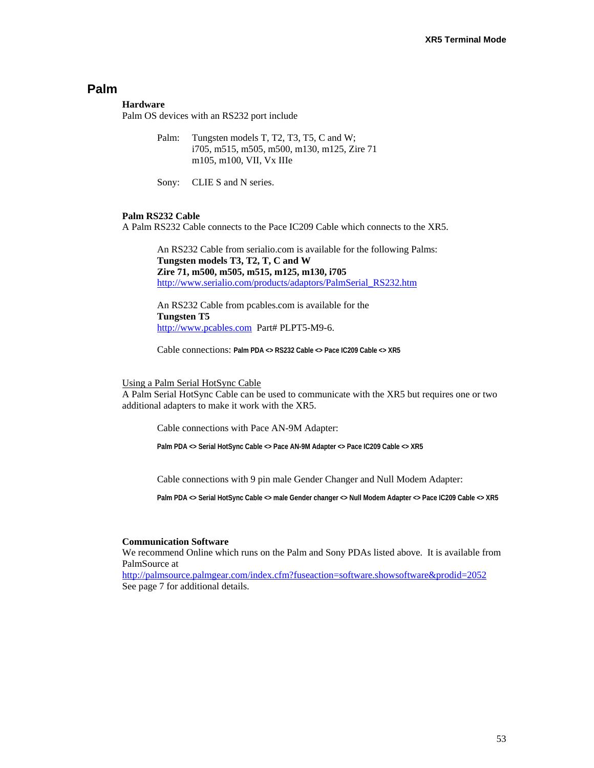## Palm

**Hardware**

Palm OS devices with an RS232 port include

Palm: Tungsten models T, T2, T3, T5, C and W;
i705, m515, m505, m500, m130, m125, Zire 71
m105, m100, VII, Vx IIIe

Sony: CLIE S and N series.

**Palm RS232 Cable**

A Palm RS232 Cable connects to the Pace IC209 Cable which connects to the XR5.

An RS232 Cable from serialio.com is available for the following Palms:
**Tungsten models T3, T2, T, C and W**
**Zire 71, m500, m505, m515, m125, m130, i705**
http://www.serialio.com/products/adaptors/PalmSerial_RS232.htm

An RS232 Cable from pcables.com is available for the
**Tungsten T5**
http://www.pcables.com Part# PLPT5-M9-6.

Cable connections: **Palm PDA <> RS232 Cable <> Pace IC209 Cable <> XR5**

Using a Palm Serial HotSync Cable

A Palm Serial HotSync Cable can be used to communicate with the XR5 but requires one or two additional adapters to make it work with the XR5.

Cable connections with Pace AN-9M Adapter:

**Palm PDA <> Serial HotSync Cable <> Pace AN-9M Adapter <> Pace IC209 Cable <> XR5**

Cable connections with 9 pin male Gender Changer and Null Modem Adapter:

**Palm PDA <> Serial HotSync Cable <> male Gender changer <> Null Modem Adapter <> Pace IC209 Cable <> XR5**

**Communication Software**

We recommend Online which runs on the Palm and Sony PDAs listed above. It is available from PalmSource at
http://palmsource.palmgear.com/index.cfm?fuseaction=software.showsoftware&prodid=2052
See page 7 for additional details.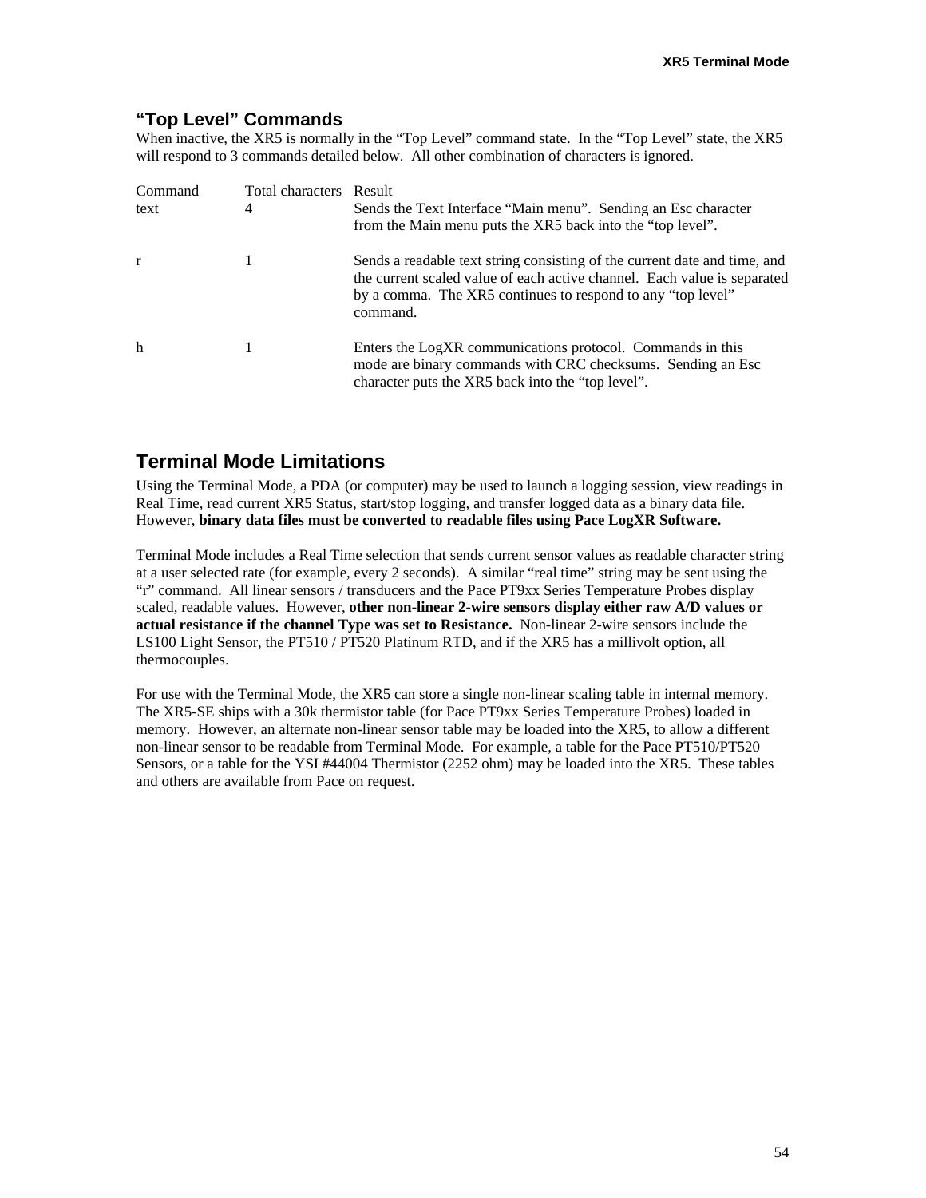## "Top Level" Commands

When inactive, the XR5 is normally in the "Top Level" command state. In the "Top Level" state, the XR5 will respond to 3 commands detailed below. All other combination of characters is ignored.

| Command | Total characters | Result |
|---|---|---|
| text | 4 | Sends the Text Interface "Main menu". Sending an Esc character from the Main menu puts the XR5 back into the "top level". |
| r | 1 | Sends a readable text string consisting of the current date and time, and the current scaled value of each active channel. Each value is separated by a comma. The XR5 continues to respond to any "top level" command. |
| h | 1 | Enters the LogXR communications protocol. Commands in this mode are binary commands with CRC checksums. Sending an Esc character puts the XR5 back into the "top level". |

## Terminal Mode Limitations

Using the Terminal Mode, a PDA (or computer) may be used to launch a logging session, view readings in Real Time, read current XR5 Status, start/stop logging, and transfer logged data as a binary data file. However, **binary data files must be converted to readable files using Pace LogXR Software.**

Terminal Mode includes a Real Time selection that sends current sensor values as readable character string at a user selected rate (for example, every 2 seconds). A similar "real time" string may be sent using the "r" command. All linear sensors / transducers and the Pace PT9xx Series Temperature Probes display scaled, readable values. However, **other non-linear 2-wire sensors display either raw A/D values or actual resistance if the channel Type was set to Resistance.** Non-linear 2-wire sensors include the LS100 Light Sensor, the PT510 / PT520 Platinum RTD, and if the XR5 has a millivolt option, all thermocouples.

For use with the Terminal Mode, the XR5 can store a single non-linear scaling table in internal memory. The XR5-SE ships with a 30k thermistor table (for Pace PT9xx Series Temperature Probes) loaded in memory. However, an alternate non-linear sensor table may be loaded into the XR5, to allow a different non-linear sensor to be readable from Terminal Mode. For example, a table for the Pace PT510/PT520 Sensors, or a table for the YSI #44004 Thermistor (2252 ohm) may be loaded into the XR5. These tables and others are available from Pace on request.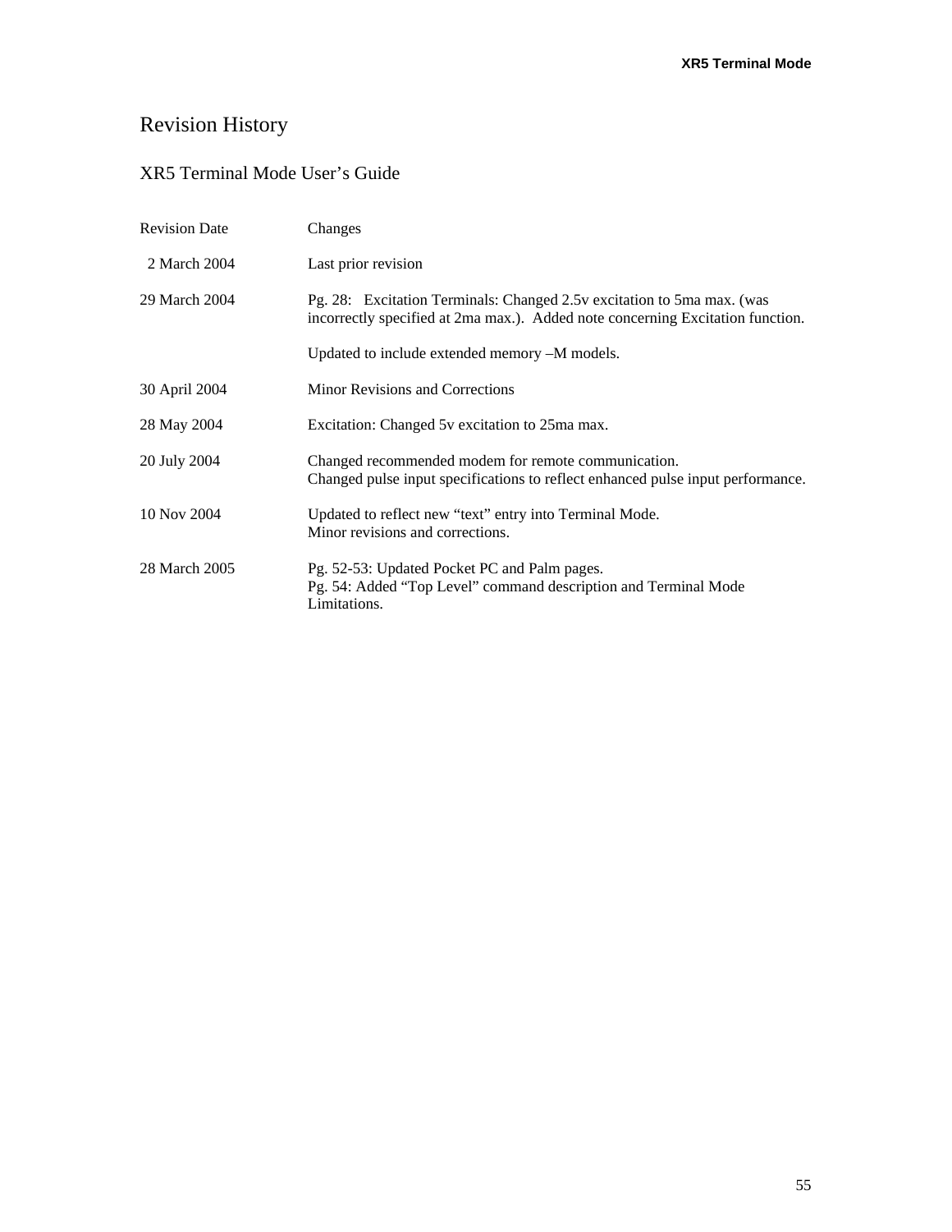# Revision History

## XR5 Terminal Mode User's Guide

| Revision Date | Changes |
|---|---|
| 2 March 2004 | Last prior revision |
| 29 March 2004 | Pg. 28: Excitation Terminals: Changed 2.5v excitation to 5ma max. (was incorrectly specified at 2ma max.). Added note concerning Excitation function.<br><br>Updated to include extended memory –M models. |
| 30 April 2004 | Minor Revisions and Corrections |
| 28 May 2004 | Excitation: Changed 5v excitation to 25ma max. |
| 20 July 2004 | Changed recommended modem for remote communication.<br>Changed pulse input specifications to reflect enhanced pulse input performance. |
| 10 Nov 2004 | Updated to reflect new "text" entry into Terminal Mode.<br>Minor revisions and corrections. |
| 28 March 2005 | Pg. 52-53: Updated Pocket PC and Palm pages.<br>Pg. 54: Added "Top Level" command description and Terminal Mode Limitations. |